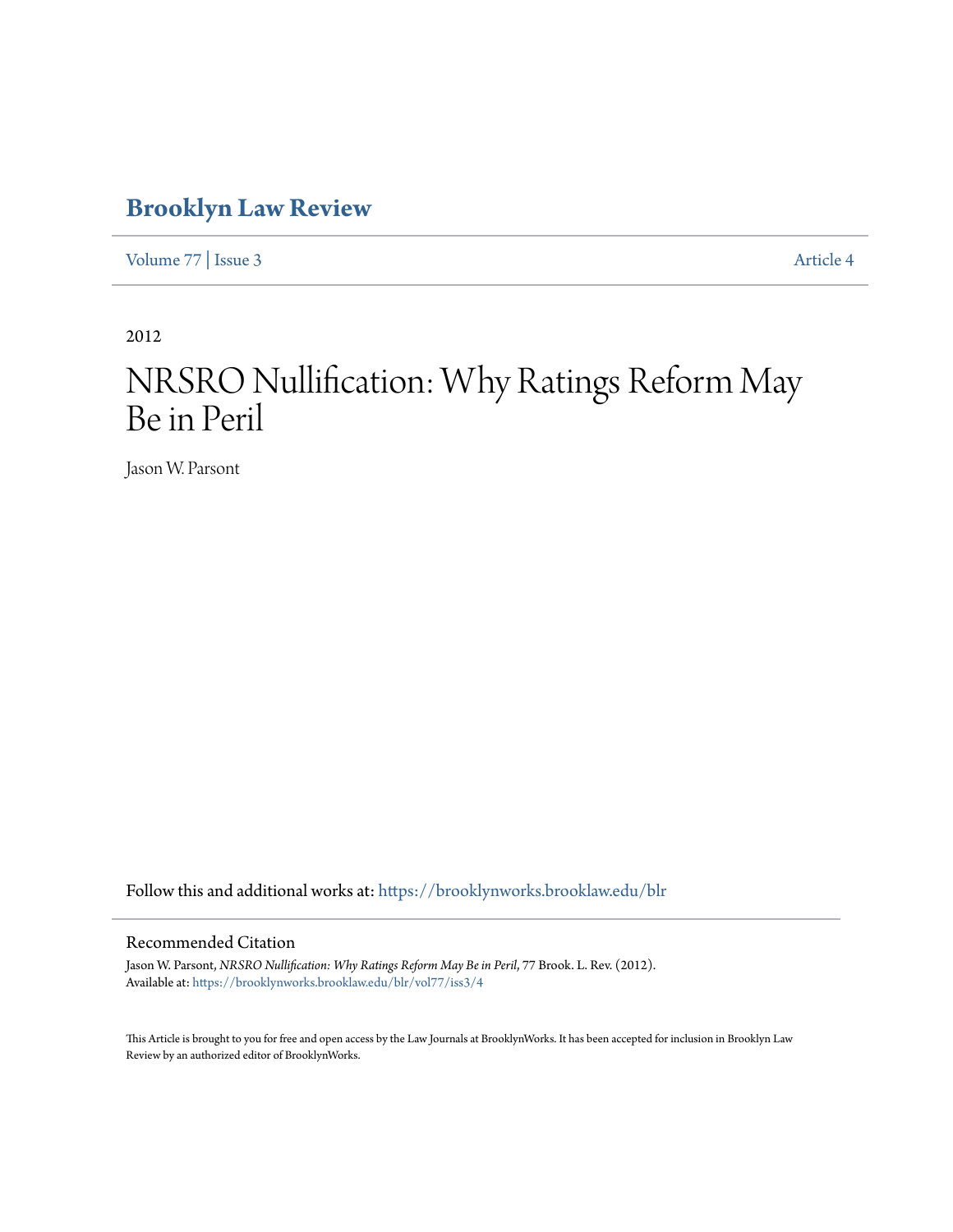# Brooklyn Law Review

Volume 77 | Issue 3 Article 4

2012

# NRSRO Nullification: Why Ratings Reform May Be in Peril

Jason W. Parsont

Follow this and additional works at: https://brooklynworks.brooklaw.edu/blr

## Recommended Citation

Jason W. Parsont, *NRSRO Nullification: Why Ratings Reform May Be in Peril*, 77 Brook. L. Rev. (2012).
Available at: https://brooklynworks.brooklaw.edu/blr/vol77/iss3/4

This Article is brought to you for free and open access by the Law Journals at BrooklynWorks. It has been accepted for inclusion in Brooklyn Law Review by an authorized editor of BrooklynWorks.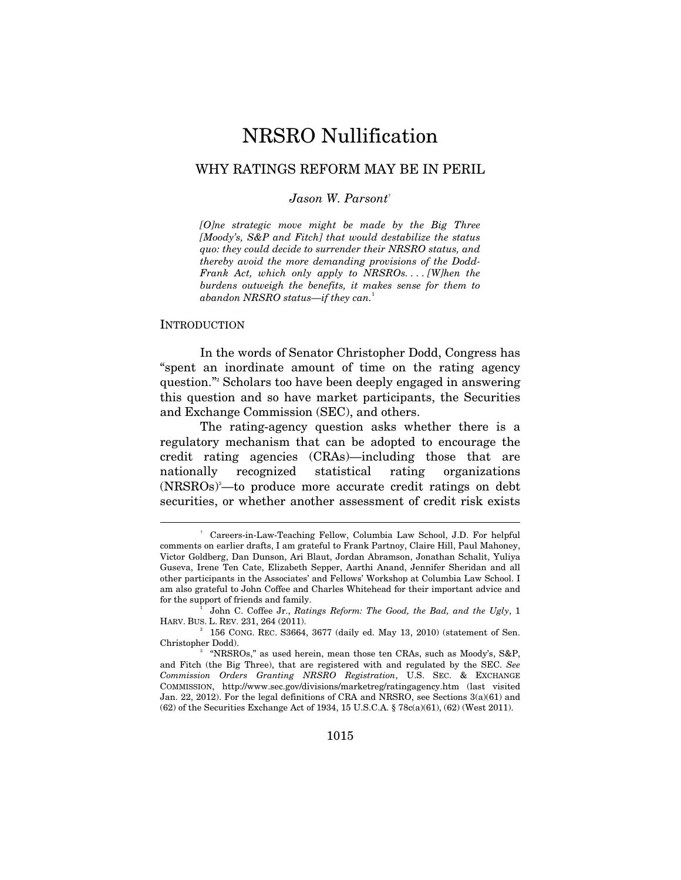# NRSRO Nullification

## WHY RATINGS REFORM MAY BE IN PERIL

*Jason W. Parsont*[†]

> *[O]ne strategic move might be made by the Big Three [Moody's, S&P and Fitch] that would destabilize the status quo: they could decide to surrender their NRSRO status, and thereby avoid the more demanding provisions of the Dodd-Frank Act, which only apply to NRSROs. . . . [W]hen the burdens outweigh the benefits, it makes sense for them to abandon NRSRO status—if they can.*[1]

### INTRODUCTION

In the words of Senator Christopher Dodd, Congress has "spent an inordinate amount of time on the rating agency question."[2] Scholars too have been deeply engaged in answering this question and so have market participants, the Securities and Exchange Commission (SEC), and others.

The rating-agency question asks whether there is a regulatory mechanism that can be adopted to encourage the credit rating agencies (CRAs)—including those that are nationally recognized statistical rating organizations (NRSROs)[3]—to produce more accurate credit ratings on debt securities, or whether another assessment of credit risk exists

---

[†] Careers-in-Law-Teaching Fellow, Columbia Law School, J.D. For helpful comments on earlier drafts, I am grateful to Frank Partnoy, Claire Hill, Paul Mahoney, Victor Goldberg, Dan Dunson, Ari Blaut, Jordan Abramson, Jonathan Schalit, Yuliya Guseva, Irene Ten Cate, Elizabeth Sepper, Aarthi Anand, Jennifer Sheridan and all other participants in the Associates' and Fellows' Workshop at Columbia Law School. I am also grateful to John Coffee and Charles Whitehead for their important advice and for the support of friends and family.

[1] John C. Coffee Jr., *Ratings Reform: The Good, the Bad, and the Ugly*, 1 HARV. BUS. L. REV. 231, 264 (2011).

[2] 156 CONG. REC. S3664, 3677 (daily ed. May 13, 2010) (statement of Sen. Christopher Dodd).

[3] "NRSROs," as used herein, mean those ten CRAs, such as Moody's, S&P, and Fitch (the Big Three), that are registered with and regulated by the SEC. *See Commission Orders Granting NRSRO Registration*, U.S. SEC. & EXCHANGE COMMISSION, http://www.sec.gov/divisions/marketreg/ratingagency.htm (last visited Jan. 22, 2012). For the legal definitions of CRA and NRSRO, see Sections 3(a)(61) and (62) of the Securities Exchange Act of 1934, 15 U.S.C.A. § 78c(a)(61), (62) (West 2011).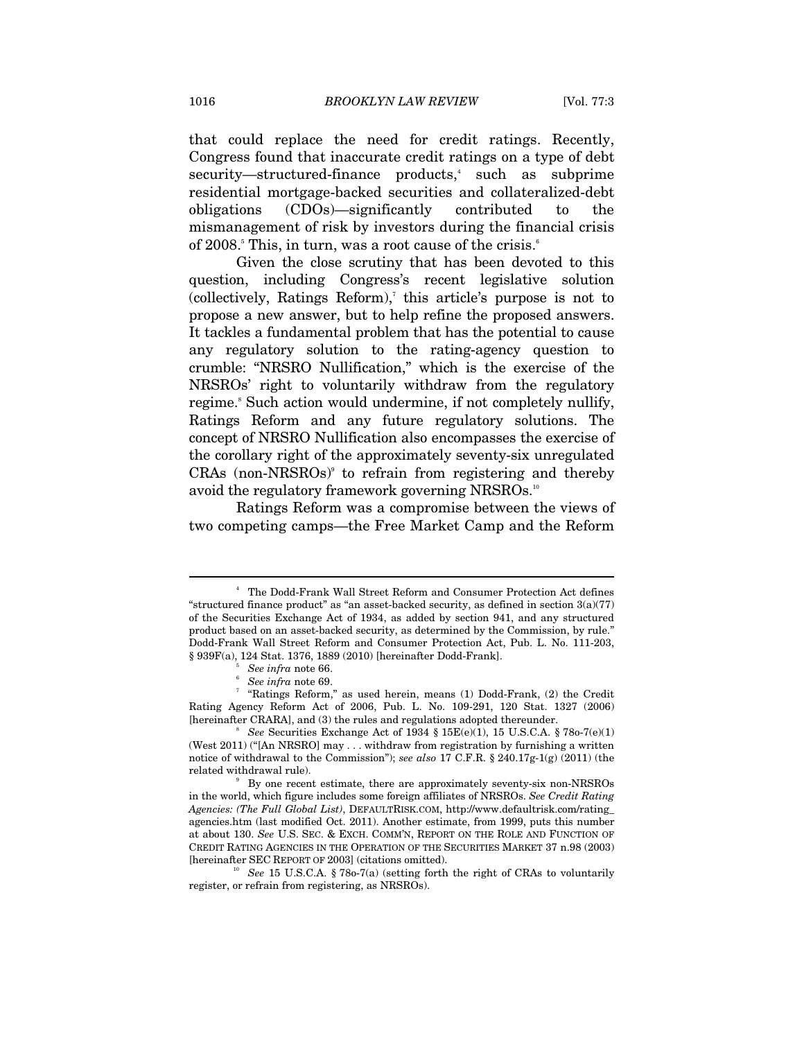that could replace the need for credit ratings. Recently, Congress found that inaccurate credit ratings on a type of debt security—structured-finance products,[4] such as subprime residential mortgage-backed securities and collateralized-debt obligations (CDOs)—significantly contributed to the mismanagement of risk by investors during the financial crisis of 2008.[5] This, in turn, was a root cause of the crisis.[6]

Given the close scrutiny that has been devoted to this question, including Congress's recent legislative solution (collectively, Ratings Reform),[7] this article's purpose is not to propose a new answer, but to help refine the proposed answers. It tackles a fundamental problem that has the potential to cause any regulatory solution to the rating-agency question to crumble: "NRSRO Nullification," which is the exercise of the NRSROs' right to voluntarily withdraw from the regulatory regime.[8] Such action would undermine, if not completely nullify, Ratings Reform and any future regulatory solutions. The concept of NRSRO Nullification also encompasses the exercise of the corollary right of the approximately seventy-six unregulated CRAs (non-NRSROs)[9] to refrain from registering and thereby avoid the regulatory framework governing NRSROs.[10]

Ratings Reform was a compromise between the views of two competing camps—the Free Market Camp and the Reform

---

[4] The Dodd-Frank Wall Street Reform and Consumer Protection Act defines "structured finance product" as "an asset-backed security, as defined in section 3(a)(77) of the Securities Exchange Act of 1934, as added by section 941, and any structured product based on an asset-backed security, as determined by the Commission, by rule." Dodd-Frank Wall Street Reform and Consumer Protection Act, Pub. L. No. 111-203, § 939F(a), 124 Stat. 1376, 1889 (2010) [hereinafter Dodd-Frank].

[5] *See infra* note 66.

[6] *See infra* note 69.

[7] "Ratings Reform," as used herein, means (1) Dodd-Frank, (2) the Credit Rating Agency Reform Act of 2006, Pub. L. No. 109-291, 120 Stat. 1327 (2006) [hereinafter CRARA], and (3) the rules and regulations adopted thereunder.

[8] *See* Securities Exchange Act of 1934 § 15E(e)(1), 15 U.S.C.A. § 78o-7(e)(1) (West 2011) ("[An NRSRO] may . . . withdraw from registration by furnishing a written notice of withdrawal to the Commission"); *see also* 17 C.F.R. § 240.17g-1(g) (2011) (the related withdrawal rule).

[9] By one recent estimate, there are approximately seventy-six non-NRSROs in the world, which figure includes some foreign affiliates of NRSROs. *See Credit Rating Agencies: (The Full Global List)*, DEFAULTRISK.COM, http://www.defaultrisk.com/rating_agencies.htm (last modified Oct. 2011). Another estimate, from 1999, puts this number at about 130. *See* U.S. SEC. & EXCH. COMM'N, REPORT ON THE ROLE AND FUNCTION OF CREDIT RATING AGENCIES IN THE OPERATION OF THE SECURITIES MARKET 37 n.98 (2003) [hereinafter SEC REPORT OF 2003] (citations omitted).

[10] *See* 15 U.S.C.A. § 78o-7(a) (setting forth the right of CRAs to voluntarily register, or refrain from registering, as NRSROs).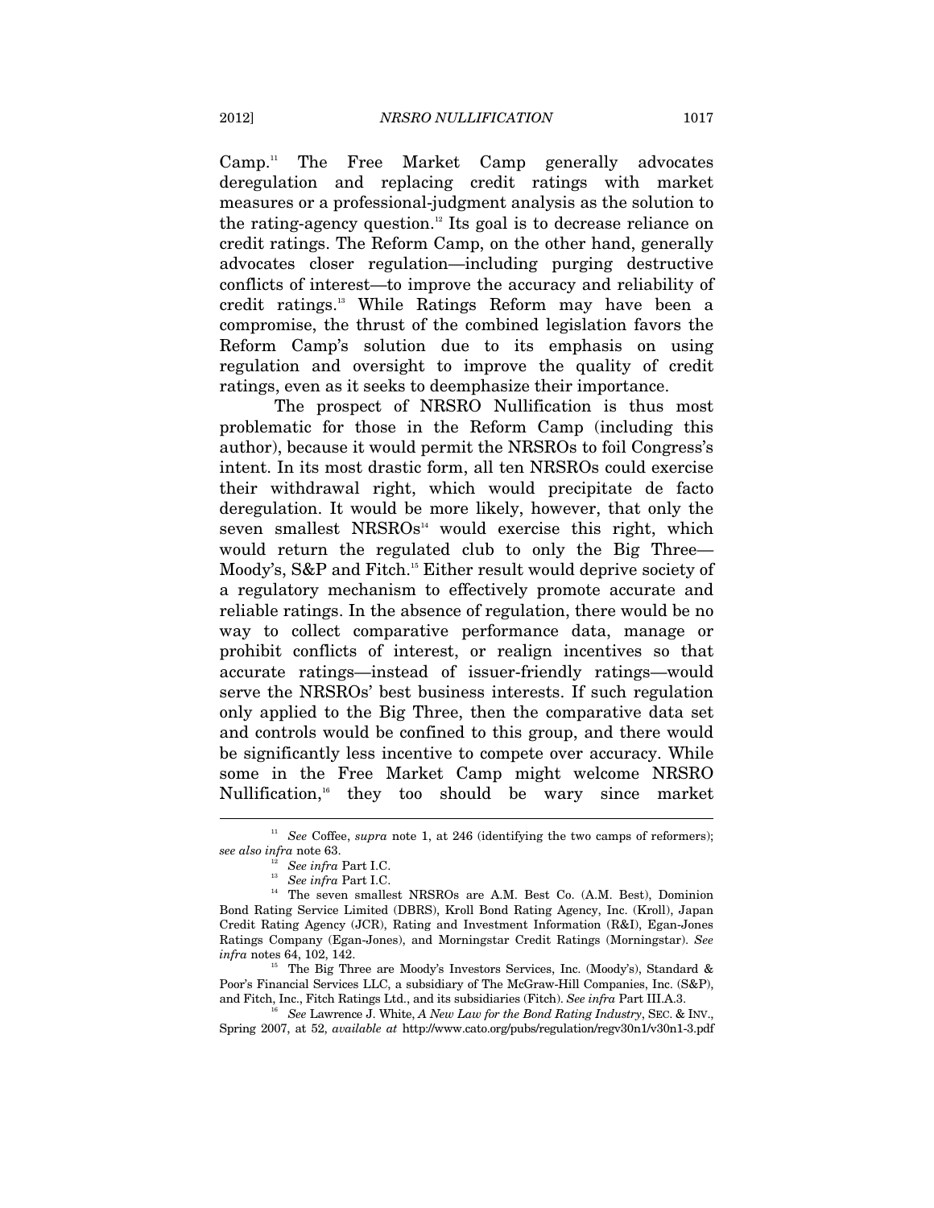Camp.[11] The Free Market Camp generally advocates deregulation and replacing credit ratings with market measures or a professional-judgment analysis as the solution to the rating-agency question.[12] Its goal is to decrease reliance on credit ratings. The Reform Camp, on the other hand, generally advocates closer regulation—including purging destructive conflicts of interest—to improve the accuracy and reliability of credit ratings.[13] While Ratings Reform may have been a compromise, the thrust of the combined legislation favors the Reform Camp's solution due to its emphasis on using regulation and oversight to improve the quality of credit ratings, even as it seeks to deemphasize their importance.

The prospect of NRSRO Nullification is thus most problematic for those in the Reform Camp (including this author), because it would permit the NRSROs to foil Congress's intent. In its most drastic form, all ten NRSROs could exercise their withdrawal right, which would precipitate de facto deregulation. It would be more likely, however, that only the seven smallest NRSROs[14] would exercise this right, which would return the regulated club to only the Big Three—Moody's, S&P and Fitch.[15] Either result would deprive society of a regulatory mechanism to effectively promote accurate and reliable ratings. In the absence of regulation, there would be no way to collect comparative performance data, manage or prohibit conflicts of interest, or realign incentives so that accurate ratings—instead of issuer-friendly ratings—would serve the NRSROs' best business interests. If such regulation only applied to the Big Three, then the comparative data set and controls would be confined to this group, and there would be significantly less incentive to compete over accuracy. While some in the Free Market Camp might welcome NRSRO Nullification,[16] they too should be wary since market

---

[11] *See* Coffee, *supra* note 1, at 246 (identifying the two camps of reformers); *see also infra* note 63.

[12] *See infra* Part I.C.

[13] *See infra* Part I.C.

[14] The seven smallest NRSROs are A.M. Best Co. (A.M. Best), Dominion Bond Rating Service Limited (DBRS), Kroll Bond Rating Agency, Inc. (Kroll), Japan Credit Rating Agency (JCR), Rating and Investment Information (R&I), Egan-Jones Ratings Company (Egan-Jones), and Morningstar Credit Ratings (Morningstar). *See infra* notes 64, 102, 142.

[15] The Big Three are Moody's Investors Services, Inc. (Moody's), Standard & Poor's Financial Services LLC, a subsidiary of The McGraw-Hill Companies, Inc. (S&P), and Fitch, Inc., Fitch Ratings Ltd., and its subsidiaries (Fitch). *See infra* Part III.A.3.

[16] *See* Lawrence J. White, *A New Law for the Bond Rating Industry*, SEC. & INV., Spring 2007, at 52, *available at* http://www.cato.org/pubs/regulation/regv30n1/v30n1-3.pdf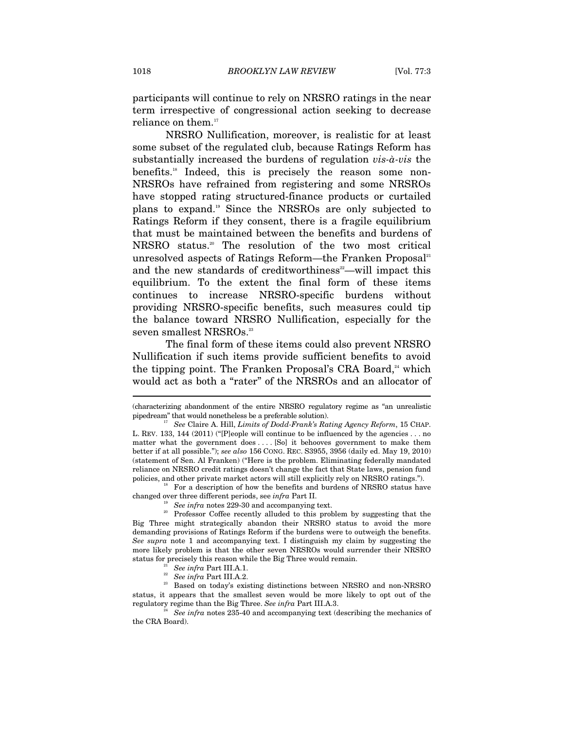participants will continue to rely on NRSRO ratings in the near term irrespective of congressional action seeking to decrease reliance on them.[17]

NRSRO Nullification, moreover, is realistic for at least some subset of the regulated club, because Ratings Reform has substantially increased the burdens of regulation *vis-à-vis* the benefits.[18] Indeed, this is precisely the reason some non-NRSROs have refrained from registering and some NRSROs have stopped rating structured-finance products or curtailed plans to expand.[19] Since the NRSROs are only subjected to Ratings Reform if they consent, there is a fragile equilibrium that must be maintained between the benefits and burdens of NRSRO status.[20] The resolution of the two most critical unresolved aspects of Ratings Reform—the Franken Proposal[21] and the new standards of creditworthiness[22]—will impact this equilibrium. To the extent the final form of these items continues to increase NRSRO-specific burdens without providing NRSRO-specific benefits, such measures could tip the balance toward NRSRO Nullification, especially for the seven smallest NRSROs.[23]

The final form of these items could also prevent NRSRO Nullification if such items provide sufficient benefits to avoid the tipping point. The Franken Proposal's CRA Board,[24] which would act as both a "rater" of the NRSROs and an allocator of

---

(characterizing abandonment of the entire NRSRO regulatory regime as "an unrealistic pipedream" that would nonetheless be a preferable solution).

[17] *See* Claire A. Hill, *Limits of Dodd-Frank's Rating Agency Reform*, 15 CHAP. L. REV. 133, 144 (2011) ("[P]eople will continue to be influenced by the agencies . . . no matter what the government does . . . . [So] it behooves government to make them better if at all possible."); *see also* 156 CONG. REC. S3955, 3956 (daily ed. May 19, 2010) (statement of Sen. Al Franken) ("Here is the problem. Eliminating federally mandated reliance on NRSRO credit ratings doesn't change the fact that State laws, pension fund policies, and other private market actors will still explicitly rely on NRSRO ratings.").

[18] For a description of how the benefits and burdens of NRSRO status have changed over three different periods, see *infra* Part II.

[19] *See infra* notes 229-30 and accompanying text.

[20] Professor Coffee recently alluded to this problem by suggesting that the Big Three might strategically abandon their NRSRO status to avoid the more demanding provisions of Ratings Reform if the burdens were to outweigh the benefits. *See supra* note 1 and accompanying text. I distinguish my claim by suggesting the more likely problem is that the other seven NRSROs would surrender their NRSRO status for precisely this reason while the Big Three would remain.

[21] *See infra* Part III.A.1.

[22] *See infra* Part III.A.2.

[23] Based on today's existing distinctions between NRSRO and non-NRSRO status, it appears that the smallest seven would be more likely to opt out of the regulatory regime than the Big Three. *See infra* Part III.A.3.

[24] *See infra* notes 235-40 and accompanying text (describing the mechanics of the CRA Board).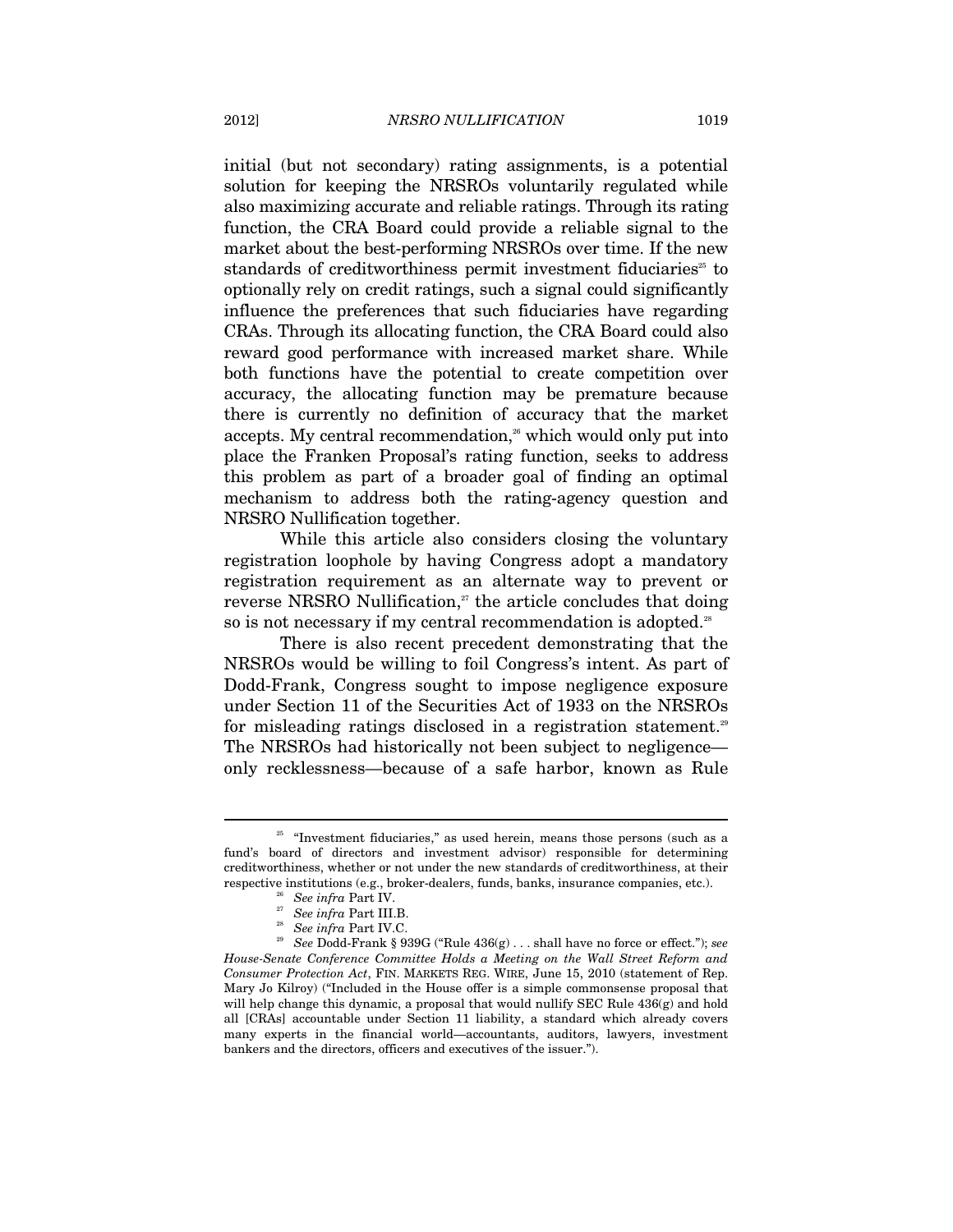initial (but not secondary) rating assignments, is a potential solution for keeping the NRSROs voluntarily regulated while also maximizing accurate and reliable ratings. Through its rating function, the CRA Board could provide a reliable signal to the market about the best-performing NRSROs over time. If the new standards of creditworthiness permit investment fiduciaries[25] to optionally rely on credit ratings, such a signal could significantly influence the preferences that such fiduciaries have regarding CRAs. Through its allocating function, the CRA Board could also reward good performance with increased market share. While both functions have the potential to create competition over accuracy, the allocating function may be premature because there is currently no definition of accuracy that the market accepts. My central recommendation,[26] which would only put into place the Franken Proposal's rating function, seeks to address this problem as part of a broader goal of finding an optimal mechanism to address both the rating-agency question and NRSRO Nullification together.

While this article also considers closing the voluntary registration loophole by having Congress adopt a mandatory registration requirement as an alternate way to prevent or reverse NRSRO Nullification,[27] the article concludes that doing so is not necessary if my central recommendation is adopted.[28]

There is also recent precedent demonstrating that the NRSROs would be willing to foil Congress's intent. As part of Dodd-Frank, Congress sought to impose negligence exposure under Section 11 of the Securities Act of 1933 on the NRSROs for misleading ratings disclosed in a registration statement.[29] The NRSROs had historically not been subject to negligence—only recklessness—because of a safe harbor, known as Rule

---

[25] "Investment fiduciaries," as used herein, means those persons (such as a fund's board of directors and investment advisor) responsible for determining creditworthiness, whether or not under the new standards of creditworthiness, at their respective institutions (e.g., broker-dealers, funds, banks, insurance companies, etc.).

[26] *See infra* Part IV.

[27] *See infra* Part III.B.

[28] *See infra* Part IV.C.

[29] *See* Dodd-Frank § 939G ("Rule 436(g) . . . shall have no force or effect."); *see House-Senate Conference Committee Holds a Meeting on the Wall Street Reform and Consumer Protection Act*, FIN. MARKETS REG. WIRE, June 15, 2010 (statement of Rep. Mary Jo Kilroy) ("Included in the House offer is a simple commonsense proposal that will help change this dynamic, a proposal that would nullify SEC Rule 436(g) and hold all [CRAs] accountable under Section 11 liability, a standard which already covers many experts in the financial world—accountants, auditors, lawyers, investment bankers and the directors, officers and executives of the issuer.").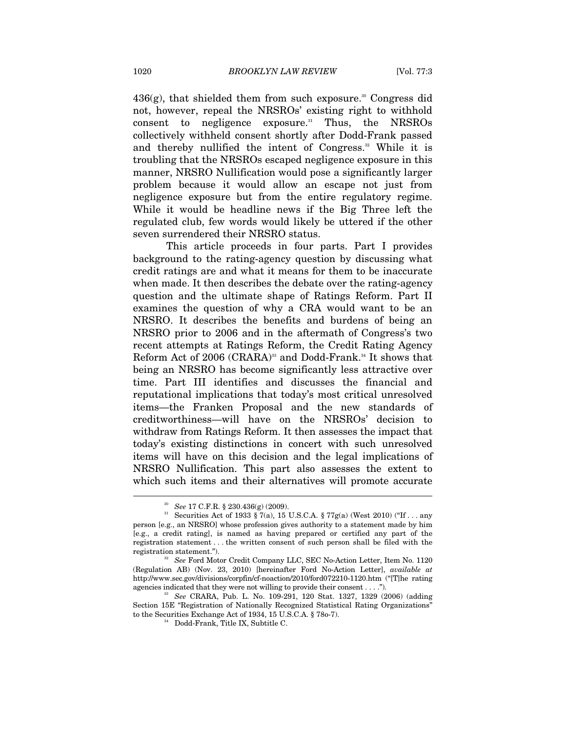436(g), that shielded them from such exposure.[30] Congress did not, however, repeal the NRSROs' existing right to withhold consent to negligence exposure.[31] Thus, the NRSROs collectively withheld consent shortly after Dodd-Frank passed and thereby nullified the intent of Congress.[32] While it is troubling that the NRSROs escaped negligence exposure in this manner, NRSRO Nullification would pose a significantly larger problem because it would allow an escape not just from negligence exposure but from the entire regulatory regime. While it would be headline news if the Big Three left the regulated club, few words would likely be uttered if the other seven surrendered their NRSRO status.

This article proceeds in four parts. Part I provides background to the rating-agency question by discussing what credit ratings are and what it means for them to be inaccurate when made. It then describes the debate over the rating-agency question and the ultimate shape of Ratings Reform. Part II examines the question of why a CRA would want to be an NRSRO. It describes the benefits and burdens of being an NRSRO prior to 2006 and in the aftermath of Congress's two recent attempts at Ratings Reform, the Credit Rating Agency Reform Act of 2006 (CRARA)[33] and Dodd-Frank.[34] It shows that being an NRSRO has become significantly less attractive over time. Part III identifies and discusses the financial and reputational implications that today's most critical unresolved items—the Franken Proposal and the new standards of creditworthiness—will have on the NRSROs' decision to withdraw from Ratings Reform. It then assesses the impact that today's existing distinctions in concert with such unresolved items will have on this decision and the legal implications of NRSRO Nullification. This part also assesses the extent to which such items and their alternatives will promote accurate

---

[30] *See* 17 C.F.R. § 230.436(g) (2009).

[31] Securities Act of 1933 § 7(a), 15 U.S.C.A. § 77g(a) (West 2010) ("If . . . any person [e.g., an NRSRO] whose profession gives authority to a statement made by him [e.g., a credit rating], is named as having prepared or certified any part of the registration statement . . . the written consent of such person shall be filed with the registration statement.").

[32] *See* Ford Motor Credit Company LLC, SEC No-Action Letter, Item No. 1120 (Regulation AB) (Nov. 23, 2010) [hereinafter Ford No-Action Letter], *available at* http://www.sec.gov/divisions/corpfin/cf-noaction/2010/ford072210-1120.htm ("[T]he rating agencies indicated that they were not willing to provide their consent . . . .").

[33] *See* CRARA, Pub. L. No. 109-291, 120 Stat. 1327, 1329 (2006) (adding Section 15E "Registration of Nationally Recognized Statistical Rating Organizations" to the Securities Exchange Act of 1934, 15 U.S.C.A. § 78o-7).

[34] Dodd-Frank, Title IX, Subtitle C.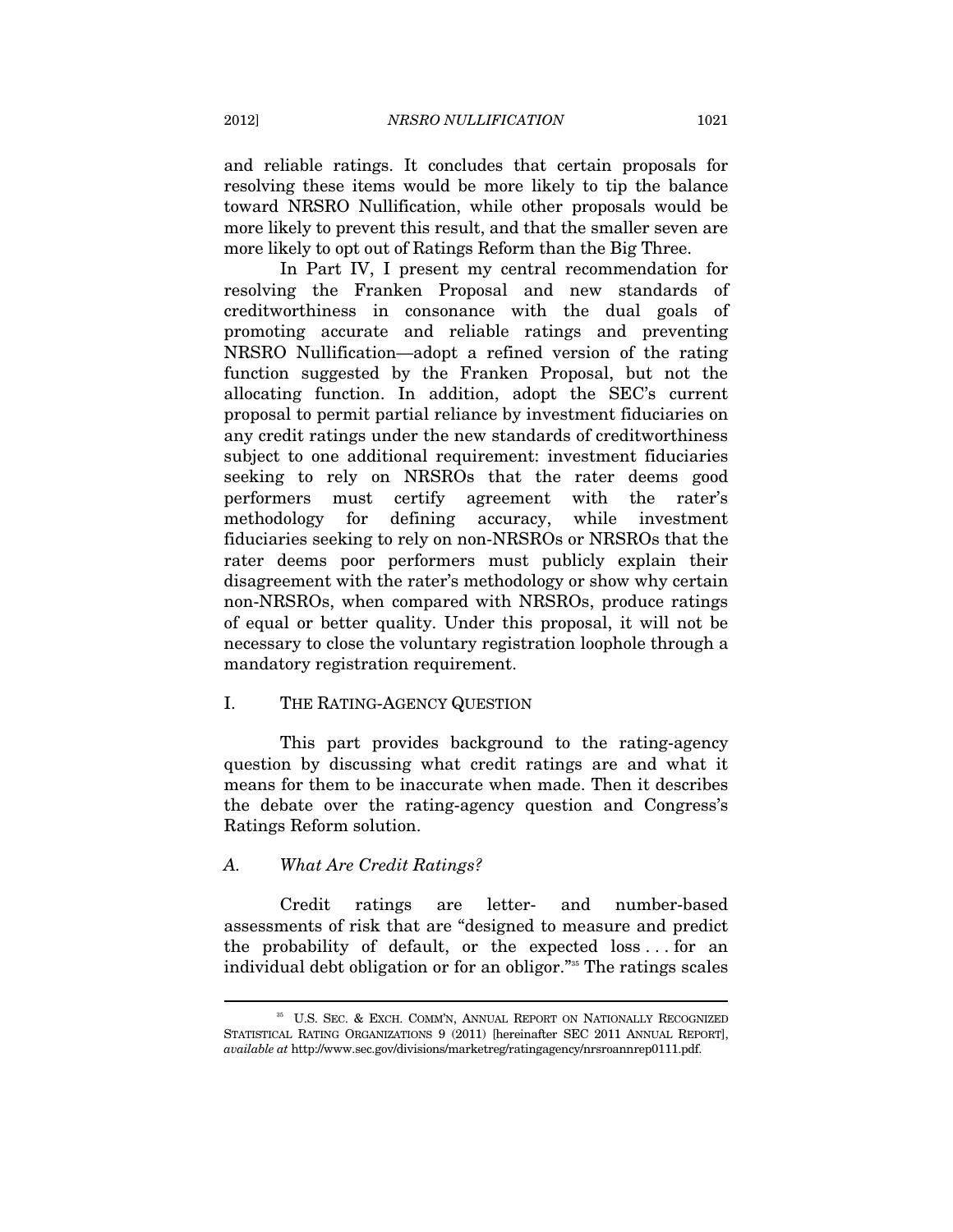and reliable ratings. It concludes that certain proposals for resolving these items would be more likely to tip the balance toward NRSRO Nullification, while other proposals would be more likely to prevent this result, and that the smaller seven are more likely to opt out of Ratings Reform than the Big Three.

In Part IV, I present my central recommendation for resolving the Franken Proposal and new standards of creditworthiness in consonance with the dual goals of promoting accurate and reliable ratings and preventing NRSRO Nullification—adopt a refined version of the rating function suggested by the Franken Proposal, but not the allocating function. In addition, adopt the SEC's current proposal to permit partial reliance by investment fiduciaries on any credit ratings under the new standards of creditworthiness subject to one additional requirement: investment fiduciaries seeking to rely on NRSROs that the rater deems good performers must certify agreement with the rater's methodology for defining accuracy, while investment fiduciaries seeking to rely on non-NRSROs or NRSROs that the rater deems poor performers must publicly explain their disagreement with the rater's methodology or show why certain non-NRSROs, when compared with NRSROs, produce ratings of equal or better quality. Under this proposal, it will not be necessary to close the voluntary registration loophole through a mandatory registration requirement.

## I. THE RATING-AGENCY QUESTION

This part provides background to the rating-agency question by discussing what credit ratings are and what it means for them to be inaccurate when made. Then it describes the debate over the rating-agency question and Congress's Ratings Reform solution.

### A. *What Are Credit Ratings?*

Credit ratings are letter- and number-based assessments of risk that are "designed to measure and predict the probability of default, or the expected loss . . . for an individual debt obligation or for an obligor."[35] The ratings scales

---

[35] U.S. SEC. & EXCH. COMM'N, ANNUAL REPORT ON NATIONALLY RECOGNIZED STATISTICAL RATING ORGANIZATIONS 9 (2011) [hereinafter SEC 2011 ANNUAL REPORT], *available at* http://www.sec.gov/divisions/marketreg/ratingagency/nrsroannrep0111.pdf.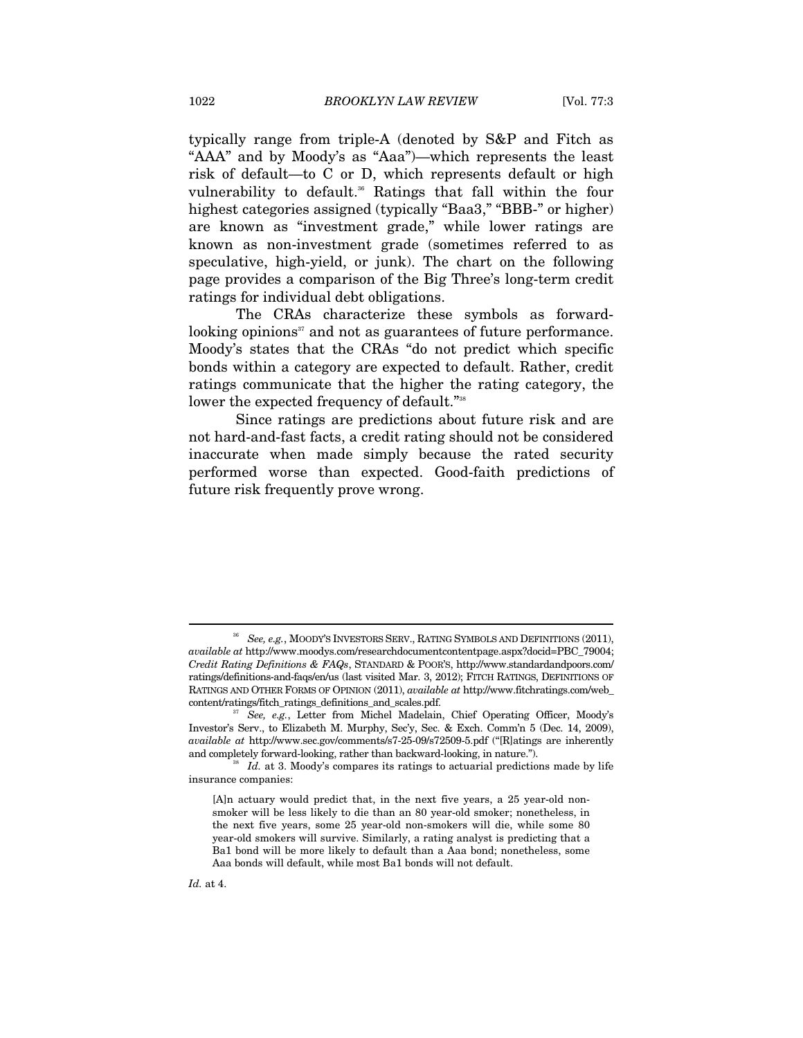typically range from triple-A (denoted by S&P and Fitch as "AAA" and by Moody's as "Aaa")—which represents the least risk of default—to C or D, which represents default or high vulnerability to default.[36] Ratings that fall within the four highest categories assigned (typically "Baa3," "BBB-" or higher) are known as "investment grade," while lower ratings are known as non-investment grade (sometimes referred to as speculative, high-yield, or junk). The chart on the following page provides a comparison of the Big Three's long-term credit ratings for individual debt obligations.

The CRAs characterize these symbols as forward-looking opinions[37] and not as guarantees of future performance. Moody's states that the CRAs "do not predict which specific bonds within a category are expected to default. Rather, credit ratings communicate that the higher the rating category, the lower the expected frequency of default."[38]

Since ratings are predictions about future risk and are not hard-and-fast facts, a credit rating should not be considered inaccurate when made simply because the rated security performed worse than expected. Good-faith predictions of future risk frequently prove wrong.

---

[36] *See, e.g.*, MOODY'S INVESTORS SERV., RATING SYMBOLS AND DEFINITIONS (2011), *available at* http://www.moodys.com/researchdocumentcontentpage.aspx?docid=PBC_79004; *Credit Rating Definitions & FAQs*, STANDARD & POOR'S, http://www.standardandpoors.com/ratings/definitions-and-faqs/en/us (last visited Mar. 3, 2012); FITCH RATINGS, DEFINITIONS OF RATINGS AND OTHER FORMS OF OPINION (2011), *available at* http://www.fitchratings.com/web_content/ratings/fitch_ratings_definitions_and_scales.pdf.

[37] *See, e.g.*, Letter from Michel Madelain, Chief Operating Officer, Moody's Investor's Serv., to Elizabeth M. Murphy, Sec'y, Sec. & Exch. Comm'n 5 (Dec. 14, 2009), *available at* http://www.sec.gov/comments/s7-25-09/s72509-5.pdf ("[R]atings are inherently and completely forward-looking, rather than backward-looking, in nature.").

[38] *Id.* at 3. Moody's compares its ratings to actuarial predictions made by life insurance companies:

> [A]n actuary would predict that, in the next five years, a 25 year-old non-smoker will be less likely to die than an 80 year-old smoker; nonetheless, in the next five years, some 25 year-old non-smokers will die, while some 80 year-old smokers will survive. Similarly, a rating analyst is predicting that a Ba1 bond will be more likely to default than a Aaa bond; nonetheless, some Aaa bonds will default, while most Ba1 bonds will not default.

*Id.* at 4.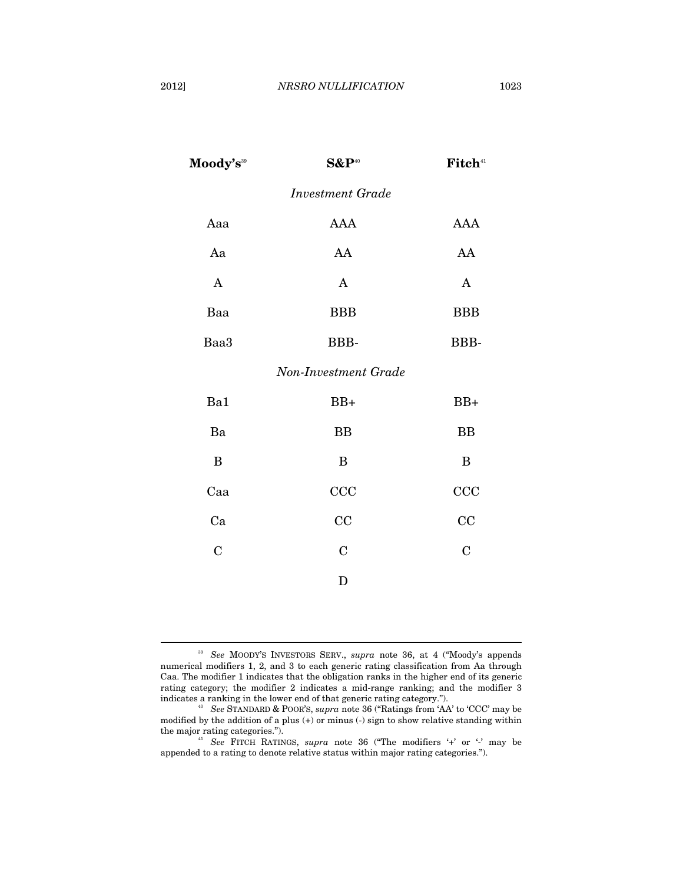| Moody's[39] | S&P[40] | Fitch[41] |
|---|---|---|
| | *Investment Grade* | |
| Aaa | AAA | AAA |
| Aa | AA | AA |
| A | A | A |
| Baa | BBB | BBB |
| Baa3 | BBB- | BBB- |
| | *Non-Investment Grade* | |
| Ba1 | BB+ | BB+ |
| Ba | BB | BB |
| B | B | B |
| Caa | CCC | CCC |
| Ca | CC | CC |
| C | C | C |
| | D | |

---

[39] *See* MOODY'S INVESTORS SERV., *supra* note 36, at 4 ("Moody's appends numerical modifiers 1, 2, and 3 to each generic rating classification from Aa through Caa. The modifier 1 indicates that the obligation ranks in the higher end of its generic rating category; the modifier 2 indicates a mid-range ranking; and the modifier 3 indicates a ranking in the lower end of that generic rating category.").

[40] *See* STANDARD & POOR'S, *supra* note 36 ("Ratings from 'AA' to 'CCC' may be modified by the addition of a plus (+) or minus (-) sign to show relative standing within the major rating categories.").

[41] *See* FITCH RATINGS, *supra* note 36 ("The modifiers '+' or '-' may be appended to a rating to denote relative status within major rating categories.").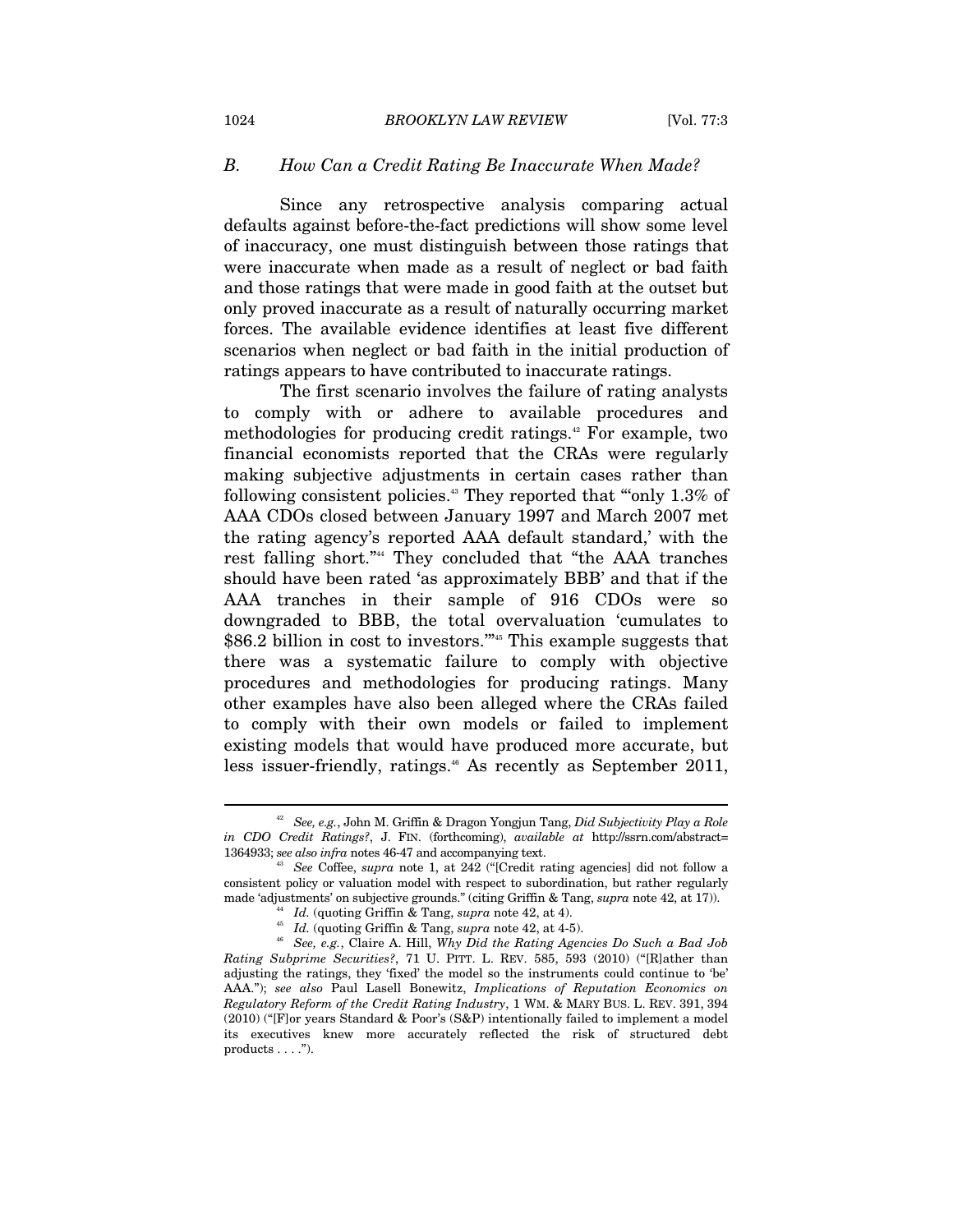### *B. How Can a Credit Rating Be Inaccurate When Made?*

Since any retrospective analysis comparing actual defaults against before-the-fact predictions will show some level of inaccuracy, one must distinguish between those ratings that were inaccurate when made as a result of neglect or bad faith and those ratings that were made in good faith at the outset but only proved inaccurate as a result of naturally occurring market forces. The available evidence identifies at least five different scenarios when neglect or bad faith in the initial production of ratings appears to have contributed to inaccurate ratings.

The first scenario involves the failure of rating analysts to comply with or adhere to available procedures and methodologies for producing credit ratings.[42] For example, two financial economists reported that the CRAs were regularly making subjective adjustments in certain cases rather than following consistent policies.[43] They reported that "'only 1.3% of AAA CDOs closed between January 1997 and March 2007 met the rating agency's reported AAA default standard,' with the rest falling short."[44] They concluded that "the AAA tranches should have been rated 'as approximately BBB' and that if the AAA tranches in their sample of 916 CDOs were so downgraded to BBB, the total overvaluation 'cumulates to $86.2 billion in cost to investors.'"[45] This example suggests that there was a systematic failure to comply with objective procedures and methodologies for producing ratings. Many other examples have also been alleged where the CRAs failed to comply with their own models or failed to implement existing models that would have produced more accurate, but less issuer-friendly, ratings.[46] As recently as September 2011,

---

[42] *See, e.g.*, John M. Griffin & Dragon Yongjun Tang, *Did Subjectivity Play a Role in CDO Credit Ratings?*, J. FIN. (forthcoming), *available at* http://ssrn.com/abstract=1364933; *see also infra* notes 46-47 and accompanying text.

[43] *See* Coffee, *supra* note 1, at 242 ("[Credit rating agencies] did not follow a consistent policy or valuation model with respect to subordination, but rather regularly made 'adjustments' on subjective grounds." (citing Griffin & Tang, *supra* note 42, at 17)).

[44] *Id.* (quoting Griffin & Tang, *supra* note 42, at 4).

[45] *Id.* (quoting Griffin & Tang, *supra* note 42, at 4-5).

[46] *See, e.g.*, Claire A. Hill, *Why Did the Rating Agencies Do Such a Bad Job Rating Subprime Securities?*, 71 U. PITT. L. REV. 585, 593 (2010) ("[R]ather than adjusting the ratings, they 'fixed' the model so the instruments could continue to 'be' AAA."); *see also* Paul Lasell Bonewitz, *Implications of Reputation Economics on Regulatory Reform of the Credit Rating Industry*, 1 WM. & MARY BUS. L. REV. 391, 394 (2010) ("[F]or years Standard & Poor's (S&P) intentionally failed to implement a model its executives knew more accurately reflected the risk of structured debt products . . . .").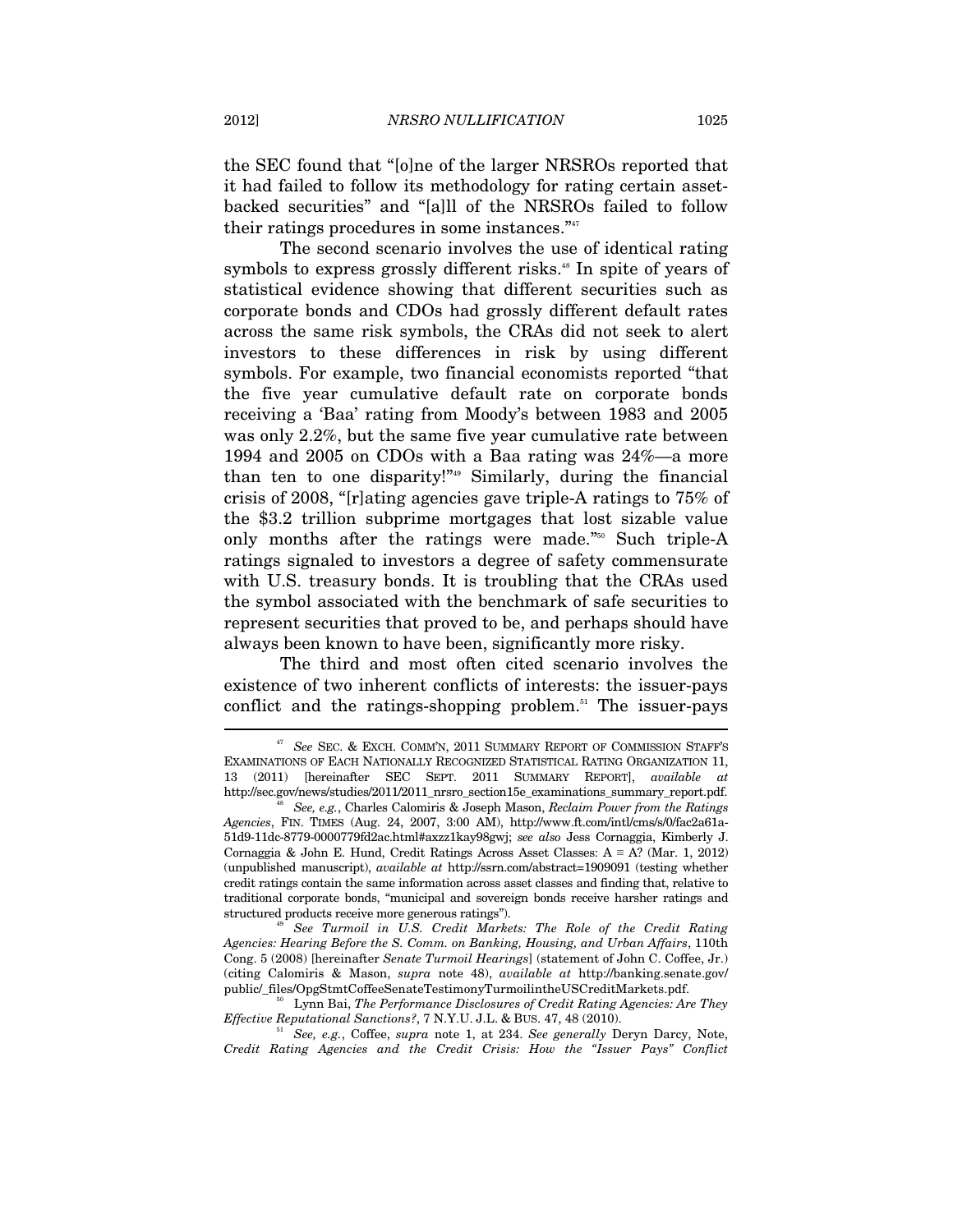the SEC found that "[o]ne of the larger NRSROs reported that it had failed to follow its methodology for rating certain asset-backed securities" and "[a]ll of the NRSROs failed to follow their ratings procedures in some instances."[47]

The second scenario involves the use of identical rating symbols to express grossly different risks.[48] In spite of years of statistical evidence showing that different securities such as corporate bonds and CDOs had grossly different default rates across the same risk symbols, the CRAs did not seek to alert investors to these differences in risk by using different symbols. For example, two financial economists reported "that the five year cumulative default rate on corporate bonds receiving a 'Baa' rating from Moody's between 1983 and 2005 was only 2.2%, but the same five year cumulative rate between 1994 and 2005 on CDOs with a Baa rating was 24%—a more than ten to one disparity!"[49] Similarly, during the financial crisis of 2008, "[r]ating agencies gave triple-A ratings to 75% of the $3.2 trillion subprime mortgages that lost sizable value only months after the ratings were made."[50] Such triple-A ratings signaled to investors a degree of safety commensurate with U.S. treasury bonds. It is troubling that the CRAs used the symbol associated with the benchmark of safe securities to represent securities that proved to be, and perhaps should have always been known to have been, significantly more risky.

The third and most often cited scenario involves the existence of two inherent conflicts of interests: the issuer-pays conflict and the ratings-shopping problem.[51] The issuer-pays

---

[47] *See* SEC. & EXCH. COMM'N, 2011 SUMMARY REPORT OF COMMISSION STAFF'S EXAMINATIONS OF EACH NATIONALLY RECOGNIZED STATISTICAL RATING ORGANIZATION 11, 13 (2011) [hereinafter SEC SEPT. 2011 SUMMARY REPORT], *available at* http://sec.gov/news/studies/2011/2011_nrsro_section15e_examinations_summary_report.pdf.

[48] *See, e.g.*, Charles Calomiris & Joseph Mason, *Reclaim Power from the Ratings Agencies*, FIN. TIMES (Aug. 24, 2007, 3:00 AM), http://www.ft.com/intl/cms/s/0/fac2a61a-51d9-11dc-8779-0000779fd2ac.html#axzz1kay98gwj; *see also* Jess Cornaggia, Kimberly J. Cornaggia & John E. Hund, Credit Ratings Across Asset Classes: A ≡ A? (Mar. 1, 2012) (unpublished manuscript), *available at* http://ssrn.com/abstract=1909091 (testing whether credit ratings contain the same information across asset classes and finding that, relative to traditional corporate bonds, "municipal and sovereign bonds receive harsher ratings and structured products receive more generous ratings").

[49] *See Turmoil in U.S. Credit Markets: The Role of the Credit Rating Agencies: Hearing Before the S. Comm. on Banking, Housing, and Urban Affairs*, 110th Cong. 5 (2008) [hereinafter *Senate Turmoil Hearings*] (statement of John C. Coffee, Jr.) (citing Calomiris & Mason, *supra* note 48), *available at* http://banking.senate.gov/public/_files/OpgStmtCoffeeSenateTestimonyTurmoilintheUSCreditMarkets.pdf.

[50] Lynn Bai, *The Performance Disclosures of Credit Rating Agencies: Are They Effective Reputational Sanctions?*, 7 N.Y.U. J.L. & BUS. 47, 48 (2010).

[51] *See, e.g.*, Coffee, *supra* note 1, at 234. *See generally* Deryn Darcy, Note, *Credit Rating Agencies and the Credit Crisis: How the "Issuer Pays" Conflict*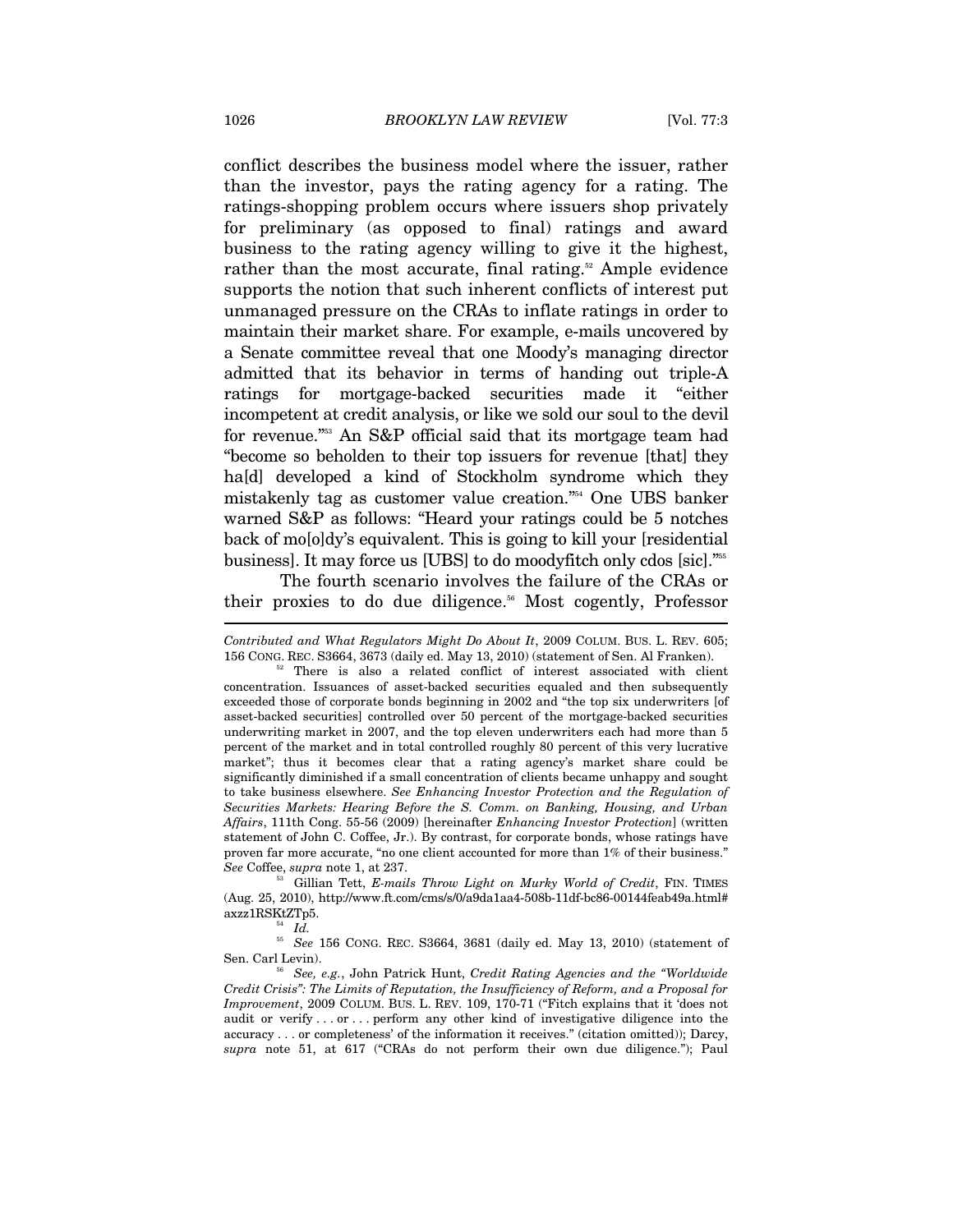conflict describes the business model where the issuer, rather than the investor, pays the rating agency for a rating. The ratings-shopping problem occurs where issuers shop privately for preliminary (as opposed to final) ratings and award business to the rating agency willing to give it the highest, rather than the most accurate, final rating.[52] Ample evidence supports the notion that such inherent conflicts of interest put unmanaged pressure on the CRAs to inflate ratings in order to maintain their market share. For example, e-mails uncovered by a Senate committee reveal that one Moody's managing director admitted that its behavior in terms of handing out triple-A ratings for mortgage-backed securities made it "either incompetent at credit analysis, or like we sold our soul to the devil for revenue."[53] An S&P official said that its mortgage team had "become so beholden to their top issuers for revenue [that] they ha[d] developed a kind of Stockholm syndrome which they mistakenly tag as customer value creation."[54] One UBS banker warned S&P as follows: "Heard your ratings could be 5 notches back of mo[o]dy's equivalent. This is going to kill your [residential business]. It may force us [UBS] to do moodyfitch only cdos [sic]."[55]

The fourth scenario involves the failure of the CRAs or their proxies to do due diligence.[56] Most cogently, Professor

---

*Contributed and What Regulators Might Do About It*, 2009 COLUM. BUS. L. REV. 605; 156 CONG. REC. S3664, 3673 (daily ed. May 13, 2010) (statement of Sen. Al Franken).

[52] There is also a related conflict of interest associated with client concentration. Issuances of asset-backed securities equaled and then subsequently exceeded those of corporate bonds beginning in 2002 and "the top six underwriters [of asset-backed securities] controlled over 50 percent of the mortgage-backed securities underwriting market in 2007, and the top eleven underwriters each had more than 5 percent of the market and in total controlled roughly 80 percent of this very lucrative market"; thus it becomes clear that a rating agency's market share could be significantly diminished if a small concentration of clients became unhappy and sought to take business elsewhere. *See Enhancing Investor Protection and the Regulation of Securities Markets: Hearing Before the S. Comm. on Banking, Housing, and Urban Affairs*, 111th Cong. 55-56 (2009) [hereinafter *Enhancing Investor Protection*] (written statement of John C. Coffee, Jr.). By contrast, for corporate bonds, whose ratings have proven far more accurate, "no one client accounted for more than 1% of their business." *See* Coffee, *supra* note 1, at 237.

[53] Gillian Tett, *E-mails Throw Light on Murky World of Credit*, FIN. TIMES (Aug. 25, 2010), http://www.ft.com/cms/s/0/a9da1aa4-508b-11df-bc86-00144feab49a.html#axzz1RSKtZTp5.

[54] *Id.*

[55] *See* 156 CONG. REC. S3664, 3681 (daily ed. May 13, 2010) (statement of Sen. Carl Levin).

[56] *See, e.g.*, John Patrick Hunt, *Credit Rating Agencies and the "Worldwide Credit Crisis": The Limits of Reputation, the Insufficiency of Reform, and a Proposal for Improvement*, 2009 COLUM. BUS. L. REV. 109, 170-71 ("Fitch explains that it 'does not audit or verify . . . or . . . perform any other kind of investigative diligence into the accuracy . . . or completeness' of the information it receives." (citation omitted)); Darcy, *supra* note 51, at 617 ("CRAs do not perform their own due diligence."); Paul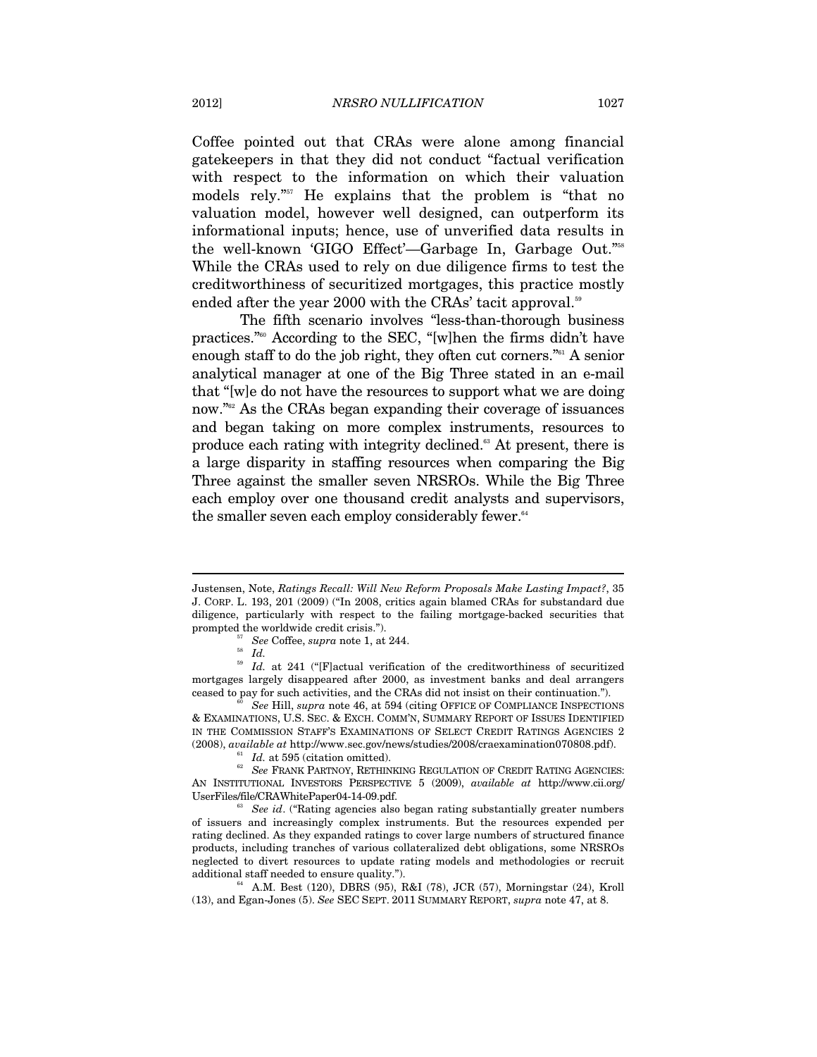Coffee pointed out that CRAs were alone among financial gatekeepers in that they did not conduct "factual verification with respect to the information on which their valuation models rely."[57] He explains that the problem is "that no valuation model, however well designed, can outperform its informational inputs; hence, use of unverified data results in the well-known 'GIGO Effect'—Garbage In, Garbage Out."[58] While the CRAs used to rely on due diligence firms to test the creditworthiness of securitized mortgages, this practice mostly ended after the year 2000 with the CRAs' tacit approval.[59]

The fifth scenario involves "less-than-thorough business practices."[60] According to the SEC, "[w]hen the firms didn't have enough staff to do the job right, they often cut corners."[61] A senior analytical manager at one of the Big Three stated in an e-mail that "[w]e do not have the resources to support what we are doing now."[62] As the CRAs began expanding their coverage of issuances and began taking on more complex instruments, resources to produce each rating with integrity declined.[63] At present, there is a large disparity in staffing resources when comparing the Big Three against the smaller seven NRSROs. While the Big Three each employ over one thousand credit analysts and supervisors, the smaller seven each employ considerably fewer.[64]

---

Justensen, Note, *Ratings Recall: Will New Reform Proposals Make Lasting Impact?*, 35 J. CORP. L. 193, 201 (2009) ("In 2008, critics again blamed CRAs for substandard due diligence, particularly with respect to the failing mortgage-backed securities that prompted the worldwide credit crisis.").

[57] *See* Coffee, *supra* note 1, at 244.

[58] *Id.*

[59] *Id.* at 241 ("[F]actual verification of the creditworthiness of securitized mortgages largely disappeared after 2000, as investment banks and deal arrangers ceased to pay for such activities, and the CRAs did not insist on their continuation.").

[60] *See* Hill, *supra* note 46, at 594 (citing OFFICE OF COMPLIANCE INSPECTIONS & EXAMINATIONS, U.S. SEC. & EXCH. COMM'N, SUMMARY REPORT OF ISSUES IDENTIFIED IN THE COMMISSION STAFF'S EXAMINATIONS OF SELECT CREDIT RATINGS AGENCIES 2 (2008), *available at* http://www.sec.gov/news/studies/2008/craexamination070808.pdf).

[61] *Id.* at 595 (citation omitted).

[62] *See* FRANK PARTNOY, RETHINKING REGULATION OF CREDIT RATING AGENCIES: AN INSTITUTIONAL INVESTORS PERSPECTIVE 5 (2009), *available at* http://www.cii.org/UserFiles/file/CRAWhitePaper04-14-09.pdf.

[63] *See id*. ("Rating agencies also began rating substantially greater numbers of issuers and increasingly complex instruments. But the resources expended per rating declined. As they expanded ratings to cover large numbers of structured finance products, including tranches of various collateralized debt obligations, some NRSROs neglected to divert resources to update rating models and methodologies or recruit additional staff needed to ensure quality.").

[64] A.M. Best (120), DBRS (95), R&I (78), JCR (57), Morningstar (24), Kroll (13), and Egan-Jones (5). *See* SEC SEPT. 2011 SUMMARY REPORT, *supra* note 47, at 8.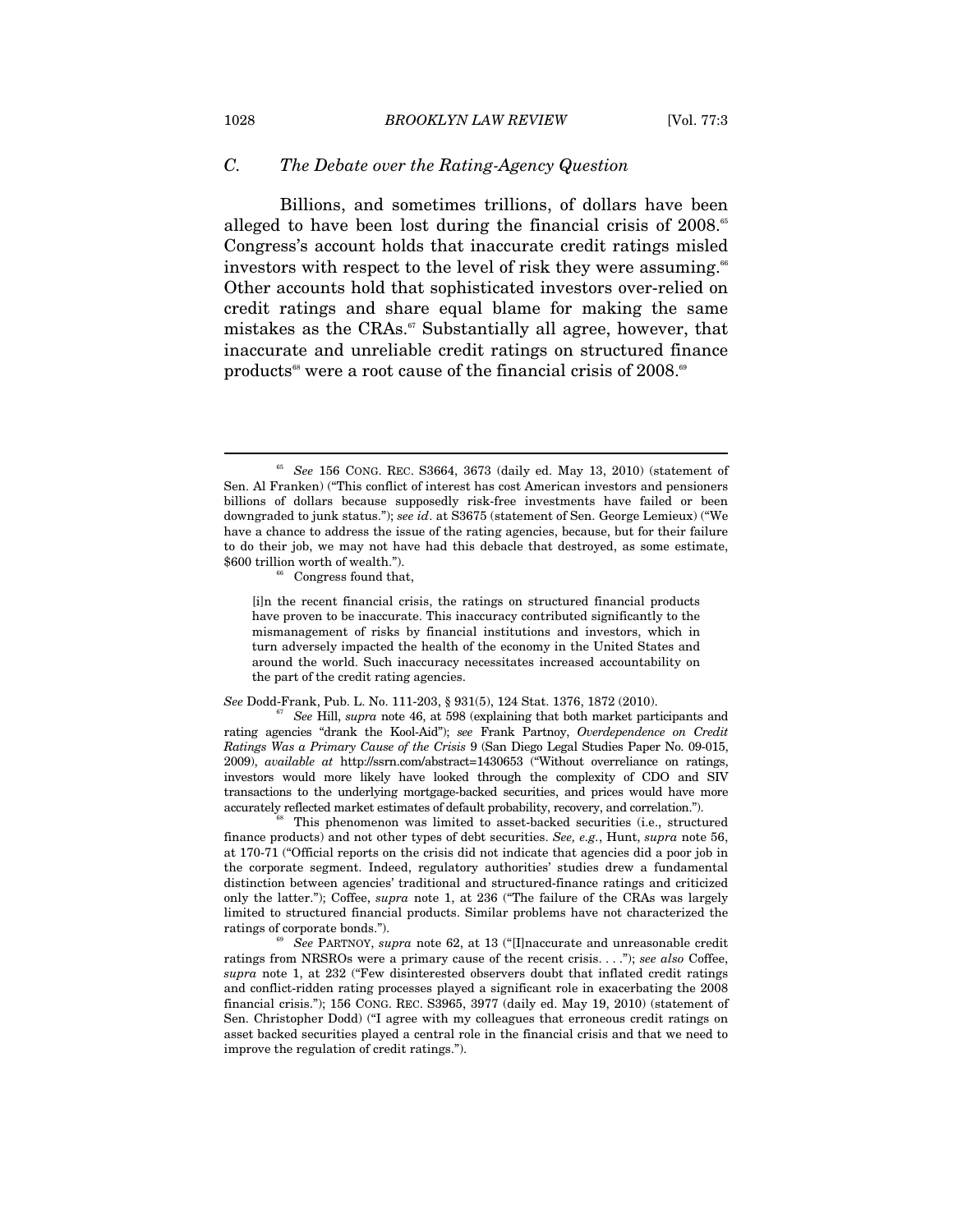### C. *The Debate over the Rating-Agency Question*

Billions, and sometimes trillions, of dollars have been alleged to have been lost during the financial crisis of 2008.[65] Congress's account holds that inaccurate credit ratings misled investors with respect to the level of risk they were assuming.[66] Other accounts hold that sophisticated investors over-relied on credit ratings and share equal blame for making the same mistakes as the CRAs.[67] Substantially all agree, however, that inaccurate and unreliable credit ratings on structured finance products[68] were a root cause of the financial crisis of 2008.[69]

---

[65] *See* 156 CONG. REC. S3664, 3673 (daily ed. May 13, 2010) (statement of Sen. Al Franken) ("This conflict of interest has cost American investors and pensioners billions of dollars because supposedly risk-free investments have failed or been downgraded to junk status."); *see id*. at S3675 (statement of Sen. George Lemieux) ("We have a chance to address the issue of the rating agencies, because, but for their failure to do their job, we may not have had this debacle that destroyed, as some estimate, $600 trillion worth of wealth.").

[66] Congress found that,

> [i]n the recent financial crisis, the ratings on structured financial products have proven to be inaccurate. This inaccuracy contributed significantly to the mismanagement of risks by financial institutions and investors, which in turn adversely impacted the health of the economy in the United States and around the world. Such inaccuracy necessitates increased accountability on the part of the credit rating agencies.

*See* Dodd-Frank, Pub. L. No. 111-203, § 931(5), 124 Stat. 1376, 1872 (2010).

[67] *See* Hill, *supra* note 46, at 598 (explaining that both market participants and rating agencies "drank the Kool-Aid"); *see* Frank Partnoy, *Overdependence on Credit Ratings Was a Primary Cause of the Crisis* 9 (San Diego Legal Studies Paper No. 09-015, 2009), *available at* http://ssrn.com/abstract=1430653 ("Without overreliance on ratings, investors would more likely have looked through the complexity of CDO and SIV transactions to the underlying mortgage-backed securities, and prices would have more accurately reflected market estimates of default probability, recovery, and correlation.").

[68] This phenomenon was limited to asset-backed securities (i.e., structured finance products) and not other types of debt securities. *See, e.g.*, Hunt, *supra* note 56, at 170-71 ("Official reports on the crisis did not indicate that agencies did a poor job in the corporate segment. Indeed, regulatory authorities' studies drew a fundamental distinction between agencies' traditional and structured-finance ratings and criticized only the latter."); Coffee, *supra* note 1, at 236 ("The failure of the CRAs was largely limited to structured financial products. Similar problems have not characterized the ratings of corporate bonds.").

[69] *See* PARTNOY, *supra* note 62, at 13 ("[I]naccurate and unreasonable credit ratings from NRSROs were a primary cause of the recent crisis. . . ."); *see also* Coffee, *supra* note 1, at 232 ("Few disinterested observers doubt that inflated credit ratings and conflict-ridden rating processes played a significant role in exacerbating the 2008 financial crisis."); 156 CONG. REC. S3965, 3977 (daily ed. May 19, 2010) (statement of Sen. Christopher Dodd) ("I agree with my colleagues that erroneous credit ratings on asset backed securities played a central role in the financial crisis and that we need to improve the regulation of credit ratings.").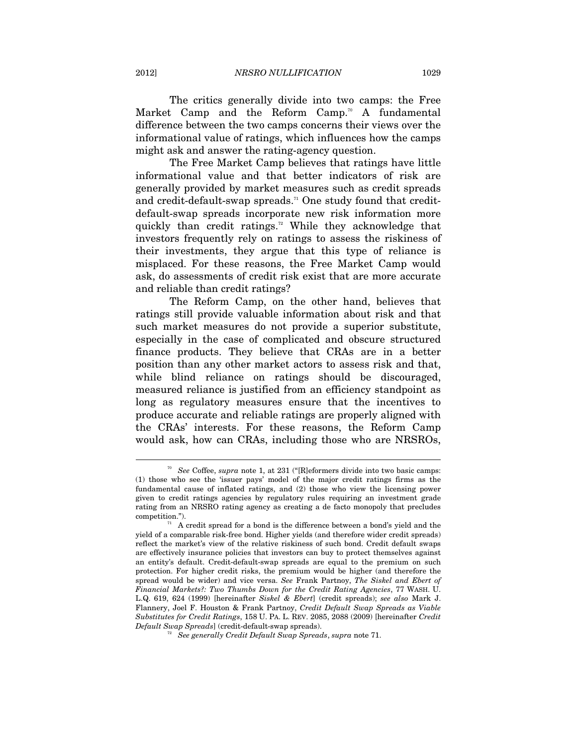The critics generally divide into two camps: the Free Market Camp and the Reform Camp.[70] A fundamental difference between the two camps concerns their views over the informational value of ratings, which influences how the camps might ask and answer the rating-agency question.

The Free Market Camp believes that ratings have little informational value and that better indicators of risk are generally provided by market measures such as credit spreads and credit-default-swap spreads.[71] One study found that credit-default-swap spreads incorporate new risk information more quickly than credit ratings.[72] While they acknowledge that investors frequently rely on ratings to assess the riskiness of their investments, they argue that this type of reliance is misplaced. For these reasons, the Free Market Camp would ask, do assessments of credit risk exist that are more accurate and reliable than credit ratings?

The Reform Camp, on the other hand, believes that ratings still provide valuable information about risk and that such market measures do not provide a superior substitute, especially in the case of complicated and obscure structured finance products. They believe that CRAs are in a better position than any other market actors to assess risk and that, while blind reliance on ratings should be discouraged, measured reliance is justified from an efficiency standpoint as long as regulatory measures ensure that the incentives to produce accurate and reliable ratings are properly aligned with the CRAs' interests. For these reasons, the Reform Camp would ask, how can CRAs, including those who are NRSROs,

---

[70] *See* Coffee, *supra* note 1, at 231 ("[R]eformers divide into two basic camps: (1) those who see the 'issuer pays' model of the major credit ratings firms as the fundamental cause of inflated ratings, and (2) those who view the licensing power given to credit ratings agencies by regulatory rules requiring an investment grade rating from an NRSRO rating agency as creating a de facto monopoly that precludes competition.").

[71] A credit spread for a bond is the difference between a bond's yield and the yield of a comparable risk-free bond. Higher yields (and therefore wider credit spreads) reflect the market's view of the relative riskiness of such bond. Credit default swaps are effectively insurance policies that investors can buy to protect themselves against an entity's default. Credit-default-swap spreads are equal to the premium on such protection. For higher credit risks, the premium would be higher (and therefore the spread would be wider) and vice versa. *See* Frank Partnoy, *The Siskel and Ebert of Financial Markets?: Two Thumbs Down for the Credit Rating Agencies*, 77 WASH. U. L.Q. 619, 624 (1999) [hereinafter *Siskel & Ebert*] (credit spreads); *see also* Mark J. Flannery, Joel F. Houston & Frank Partnoy, *Credit Default Swap Spreads as Viable Substitutes for Credit Ratings*, 158 U. PA. L. REV. 2085, 2088 (2009) [hereinafter *Credit Default Swap Spreads*] (credit-default-swap spreads).

[72] *See generally Credit Default Swap Spreads*, *supra* note 71.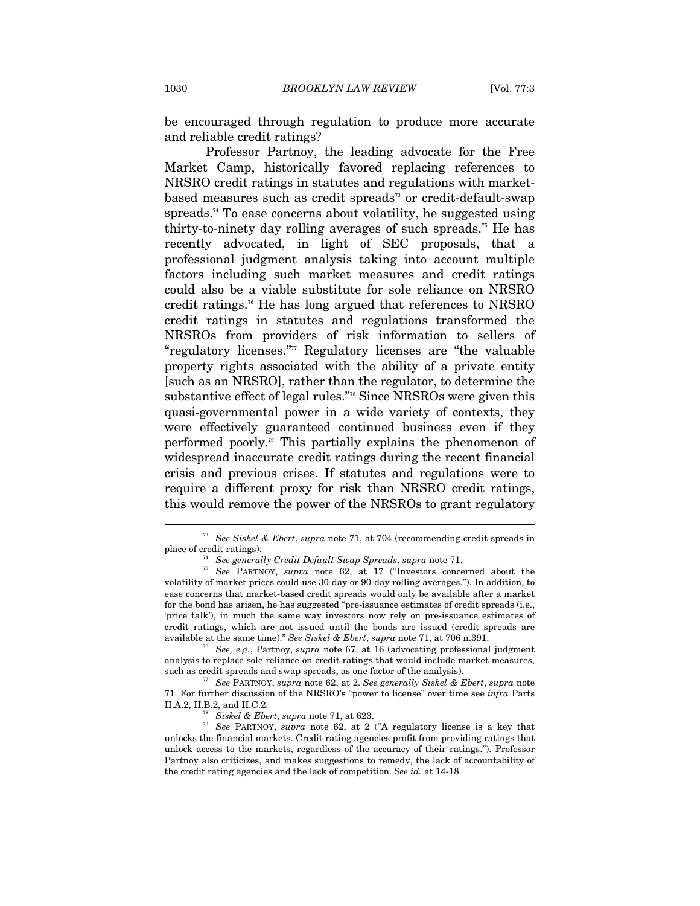be encouraged through regulation to produce more accurate and reliable credit ratings?

Professor Partnoy, the leading advocate for the Free Market Camp, historically favored replacing references to NRSRO credit ratings in statutes and regulations with market-based measures such as credit spreads[73] or credit-default-swap spreads.[74] To ease concerns about volatility, he suggested using thirty-to-ninety day rolling averages of such spreads.[75] He has recently advocated, in light of SEC proposals, that a professional judgment analysis taking into account multiple factors including such market measures and credit ratings could also be a viable substitute for sole reliance on NRSRO credit ratings.[76] He has long argued that references to NRSRO credit ratings in statutes and regulations transformed the NRSROs from providers of risk information to sellers of "regulatory licenses."[77] Regulatory licenses are "the valuable property rights associated with the ability of a private entity [such as an NRSRO], rather than the regulator, to determine the substantive effect of legal rules."[78] Since NRSROs were given this quasi-governmental power in a wide variety of contexts, they were effectively guaranteed continued business even if they performed poorly.[79] This partially explains the phenomenon of widespread inaccurate credit ratings during the recent financial crisis and previous crises. If statutes and regulations were to require a different proxy for risk than NRSRO credit ratings, this would remove the power of the NRSROs to grant regulatory

---

[73] *See Siskel & Ebert*, *supra* note 71, at 704 (recommending credit spreads in place of credit ratings).

[74] *See generally Credit Default Swap Spreads*, *supra* note 71.

[75] *See* PARTNOY, *supra* note 62, at 17 ("Investors concerned about the volatility of market prices could use 30-day or 90-day rolling averages."). In addition, to ease concerns that market-based credit spreads would only be available after a market for the bond has arisen, he has suggested "pre-issuance estimates of credit spreads (i.e., 'price talk'), in much the same way investors now rely on pre-issuance estimates of credit ratings, which are not issued until the bonds are issued (credit spreads are available at the same time)." *See Siskel & Ebert*, *supra* note 71, at 706 n.391.

[76] *See, e.g.*, Partnoy, *supra* note 67, at 16 (advocating professional judgment analysis to replace sole reliance on credit ratings that would include market measures, such as credit spreads and swap spreads, as one factor of the analysis).

[77] *See* PARTNOY, *supra* note 62, at 2. *See generally Siskel & Ebert*, *supra* note 71. For further discussion of the NRSRO's "power to license" over time see *infra* Parts II.A.2, II.B.2, and II.C.2.

[78] *Siskel & Ebert*, *supra* note 71, at 623.

[79] *See* PARTNOY, *supra* note 62, at 2 ("A regulatory license is a key that unlocks the financial markets. Credit rating agencies profit from providing ratings that unlock access to the markets, regardless of the accuracy of their ratings."). Professor Partnoy also criticizes, and makes suggestions to remedy, the lack of accountability of the credit rating agencies and the lack of competition. S*ee id.* at 14-18.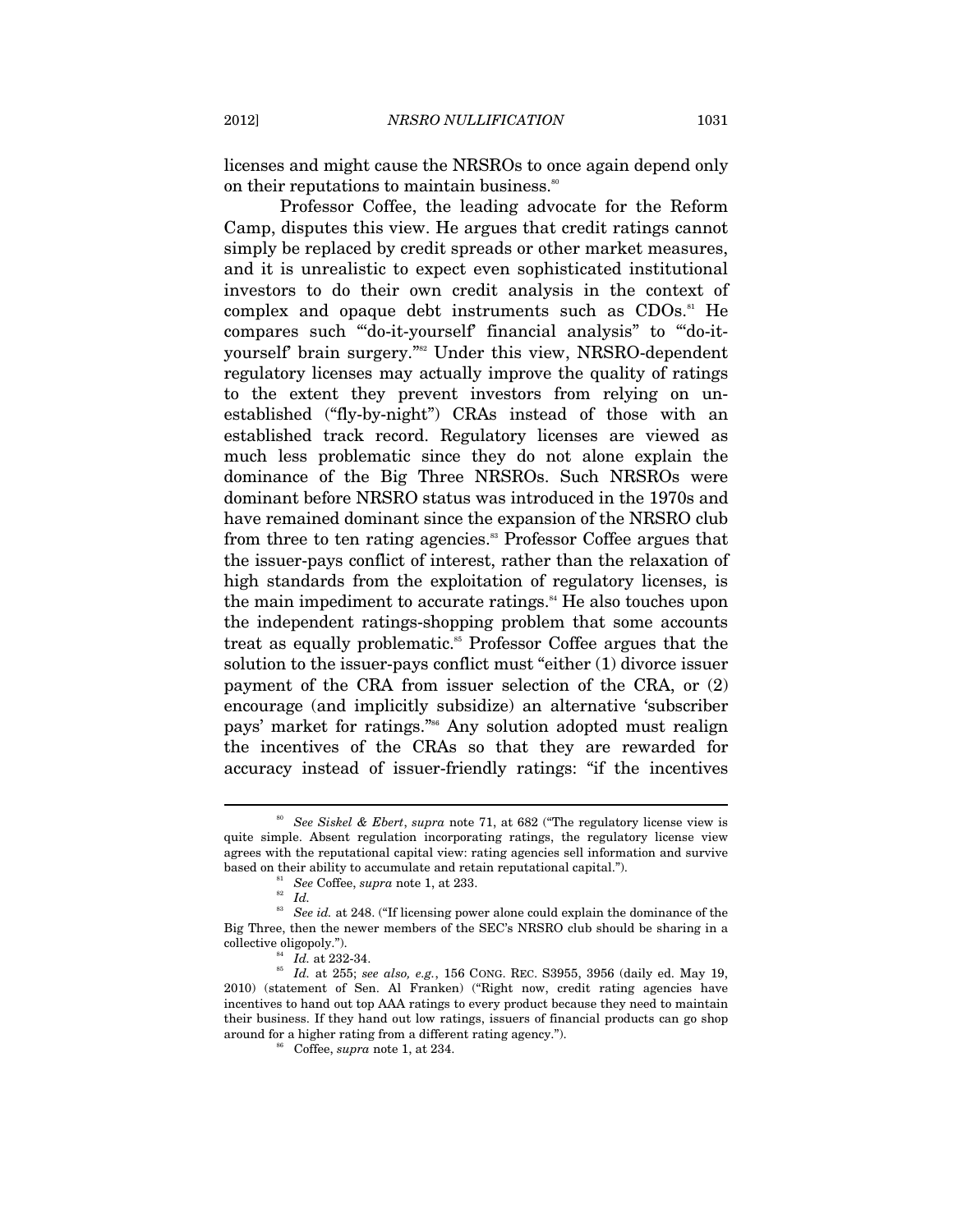licenses and might cause the NRSROs to once again depend only on their reputations to maintain business.[80]

Professor Coffee, the leading advocate for the Reform Camp, disputes this view. He argues that credit ratings cannot simply be replaced by credit spreads or other market measures, and it is unrealistic to expect even sophisticated institutional investors to do their own credit analysis in the context of complex and opaque debt instruments such as CDOs.[81] He compares such "'do-it-yourself' financial analysis" to "'do-it-yourself' brain surgery."[82] Under this view, NRSRO-dependent regulatory licenses may actually improve the quality of ratings to the extent they prevent investors from relying on un-established ("fly-by-night") CRAs instead of those with an established track record. Regulatory licenses are viewed as much less problematic since they do not alone explain the dominance of the Big Three NRSROs. Such NRSROs were dominant before NRSRO status was introduced in the 1970s and have remained dominant since the expansion of the NRSRO club from three to ten rating agencies.[83] Professor Coffee argues that the issuer-pays conflict of interest, rather than the relaxation of high standards from the exploitation of regulatory licenses, is the main impediment to accurate ratings.[84] He also touches upon the independent ratings-shopping problem that some accounts treat as equally problematic.[85] Professor Coffee argues that the solution to the issuer-pays conflict must "either (1) divorce issuer payment of the CRA from issuer selection of the CRA, or (2) encourage (and implicitly subsidize) an alternative 'subscriber pays' market for ratings."[86] Any solution adopted must realign the incentives of the CRAs so that they are rewarded for accuracy instead of issuer-friendly ratings: "if the incentives

---

[80] *See Siskel & Ebert*, *supra* note 71, at 682 ("The regulatory license view is quite simple. Absent regulation incorporating ratings, the regulatory license view agrees with the reputational capital view: rating agencies sell information and survive based on their ability to accumulate and retain reputational capital.").

[81] *See* Coffee, *supra* note 1, at 233.

[82] *Id.*

[83] *See id.* at 248. ("If licensing power alone could explain the dominance of the Big Three, then the newer members of the SEC's NRSRO club should be sharing in a collective oligopoly.").

[84] *Id.* at 232-34.

[85] *Id.* at 255; *see also, e.g.*, 156 CONG. REC. S3955, 3956 (daily ed. May 19, 2010) (statement of Sen. Al Franken) ("Right now, credit rating agencies have incentives to hand out top AAA ratings to every product because they need to maintain their business. If they hand out low ratings, issuers of financial products can go shop around for a higher rating from a different rating agency.").

[86] Coffee, *supra* note 1, at 234.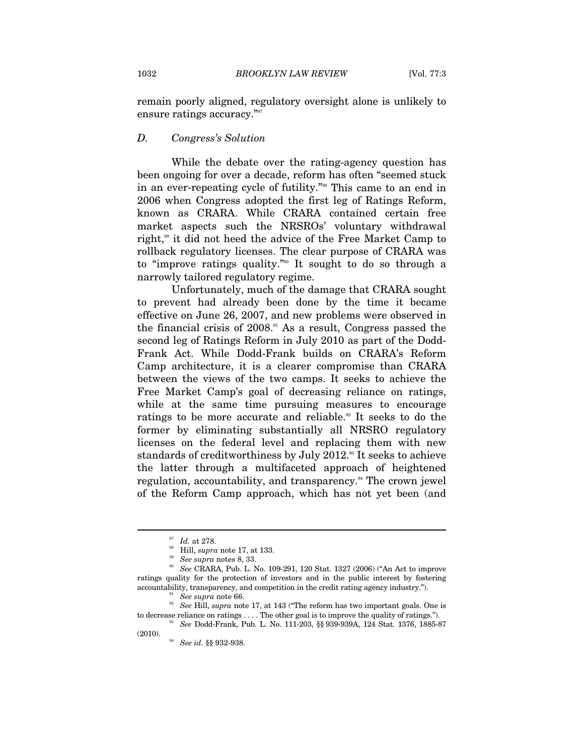remain poorly aligned, regulatory oversight alone is unlikely to ensure ratings accuracy."[87]

### *D. Congress's Solution*

While the debate over the rating-agency question has been ongoing for over a decade, reform has often "seemed stuck in an ever-repeating cycle of futility."[88] This came to an end in 2006 when Congress adopted the first leg of Ratings Reform, known as CRARA. While CRARA contained certain free market aspects such the NRSROs' voluntary withdrawal right,[89] it did not heed the advice of the Free Market Camp to rollback regulatory licenses. The clear purpose of CRARA was to "improve ratings quality."[90] It sought to do so through a narrowly tailored regulatory regime.

Unfortunately, much of the damage that CRARA sought to prevent had already been done by the time it became effective on June 26, 2007, and new problems were observed in the financial crisis of 2008.[91] As a result, Congress passed the second leg of Ratings Reform in July 2010 as part of the Dodd-Frank Act. While Dodd-Frank builds on CRARA's Reform Camp architecture, it is a clearer compromise than CRARA between the views of the two camps. It seeks to achieve the Free Market Camp's goal of decreasing reliance on ratings, while at the same time pursuing measures to encourage ratings to be more accurate and reliable.[92] It seeks to do the former by eliminating substantially all NRSRO regulatory licenses on the federal level and replacing them with new standards of creditworthiness by July 2012.[93] It seeks to achieve the latter through a multifaceted approach of heightened regulation, accountability, and transparency.[94] The crown jewel of the Reform Camp approach, which has not yet been (and

---

[87] *Id.* at 278.

[88] Hill, *supra* note 17, at 133.

[89] *See supra* notes 8, 33.

[90] *See* CRARA, Pub. L. No. 109-291, 120 Stat. 1327 (2006) ("An Act to improve ratings quality for the protection of investors and in the public interest by fostering accountability, transparency, and competition in the credit rating agency industry.").

[91] *See supra* note 66.

[92] *See* Hill, *supra* note 17, at 143 ("The reform has two important goals. One is to decrease reliance on ratings . . . . The other goal is to improve the quality of ratings.").

[93] *See* Dodd-Frank, Pub. L. No. 111-203, §§ 939-939A, 124 Stat. 1376, 1885-87 (2010).

[94] *See id.* §§ 932-938.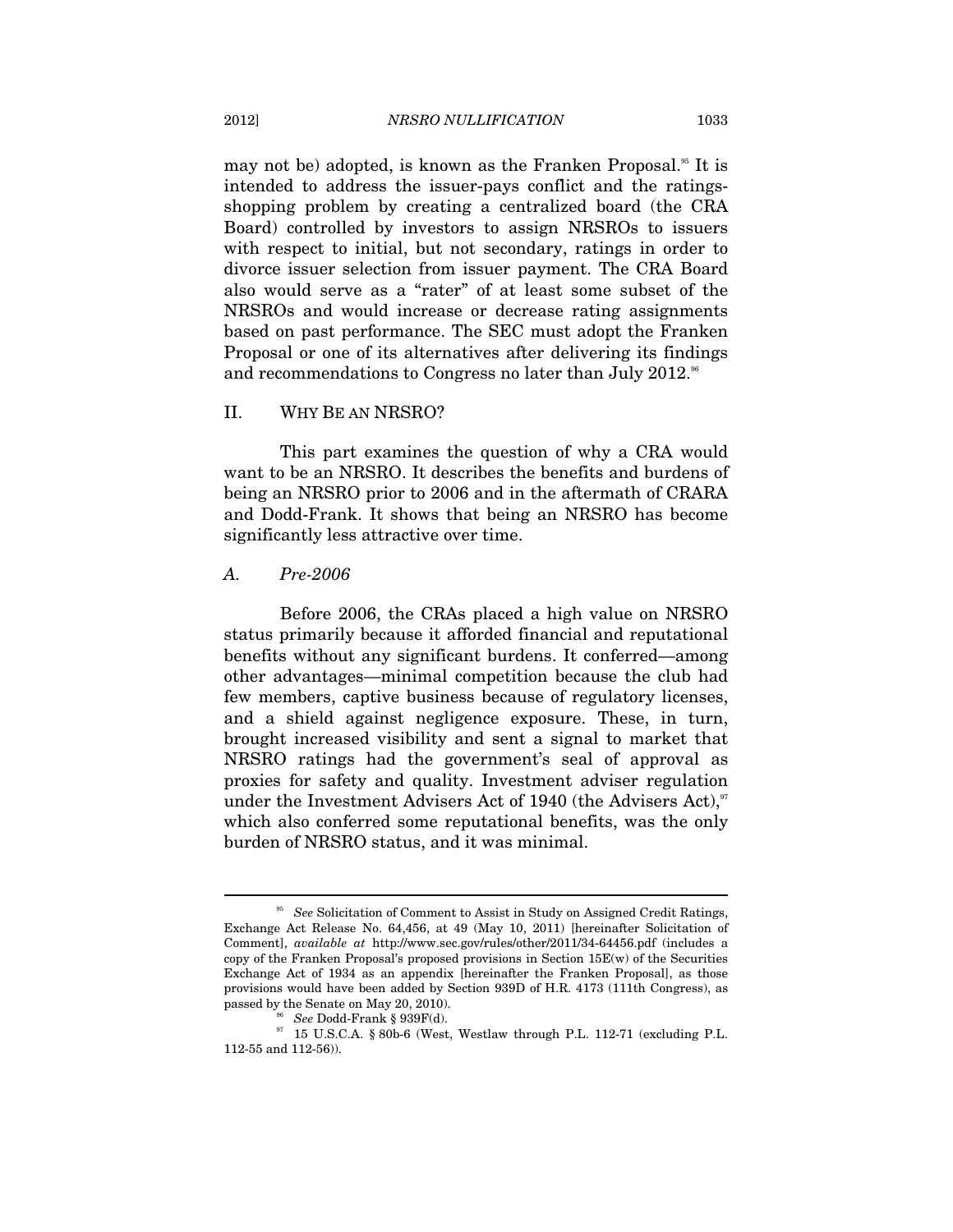may not be) adopted, is known as the Franken Proposal.[95] It is intended to address the issuer-pays conflict and the ratings-shopping problem by creating a centralized board (the CRA Board) controlled by investors to assign NRSROs to issuers with respect to initial, but not secondary, ratings in order to divorce issuer selection from issuer payment. The CRA Board also would serve as a "rater" of at least some subset of the NRSROs and would increase or decrease rating assignments based on past performance. The SEC must adopt the Franken Proposal or one of its alternatives after delivering its findings and recommendations to Congress no later than July 2012.[96]

## II. WHY BE AN NRSRO?

This part examines the question of why a CRA would want to be an NRSRO. It describes the benefits and burdens of being an NRSRO prior to 2006 and in the aftermath of CRARA and Dodd-Frank. It shows that being an NRSRO has become significantly less attractive over time.

### *A. Pre-2006*

Before 2006, the CRAs placed a high value on NRSRO status primarily because it afforded financial and reputational benefits without any significant burdens. It conferred—among other advantages—minimal competition because the club had few members, captive business because of regulatory licenses, and a shield against negligence exposure. These, in turn, brought increased visibility and sent a signal to market that NRSRO ratings had the government's seal of approval as proxies for safety and quality. Investment adviser regulation under the Investment Advisers Act of 1940 (the Advisers Act),[97] which also conferred some reputational benefits, was the only burden of NRSRO status, and it was minimal.

---

[95] *See* Solicitation of Comment to Assist in Study on Assigned Credit Ratings, Exchange Act Release No. 64,456, at 49 (May 10, 2011) [hereinafter Solicitation of Comment], *available at* http://www.sec.gov/rules/other/2011/34-64456.pdf (includes a copy of the Franken Proposal's proposed provisions in Section 15E(w) of the Securities Exchange Act of 1934 as an appendix [hereinafter the Franken Proposal], as those provisions would have been added by Section 939D of H.R. 4173 (111th Congress), as passed by the Senate on May 20, 2010).

[96] *See* Dodd-Frank § 939F(d).

[97] 15 U.S.C.A. § 80b-6 (West, Westlaw through P.L. 112-71 (excluding P.L. 112-55 and 112-56)).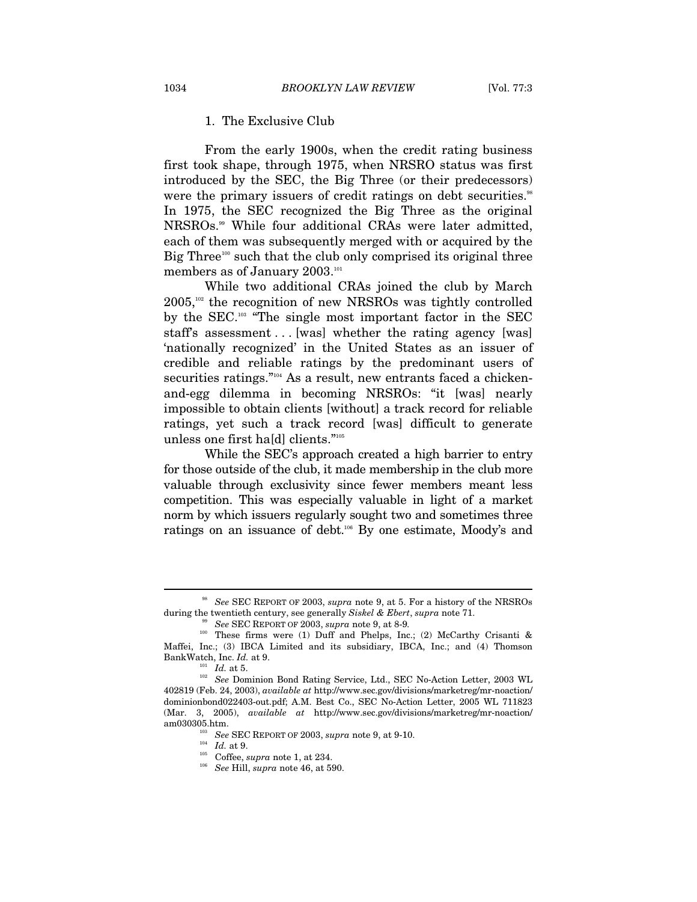### 1. The Exclusive Club

From the early 1900s, when the credit rating business first took shape, through 1975, when NRSRO status was first introduced by the SEC, the Big Three (or their predecessors) were the primary issuers of credit ratings on debt securities.[98] In 1975, the SEC recognized the Big Three as the original NRSROs.[99] While four additional CRAs were later admitted, each of them was subsequently merged with or acquired by the Big Three[100] such that the club only comprised its original three members as of January 2003.[101]

While two additional CRAs joined the club by March 2005,[102] the recognition of new NRSROs was tightly controlled by the SEC.[103] "The single most important factor in the SEC staff's assessment . . . [was] whether the rating agency [was] 'nationally recognized' in the United States as an issuer of credible and reliable ratings by the predominant users of securities ratings."[104] As a result, new entrants faced a chicken-and-egg dilemma in becoming NRSROs: "it [was] nearly impossible to obtain clients [without] a track record for reliable ratings, yet such a track record [was] difficult to generate unless one first ha[d] clients."[105]

While the SEC's approach created a high barrier to entry for those outside of the club, it made membership in the club more valuable through exclusivity since fewer members meant less competition. This was especially valuable in light of a market norm by which issuers regularly sought two and sometimes three ratings on an issuance of debt.[106] By one estimate, Moody's and

---

[98] *See* SEC REPORT OF 2003, *supra* note 9, at 5. For a history of the NRSROs during the twentieth century, see generally *Siskel & Ebert*, *supra* note 71.

[99] *See* SEC REPORT OF 2003, *supra* note 9, at 8-9.

[100] These firms were (1) Duff and Phelps, Inc.; (2) McCarthy Crisanti & Maffei, Inc.; (3) IBCA Limited and its subsidiary, IBCA, Inc.; and (4) Thomson BankWatch, Inc. *Id.* at 9.

[101] *Id.* at 5.

[102] *See* Dominion Bond Rating Service, Ltd., SEC No-Action Letter, 2003 WL 402819 (Feb. 24, 2003), *available at* http://www.sec.gov/divisions/marketreg/mr-noaction/dominionbond022403-out.pdf; A.M. Best Co., SEC No-Action Letter, 2005 WL 711823 (Mar. 3, 2005), *available at* http://www.sec.gov/divisions/marketreg/mr-noaction/am030305.htm.

[103] *See* SEC REPORT OF 2003, *supra* note 9, at 9-10.

[104] *Id.* at 9.

[105] Coffee, *supra* note 1, at 234.

[106] *See* Hill, *supra* note 46, at 590.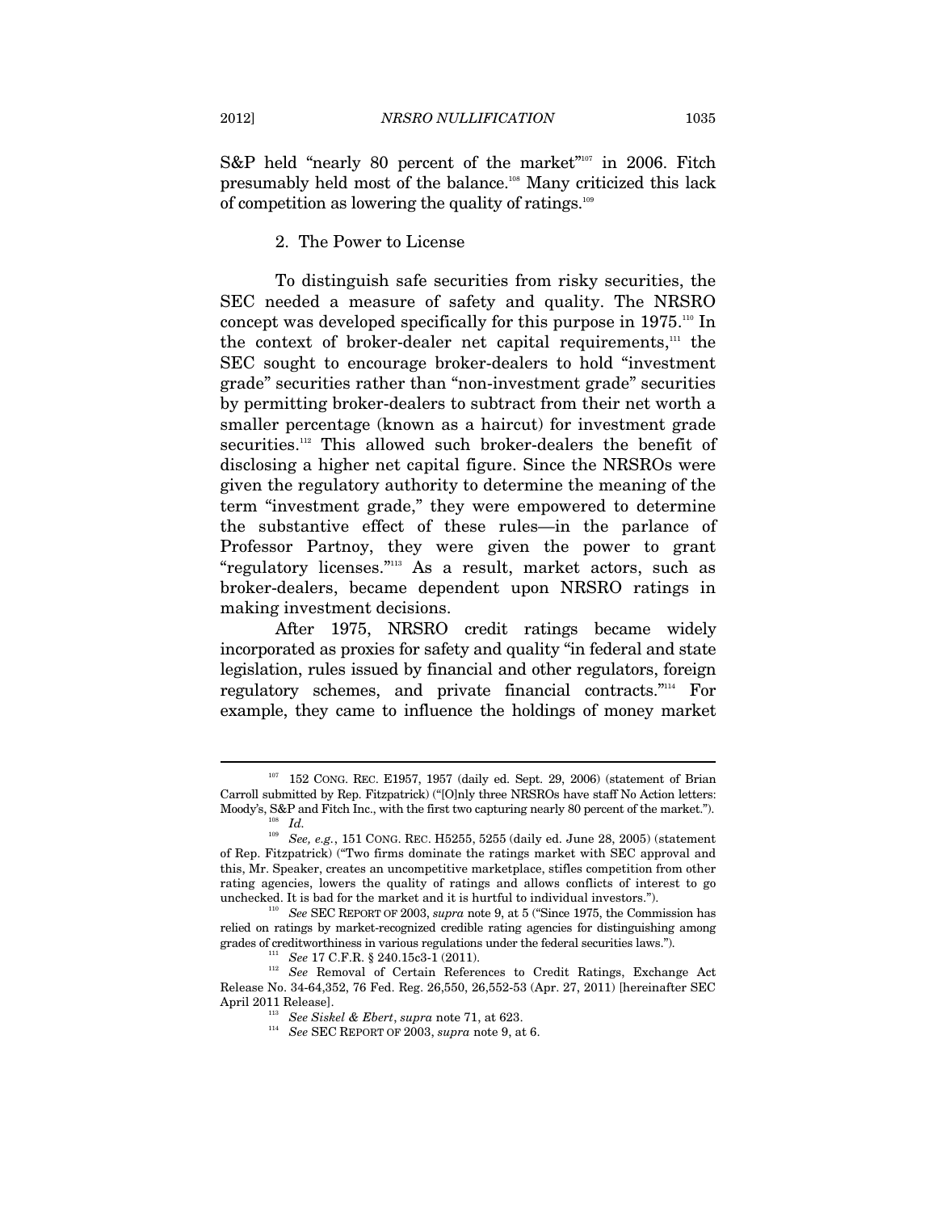S&P held "nearly 80 percent of the market"[107] in 2006. Fitch presumably held most of the balance.[108] Many criticized this lack of competition as lowering the quality of ratings.[109]

### 2. The Power to License

To distinguish safe securities from risky securities, the SEC needed a measure of safety and quality. The NRSRO concept was developed specifically for this purpose in 1975.[110] In the context of broker-dealer net capital requirements,[111] the SEC sought to encourage broker-dealers to hold "investment grade" securities rather than "non-investment grade" securities by permitting broker-dealers to subtract from their net worth a smaller percentage (known as a haircut) for investment grade securities.[112] This allowed such broker-dealers the benefit of disclosing a higher net capital figure. Since the NRSROs were given the regulatory authority to determine the meaning of the term "investment grade," they were empowered to determine the substantive effect of these rules—in the parlance of Professor Partnoy, they were given the power to grant "regulatory licenses."[113] As a result, market actors, such as broker-dealers, became dependent upon NRSRO ratings in making investment decisions.

After 1975, NRSRO credit ratings became widely incorporated as proxies for safety and quality "in federal and state legislation, rules issued by financial and other regulators, foreign regulatory schemes, and private financial contracts."[114] For example, they came to influence the holdings of money market

---

[107] 152 CONG. REC. E1957, 1957 (daily ed. Sept. 29, 2006) (statement of Brian Carroll submitted by Rep. Fitzpatrick) ("[O]nly three NRSROs have staff No Action letters: Moody's, S&P and Fitch Inc., with the first two capturing nearly 80 percent of the market.").

[108] *Id.*

[109] *See, e.g.*, 151 CONG. REC. H5255, 5255 (daily ed. June 28, 2005) (statement of Rep. Fitzpatrick) ("Two firms dominate the ratings market with SEC approval and this, Mr. Speaker, creates an uncompetitive marketplace, stifles competition from other rating agencies, lowers the quality of ratings and allows conflicts of interest to go unchecked. It is bad for the market and it is hurtful to individual investors.").

[110] *See* SEC REPORT OF 2003, *supra* note 9, at 5 ("Since 1975, the Commission has relied on ratings by market-recognized credible rating agencies for distinguishing among grades of creditworthiness in various regulations under the federal securities laws.").

[111] *See* 17 C.F.R. § 240.15c3-1 (2011).

[112] *See* Removal of Certain References to Credit Ratings, Exchange Act Release No. 34-64,352, 76 Fed. Reg. 26,550, 26,552-53 (Apr. 27, 2011) [hereinafter SEC April 2011 Release].

[113] *See Siskel & Ebert*, *supra* note 71, at 623.

[114] *See* SEC REPORT OF 2003, *supra* note 9, at 6.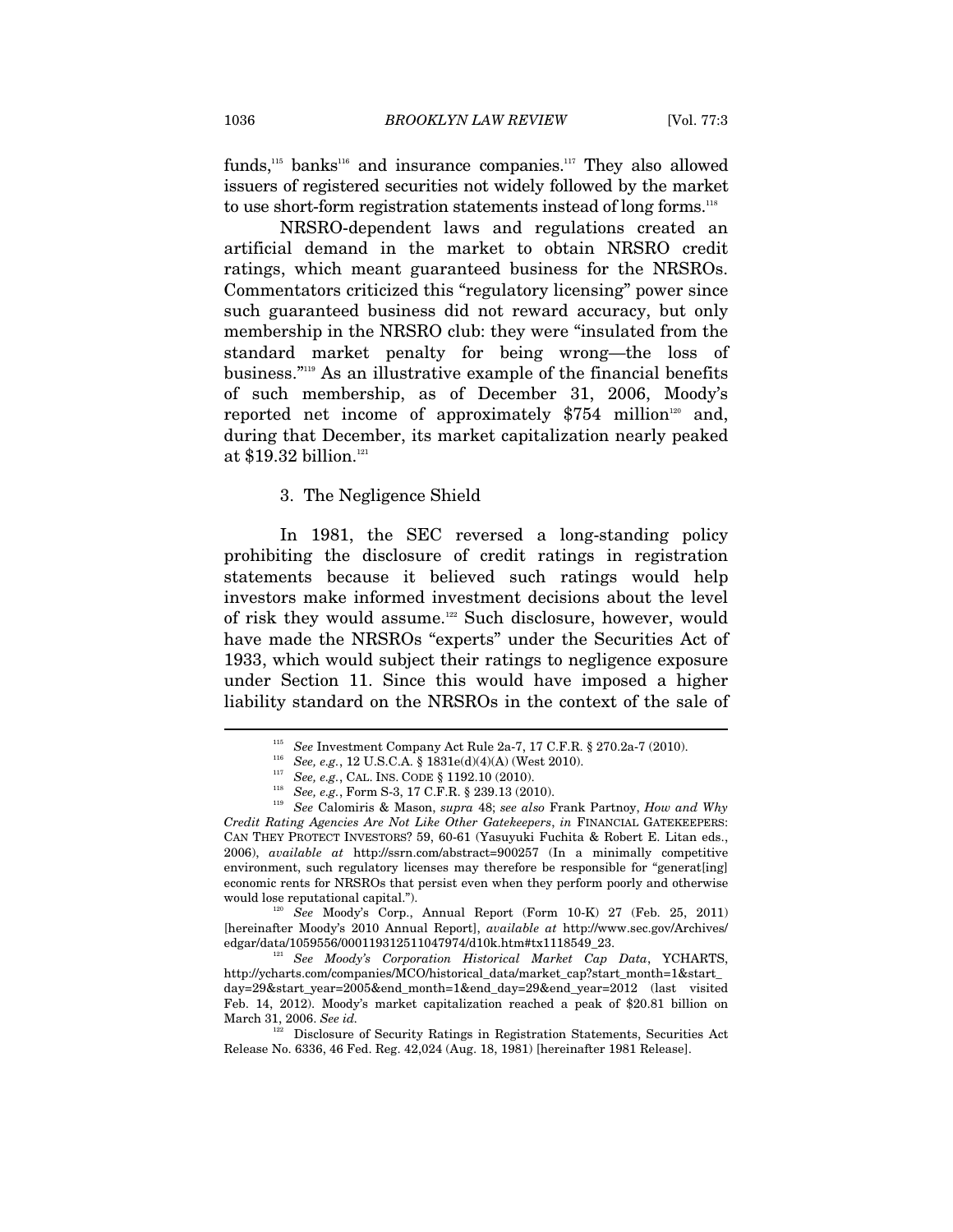funds,[115] banks[116] and insurance companies.[117] They also allowed issuers of registered securities not widely followed by the market to use short-form registration statements instead of long forms.[118]

NRSRO-dependent laws and regulations created an artificial demand in the market to obtain NRSRO credit ratings, which meant guaranteed business for the NRSROs. Commentators criticized this "regulatory licensing" power since such guaranteed business did not reward accuracy, but only membership in the NRSRO club: they were "insulated from the standard market penalty for being wrong—the loss of business."[119] As an illustrative example of the financial benefits of such membership, as of December 31, 2006, Moody's reported net income of approximately $754 million[120] and, during that December, its market capitalization nearly peaked at $19.32 billion.[121]

### 3. The Negligence Shield

In 1981, the SEC reversed a long-standing policy prohibiting the disclosure of credit ratings in registration statements because it believed such ratings would help investors make informed investment decisions about the level of risk they would assume.[122] Such disclosure, however, would have made the NRSROs "experts" under the Securities Act of 1933, which would subject their ratings to negligence exposure under Section 11. Since this would have imposed a higher liability standard on the NRSROs in the context of the sale of

---

[115] *See* Investment Company Act Rule 2a-7, 17 C.F.R. § 270.2a-7 (2010).

[116] *See, e.g.*, 12 U.S.C.A. § 1831e(d)(4)(A) (West 2010).

[117] *See, e.g.*, CAL. INS. CODE § 1192.10 (2010).

[118] *See, e.g.*, Form S-3, 17 C.F.R. § 239.13 (2010).

[119] *See* Calomiris & Mason, *supra* 48; *see also* Frank Partnoy, *How and Why Credit Rating Agencies Are Not Like Other Gatekeepers*, *in* FINANCIAL GATEKEEPERS: CAN THEY PROTECT INVESTORS? 59, 60-61 (Yasuyuki Fuchita & Robert E. Litan eds., 2006), *available at* http://ssrn.com/abstract=900257 (In a minimally competitive environment, such regulatory licenses may therefore be responsible for "generat[ing] economic rents for NRSROs that persist even when they perform poorly and otherwise would lose reputational capital.").

[120] *See* Moody's Corp., Annual Report (Form 10-K) 27 (Feb. 25, 2011) [hereinafter Moody's 2010 Annual Report], *available at* http://www.sec.gov/Archives/edgar/data/1059556/000119312511047974/d10k.htm#tx1118549_23.

[121] *See Moody's Corporation Historical Market Cap Data*, YCHARTS, http://ycharts.com/companies/MCO/historical_data/market_cap?start_month=1&start_day=29&start_year=2005&end_month=1&end_day=29&end_year=2012 (last visited Feb. 14, 2012). Moody's market capitalization reached a peak of $20.81 billion on March 31, 2006. *See id.*

[122] Disclosure of Security Ratings in Registration Statements, Securities Act Release No. 6336, 46 Fed. Reg. 42,024 (Aug. 18, 1981) [hereinafter 1981 Release].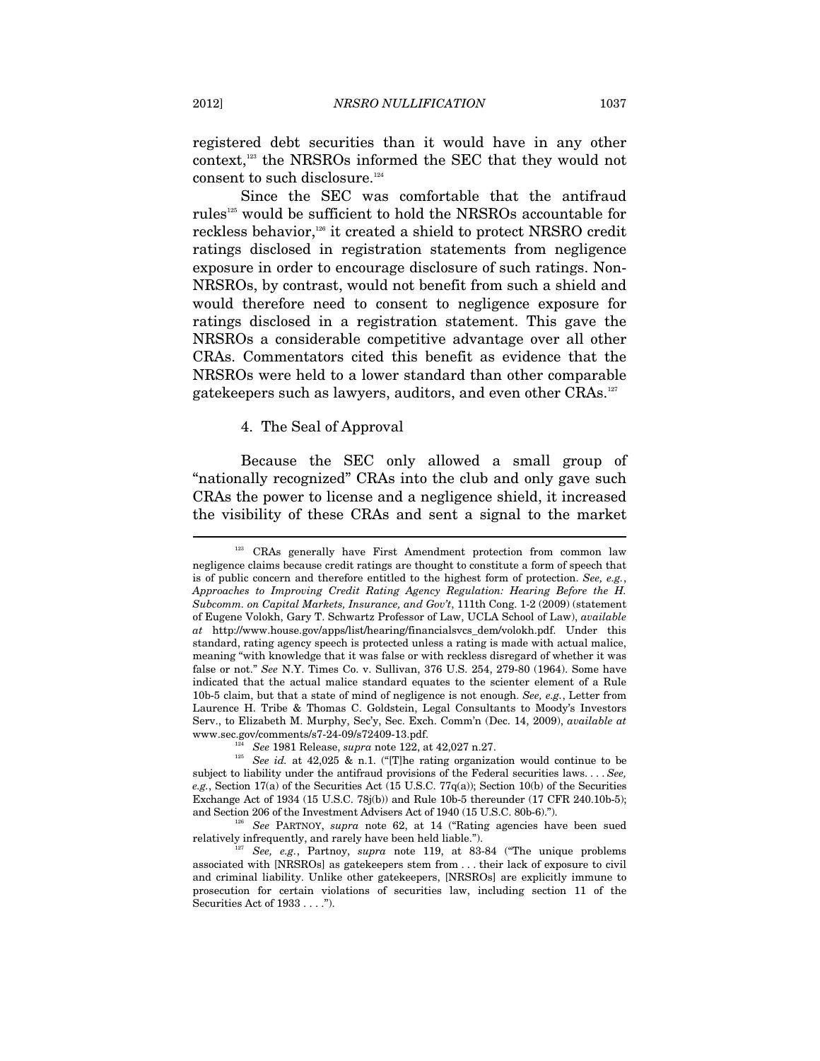registered debt securities than it would have in any other context,[123] the NRSROs informed the SEC that they would not consent to such disclosure.[124]

Since the SEC was comfortable that the antifraud rules[125] would be sufficient to hold the NRSROs accountable for reckless behavior,[126] it created a shield to protect NRSRO credit ratings disclosed in registration statements from negligence exposure in order to encourage disclosure of such ratings. Non-NRSROs, by contrast, would not benefit from such a shield and would therefore need to consent to negligence exposure for ratings disclosed in a registration statement. This gave the NRSROs a considerable competitive advantage over all other CRAs. Commentators cited this benefit as evidence that the NRSROs were held to a lower standard than other comparable gatekeepers such as lawyers, auditors, and even other CRAs.[127]

4. The Seal of Approval

Because the SEC only allowed a small group of "nationally recognized" CRAs into the club and only gave such CRAs the power to license and a negligence shield, it increased the visibility of these CRAs and sent a signal to the market

---

[123] CRAs generally have First Amendment protection from common law negligence claims because credit ratings are thought to constitute a form of speech that is of public concern and therefore entitled to the highest form of protection. *See, e.g.*, *Approaches to Improving Credit Rating Agency Regulation: Hearing Before the H. Subcomm. on Capital Markets, Insurance, and Gov't*, 111th Cong. 1-2 (2009) (statement of Eugene Volokh, Gary T. Schwartz Professor of Law, UCLA School of Law), *available at* http://www.house.gov/apps/list/hearing/financialsvcs_dem/volokh.pdf. Under this standard, rating agency speech is protected unless a rating is made with actual malice, meaning "with knowledge that it was false or with reckless disregard of whether it was false or not." *See* N.Y. Times Co. v. Sullivan, 376 U.S. 254, 279-80 (1964). Some have indicated that the actual malice standard equates to the scienter element of a Rule 10b-5 claim, but that a state of mind of negligence is not enough. *See, e.g.*, Letter from Laurence H. Tribe & Thomas C. Goldstein, Legal Consultants to Moody's Investors Serv., to Elizabeth M. Murphy, Sec'y, Sec. Exch. Comm'n (Dec. 14, 2009), *available at* www.sec.gov/comments/s7-24-09/s72409-13.pdf.

[124] *See* 1981 Release, *supra* note 122, at 42,027 n.27.

[125] *See id.* at 42,025 & n.1. ("[T]he rating organization would continue to be subject to liability under the antifraud provisions of the Federal securities laws. . . . *See, e.g.*, Section 17(a) of the Securities Act (15 U.S.C. 77q(a)); Section 10(b) of the Securities Exchange Act of 1934 (15 U.S.C. 78j(b)) and Rule 10b-5 thereunder (17 CFR 240.10b-5); and Section 206 of the Investment Advisers Act of 1940 (15 U.S.C. 80b-6).").

[126] *See* PARTNOY, *supra* note 62, at 14 ("Rating agencies have been sued relatively infrequently, and rarely have been held liable.").

[127] *See, e.g.*, Partnoy, *supra* note 119, at 83-84 ("The unique problems associated with [NRSROs] as gatekeepers stem from . . . their lack of exposure to civil and criminal liability. Unlike other gatekeepers, [NRSROs] are explicitly immune to prosecution for certain violations of securities law, including section 11 of the Securities Act of 1933 . . . .").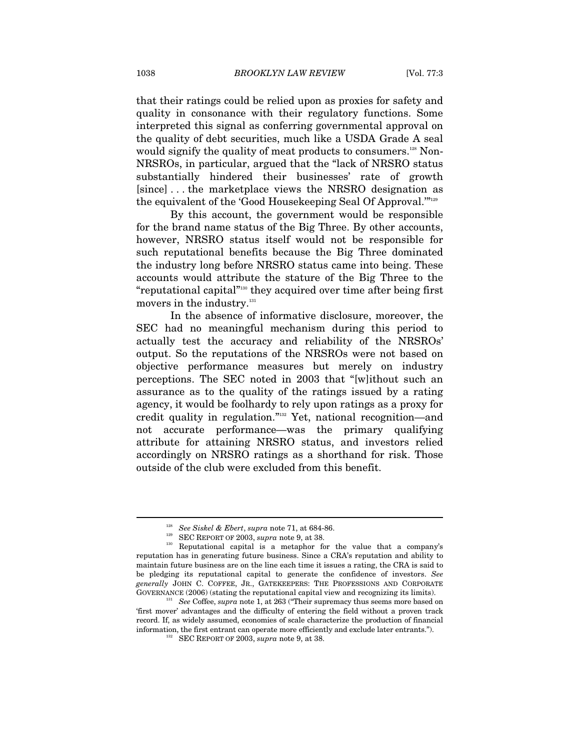that their ratings could be relied upon as proxies for safety and quality in consonance with their regulatory functions. Some interpreted this signal as conferring governmental approval on the quality of debt securities, much like a USDA Grade A seal would signify the quality of meat products to consumers.[128] Non-NRSROs, in particular, argued that the "lack of NRSRO status substantially hindered their businesses' rate of growth [since] . . . the marketplace views the NRSRO designation as the equivalent of the 'Good Housekeeping Seal Of Approval.'"[129]

By this account, the government would be responsible for the brand name status of the Big Three. By other accounts, however, NRSRO status itself would not be responsible for such reputational benefits because the Big Three dominated the industry long before NRSRO status came into being. These accounts would attribute the stature of the Big Three to the "reputational capital"[130] they acquired over time after being first movers in the industry.[131]

In the absence of informative disclosure, moreover, the SEC had no meaningful mechanism during this period to actually test the accuracy and reliability of the NRSROs' output. So the reputations of the NRSROs were not based on objective performance measures but merely on industry perceptions. The SEC noted in 2003 that "[w]ithout such an assurance as to the quality of the ratings issued by a rating agency, it would be foolhardy to rely upon ratings as a proxy for credit quality in regulation."[132] Yet, national recognition—and not accurate performance—was the primary qualifying attribute for attaining NRSRO status, and investors relied accordingly on NRSRO ratings as a shorthand for risk. Those outside of the club were excluded from this benefit.

---

[128] *See Siskel & Ebert*, *supra* note 71, at 684-86.

[129] SEC REPORT OF 2003, *supra* note 9, at 38.

[130] Reputational capital is a metaphor for the value that a company's reputation has in generating future business. Since a CRA's reputation and ability to maintain future business are on the line each time it issues a rating, the CRA is said to be pledging its reputational capital to generate the confidence of investors. *See generally* JOHN C. COFFEE, JR., GATEKEEPERS: THE PROFESSIONS AND CORPORATE GOVERNANCE (2006) (stating the reputational capital view and recognizing its limits).

[131] *See* Coffee, *supra* note 1, at 263 ("Their supremacy thus seems more based on 'first mover' advantages and the difficulty of entering the field without a proven track record. If, as widely assumed, economies of scale characterize the production of financial information, the first entrant can operate more efficiently and exclude later entrants.").

[132] SEC REPORT OF 2003, *supra* note 9, at 38.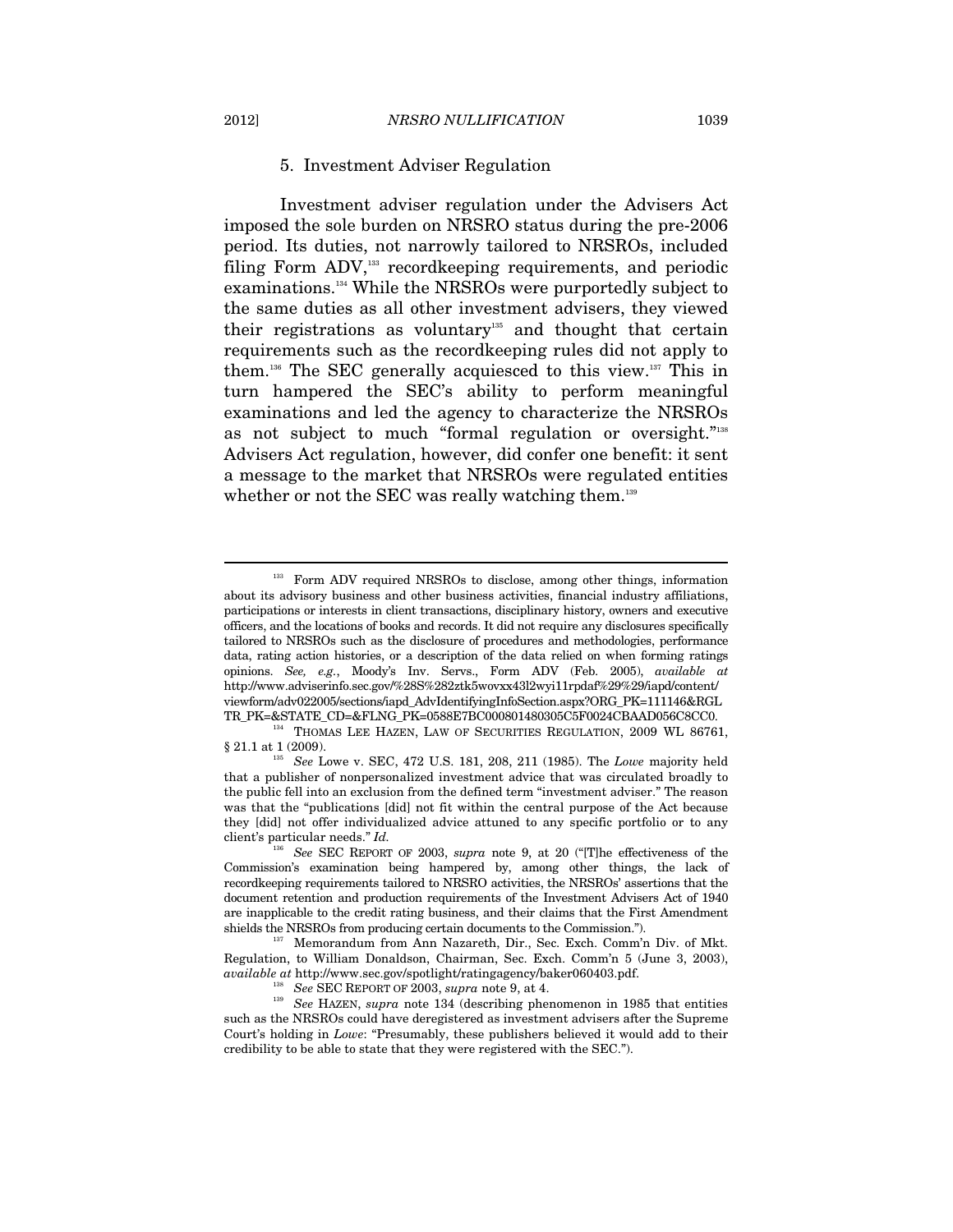### 5. Investment Adviser Regulation

Investment adviser regulation under the Advisers Act imposed the sole burden on NRSRO status during the pre-2006 period. Its duties, not narrowly tailored to NRSROs, included filing Form ADV,[133] recordkeeping requirements, and periodic examinations.[134] While the NRSROs were purportedly subject to the same duties as all other investment advisers, they viewed their registrations as voluntary[135] and thought that certain requirements such as the recordkeeping rules did not apply to them.[136] The SEC generally acquiesced to this view.[137] This in turn hampered the SEC's ability to perform meaningful examinations and led the agency to characterize the NRSROs as not subject to much "formal regulation or oversight."[138] Advisers Act regulation, however, did confer one benefit: it sent a message to the market that NRSROs were regulated entities whether or not the SEC was really watching them.[139]

---

[133] Form ADV required NRSROs to disclose, among other things, information about its advisory business and other business activities, financial industry affiliations, participations or interests in client transactions, disciplinary history, owners and executive officers, and the locations of books and records. It did not require any disclosures specifically tailored to NRSROs such as the disclosure of procedures and methodologies, performance data, rating action histories, or a description of the data relied on when forming ratings opinions. *See, e.g.*, Moody's Inv. Servs., Form ADV (Feb. 2005), *available at* http://www.adviserinfo.sec.gov/%28S%282ztk5wovxx43l2wyi11rpdaf%29%29/iapd/content/viewform/adv022005/sections/iapd_AdvIdentifyingInfoSection.aspx?ORG_PK=111146&RGLTR_PK=&STATE_CD=&FLNG_PK=0588E7BC000801480305C5F0024CBAAD056C8CC0.

[134] THOMAS LEE HAZEN, LAW OF SECURITIES REGULATION, 2009 WL 86761, § 21.1 at 1 (2009).

[135] *See* Lowe v. SEC, 472 U.S. 181, 208, 211 (1985). The *Lowe* majority held that a publisher of nonpersonalized investment advice that was circulated broadly to the public fell into an exclusion from the defined term "investment adviser." The reason was that the "publications [did] not fit within the central purpose of the Act because they [did] not offer individualized advice attuned to any specific portfolio or to any client's particular needs." *Id.*

[136] *See* SEC REPORT OF 2003, *supra* note 9, at 20 ("[T]he effectiveness of the Commission's examination being hampered by, among other things, the lack of recordkeeping requirements tailored to NRSRO activities, the NRSROs' assertions that the document retention and production requirements of the Investment Advisers Act of 1940 are inapplicable to the credit rating business, and their claims that the First Amendment shields the NRSROs from producing certain documents to the Commission.").

[137] Memorandum from Ann Nazareth, Dir., Sec. Exch. Comm'n Div. of Mkt. Regulation, to William Donaldson, Chairman, Sec. Exch. Comm'n 5 (June 3, 2003), *available at* http://www.sec.gov/spotlight/ratingagency/baker060403.pdf.

[138] *See* SEC REPORT OF 2003, *supra* note 9, at 4.

[139] *See* HAZEN, *supra* note 134 (describing phenomenon in 1985 that entities such as the NRSROs could have deregistered as investment advisers after the Supreme Court's holding in *Lowe*: "Presumably, these publishers believed it would add to their credibility to be able to state that they were registered with the SEC.").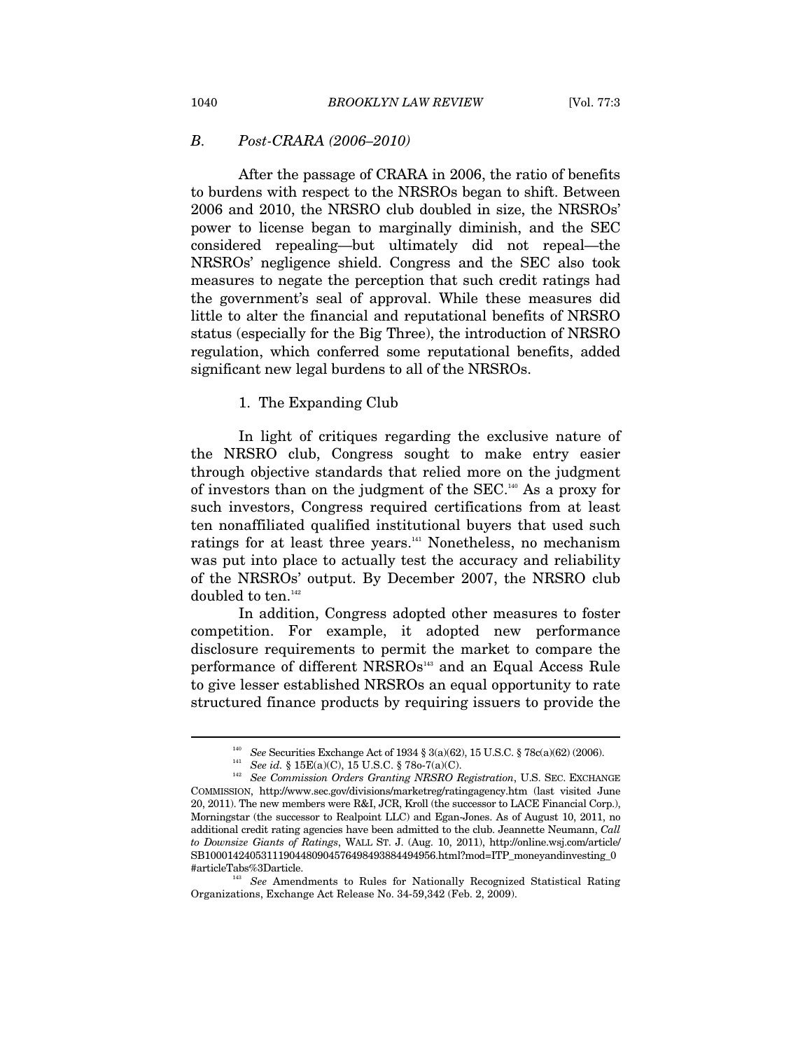## *B. Post-CRARA (2006–2010)*

After the passage of CRARA in 2006, the ratio of benefits to burdens with respect to the NRSROs began to shift. Between 2006 and 2010, the NRSRO club doubled in size, the NRSROs' power to license began to marginally diminish, and the SEC considered repealing—but ultimately did not repeal—the NRSROs' negligence shield. Congress and the SEC also took measures to negate the perception that such credit ratings had the government's seal of approval. While these measures did little to alter the financial and reputational benefits of NRSRO status (especially for the Big Three), the introduction of NRSRO regulation, which conferred some reputational benefits, added significant new legal burdens to all of the NRSROs.

### 1. The Expanding Club

In light of critiques regarding the exclusive nature of the NRSRO club, Congress sought to make entry easier through objective standards that relied more on the judgment of investors than on the judgment of the SEC.[140] As a proxy for such investors, Congress required certifications from at least ten nonaffiliated qualified institutional buyers that used such ratings for at least three years.[141] Nonetheless, no mechanism was put into place to actually test the accuracy and reliability of the NRSROs' output. By December 2007, the NRSRO club doubled to ten.[142]

In addition, Congress adopted other measures to foster competition. For example, it adopted new performance disclosure requirements to permit the market to compare the performance of different NRSROs[143] and an Equal Access Rule to give lesser established NRSROs an equal opportunity to rate structured finance products by requiring issuers to provide the

---

[140] *See* Securities Exchange Act of 1934 § 3(a)(62), 15 U.S.C. § 78c(a)(62) (2006).

[141] *See id.* § 15E(a)(C), 15 U.S.C. § 78o-7(a)(C).

[142] *See Commission Orders Granting NRSRO Registration*, U.S. SEC. EXCHANGE COMMISSION, http://www.sec.gov/divisions/marketreg/ratingagency.htm (last visited June 20, 2011). The new members were R&I, JCR, Kroll (the successor to LACE Financial Corp.), Morningstar (the successor to Realpoint LLC) and Egan-Jones. As of August 10, 2011, no additional credit rating agencies have been admitted to the club. Jeannette Neumann, *Call to Downsize Giants of Ratings*, WALL ST. J. (Aug. 10, 2011), http://online.wsj.com/article/SB10001424053111904480904576498493884494956.html?mod=ITP_moneyandinvesting_0#articleTabs%3Darticle.

[143] *See* Amendments to Rules for Nationally Recognized Statistical Rating Organizations, Exchange Act Release No. 34-59,342 (Feb. 2, 2009).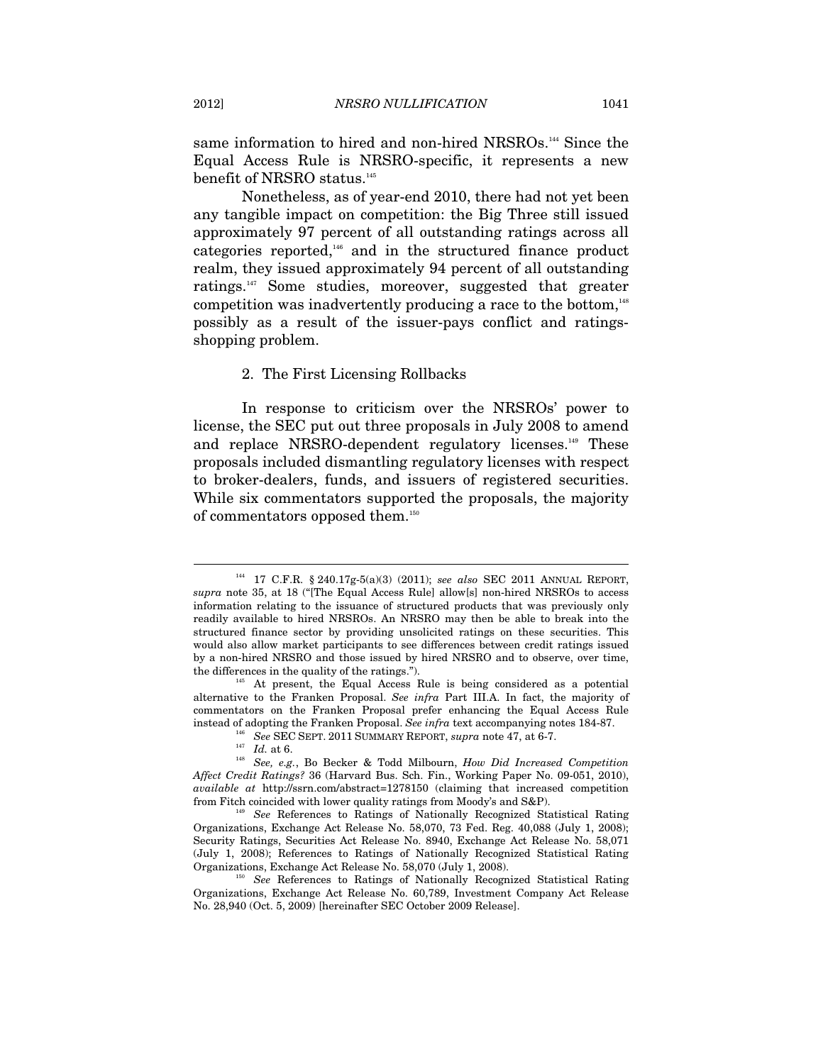same information to hired and non-hired NRSROs.[144] Since the Equal Access Rule is NRSRO-specific, it represents a new benefit of NRSRO status.[145]

Nonetheless, as of year-end 2010, there had not yet been any tangible impact on competition: the Big Three still issued approximately 97 percent of all outstanding ratings across all categories reported,[146] and in the structured finance product realm, they issued approximately 94 percent of all outstanding ratings.[147] Some studies, moreover, suggested that greater competition was inadvertently producing a race to the bottom,[148] possibly as a result of the issuer-pays conflict and ratings-shopping problem.

### 2. The First Licensing Rollbacks

In response to criticism over the NRSROs' power to license, the SEC put out three proposals in July 2008 to amend and replace NRSRO-dependent regulatory licenses.[149] These proposals included dismantling regulatory licenses with respect to broker-dealers, funds, and issuers of registered securities. While six commentators supported the proposals, the majority of commentators opposed them.[150]

---

[144] 17 C.F.R. § 240.17g-5(a)(3) (2011); *see also* SEC 2011 ANNUAL REPORT, *supra* note 35, at 18 ("[The Equal Access Rule] allow[s] non-hired NRSROs to access information relating to the issuance of structured products that was previously only readily available to hired NRSROs. An NRSRO may then be able to break into the structured finance sector by providing unsolicited ratings on these securities. This would also allow market participants to see differences between credit ratings issued by a non-hired NRSRO and those issued by hired NRSRO and to observe, over time, the differences in the quality of the ratings.").

[145] At present, the Equal Access Rule is being considered as a potential alternative to the Franken Proposal. *See infra* Part III.A. In fact, the majority of commentators on the Franken Proposal prefer enhancing the Equal Access Rule instead of adopting the Franken Proposal. *See infra* text accompanying notes 184-87.

[146] *See* SEC SEPT. 2011 SUMMARY REPORT, *supra* note 47, at 6-7.

[147] *Id.* at 6.

[148] *See, e.g.*, Bo Becker & Todd Milbourn, *How Did Increased Competition Affect Credit Ratings?* 36 (Harvard Bus. Sch. Fin., Working Paper No. 09-051, 2010), *available at* http://ssrn.com/abstract=1278150 (claiming that increased competition from Fitch coincided with lower quality ratings from Moody's and S&P).

[149] *See* References to Ratings of Nationally Recognized Statistical Rating Organizations, Exchange Act Release No. 58,070, 73 Fed. Reg. 40,088 (July 1, 2008); Security Ratings, Securities Act Release No. 8940, Exchange Act Release No. 58,071 (July 1, 2008); References to Ratings of Nationally Recognized Statistical Rating Organizations, Exchange Act Release No. 58,070 (July 1, 2008).

[150] *See* References to Ratings of Nationally Recognized Statistical Rating Organizations, Exchange Act Release No. 60,789, Investment Company Act Release No. 28,940 (Oct. 5, 2009) [hereinafter SEC October 2009 Release].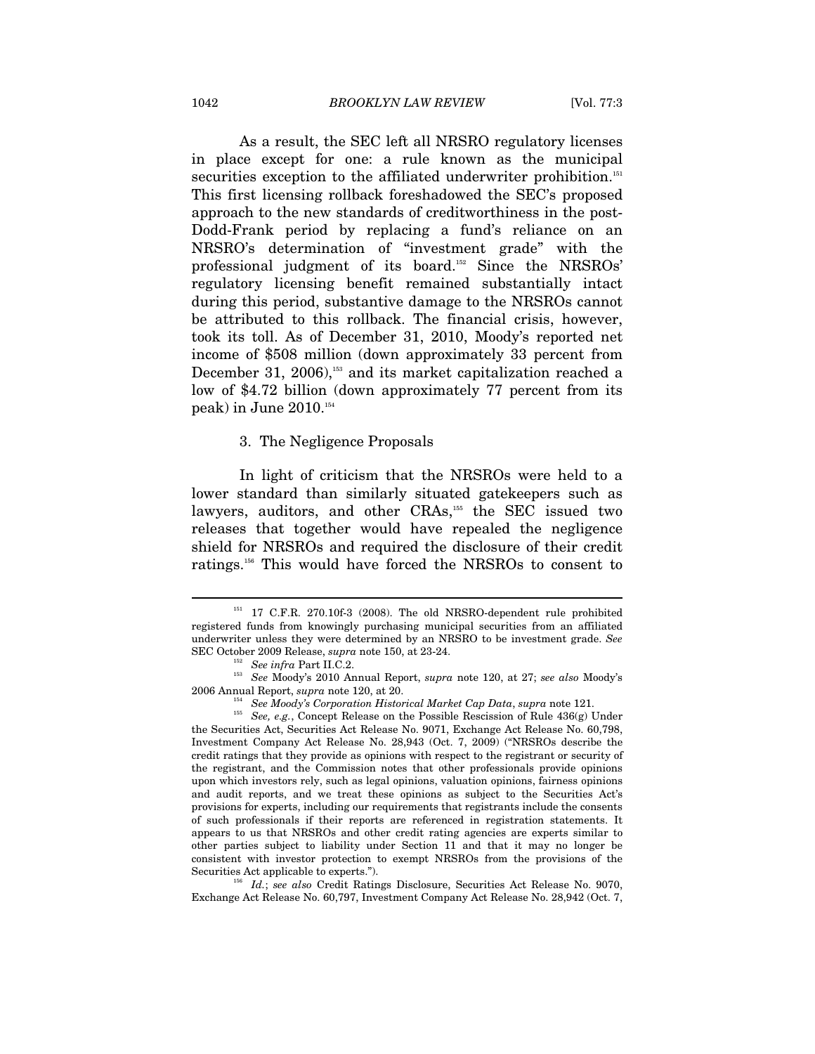As a result, the SEC left all NRSRO regulatory licenses in place except for one: a rule known as the municipal securities exception to the affiliated underwriter prohibition.[151] This first licensing rollback foreshadowed the SEC's proposed approach to the new standards of creditworthiness in the post-Dodd-Frank period by replacing a fund's reliance on an NRSRO's determination of "investment grade" with the professional judgment of its board.[152] Since the NRSROs' regulatory licensing benefit remained substantially intact during this period, substantive damage to the NRSROs cannot be attributed to this rollback. The financial crisis, however, took its toll. As of December 31, 2010, Moody's reported net income of $508 million (down approximately 33 percent from December 31, 2006),[153] and its market capitalization reached a low of $4.72 billion (down approximately 77 percent from its peak) in June 2010.[154]

### 3. The Negligence Proposals

In light of criticism that the NRSROs were held to a lower standard than similarly situated gatekeepers such as lawyers, auditors, and other CRAs,[155] the SEC issued two releases that together would have repealed the negligence shield for NRSROs and required the disclosure of their credit ratings.[156] This would have forced the NRSROs to consent to

---

[151] 17 C.F.R. 270.10f-3 (2008). The old NRSRO-dependent rule prohibited registered funds from knowingly purchasing municipal securities from an affiliated underwriter unless they were determined by an NRSRO to be investment grade. *See* SEC October 2009 Release, *supra* note 150, at 23-24.

[152] *See infra* Part II.C.2.

[153] *See* Moody's 2010 Annual Report, *supra* note 120, at 27; *see also* Moody's 2006 Annual Report, *supra* note 120, at 20.

[154] *See Moody's Corporation Historical Market Cap Data*, *supra* note 121.

[155] *See, e.g.*, Concept Release on the Possible Rescission of Rule 436(g) Under the Securities Act, Securities Act Release No. 9071, Exchange Act Release No. 60,798, Investment Company Act Release No. 28,943 (Oct. 7, 2009) ("NRSROs describe the credit ratings that they provide as opinions with respect to the registrant or security of the registrant, and the Commission notes that other professionals provide opinions upon which investors rely, such as legal opinions, valuation opinions, fairness opinions and audit reports, and we treat these opinions as subject to the Securities Act's provisions for experts, including our requirements that registrants include the consents of such professionals if their reports are referenced in registration statements. It appears to us that NRSROs and other credit rating agencies are experts similar to other parties subject to liability under Section 11 and that it may no longer be consistent with investor protection to exempt NRSROs from the provisions of the Securities Act applicable to experts.").

[156] *Id.*; *see also* Credit Ratings Disclosure, Securities Act Release No. 9070, Exchange Act Release No. 60,797, Investment Company Act Release No. 28,942 (Oct. 7,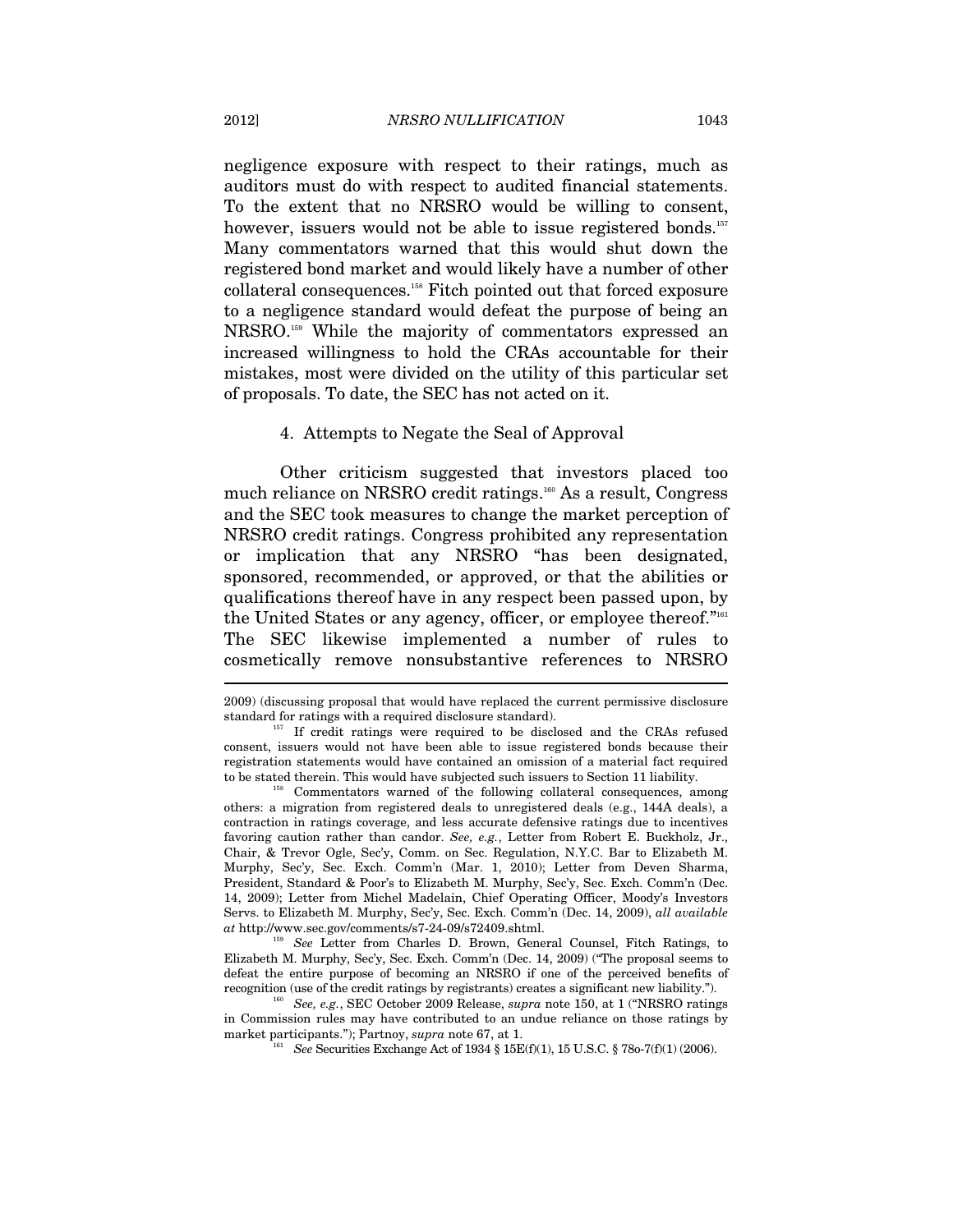negligence exposure with respect to their ratings, much as auditors must do with respect to audited financial statements. To the extent that no NRSRO would be willing to consent, however, issuers would not be able to issue registered bonds.[157] Many commentators warned that this would shut down the registered bond market and would likely have a number of other collateral consequences.[158] Fitch pointed out that forced exposure to a negligence standard would defeat the purpose of being an NRSRO.[159] While the majority of commentators expressed an increased willingness to hold the CRAs accountable for their mistakes, most were divided on the utility of this particular set of proposals. To date, the SEC has not acted on it.

#### 4. Attempts to Negate the Seal of Approval

Other criticism suggested that investors placed too much reliance on NRSRO credit ratings.[160] As a result, Congress and the SEC took measures to change the market perception of NRSRO credit ratings. Congress prohibited any representation or implication that any NRSRO "has been designated, sponsored, recommended, or approved, or that the abilities or qualifications thereof have in any respect been passed upon, by the United States or any agency, officer, or employee thereof."[161] The SEC likewise implemented a number of rules to cosmetically remove nonsubstantive references to NRSRO

---

2009) (discussing proposal that would have replaced the current permissive disclosure standard for ratings with a required disclosure standard).

[157] If credit ratings were required to be disclosed and the CRAs refused consent, issuers would not have been able to issue registered bonds because their registration statements would have contained an omission of a material fact required to be stated therein. This would have subjected such issuers to Section 11 liability.

[158] Commentators warned of the following collateral consequences, among others: a migration from registered deals to unregistered deals (e.g., 144A deals), a contraction in ratings coverage, and less accurate defensive ratings due to incentives favoring caution rather than candor. *See, e.g.*, Letter from Robert E. Buckholz, Jr., Chair, & Trevor Ogle, Sec'y, Comm. on Sec. Regulation, N.Y.C. Bar to Elizabeth M. Murphy, Sec'y, Sec. Exch. Comm'n (Mar. 1, 2010); Letter from Deven Sharma, President, Standard & Poor's to Elizabeth M. Murphy, Sec'y, Sec. Exch. Comm'n (Dec. 14, 2009); Letter from Michel Madelain, Chief Operating Officer, Moody's Investors Servs. to Elizabeth M. Murphy, Sec'y, Sec. Exch. Comm'n (Dec. 14, 2009), *all available at* http://www.sec.gov/comments/s7-24-09/s72409.shtml.

[159] *See* Letter from Charles D. Brown, General Counsel, Fitch Ratings, to Elizabeth M. Murphy, Sec'y, Sec. Exch. Comm'n (Dec. 14, 2009) ("The proposal seems to defeat the entire purpose of becoming an NRSRO if one of the perceived benefits of recognition (use of the credit ratings by registrants) creates a significant new liability.").

[160] *See, e.g.*, SEC October 2009 Release, *supra* note 150, at 1 ("NRSRO ratings in Commission rules may have contributed to an undue reliance on those ratings by market participants."); Partnoy, *supra* note 67, at 1.

[161] *See* Securities Exchange Act of 1934 § 15E(f)(1), 15 U.S.C. § 78o-7(f)(1) (2006).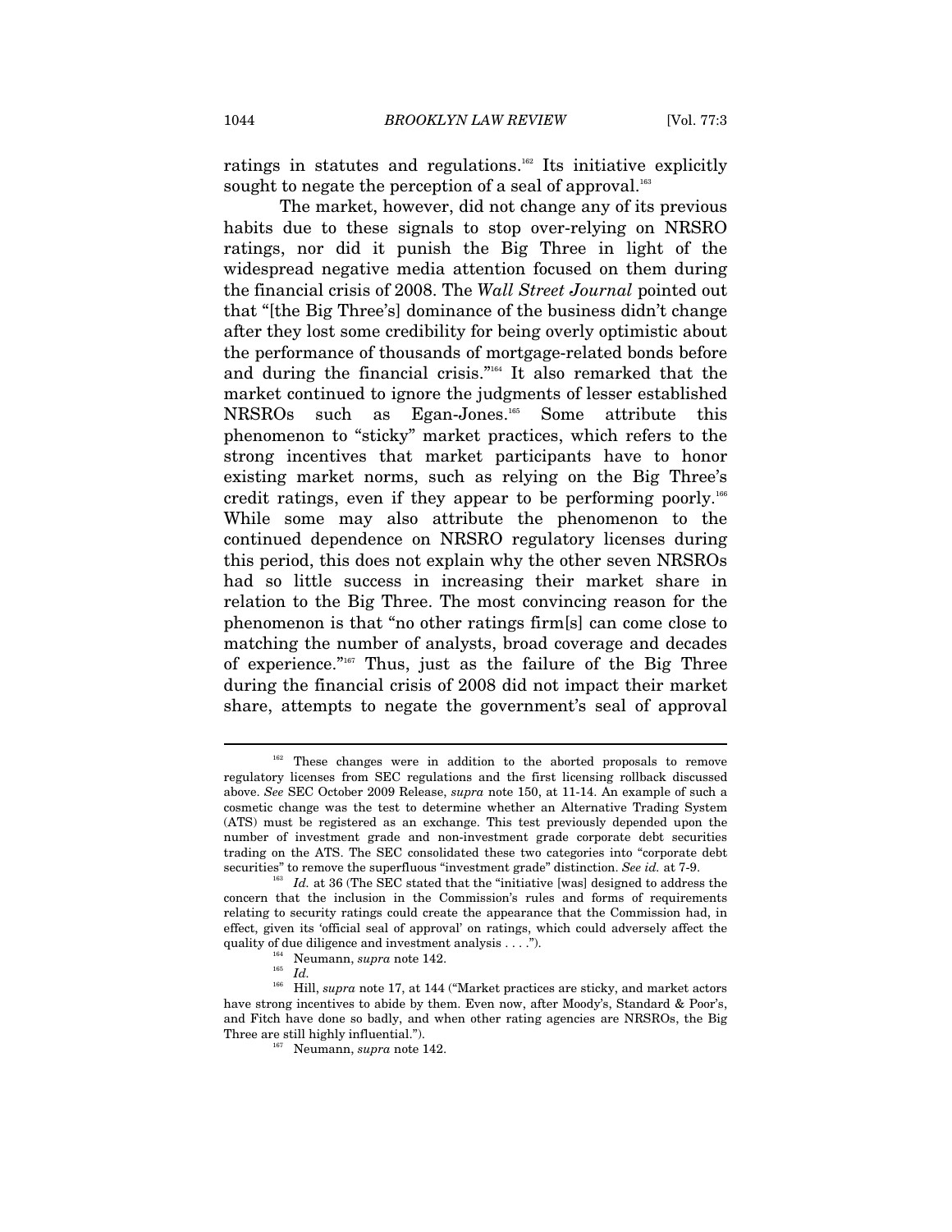ratings in statutes and regulations.[162] Its initiative explicitly sought to negate the perception of a seal of approval.[163]

The market, however, did not change any of its previous habits due to these signals to stop over-relying on NRSRO ratings, nor did it punish the Big Three in light of the widespread negative media attention focused on them during the financial crisis of 2008. The *Wall Street Journal* pointed out that "[the Big Three's] dominance of the business didn't change after they lost some credibility for being overly optimistic about the performance of thousands of mortgage-related bonds before and during the financial crisis."[164] It also remarked that the market continued to ignore the judgments of lesser established NRSROs such as Egan-Jones.[165] Some attribute this phenomenon to "sticky" market practices, which refers to the strong incentives that market participants have to honor existing market norms, such as relying on the Big Three's credit ratings, even if they appear to be performing poorly.[166] While some may also attribute the phenomenon to the continued dependence on NRSRO regulatory licenses during this period, this does not explain why the other seven NRSROs had so little success in increasing their market share in relation to the Big Three. The most convincing reason for the phenomenon is that "no other ratings firm[s] can come close to matching the number of analysts, broad coverage and decades of experience."[167] Thus, just as the failure of the Big Three during the financial crisis of 2008 did not impact their market share, attempts to negate the government's seal of approval

---

[162] These changes were in addition to the aborted proposals to remove regulatory licenses from SEC regulations and the first licensing rollback discussed above. *See* SEC October 2009 Release, *supra* note 150, at 11-14. An example of such a cosmetic change was the test to determine whether an Alternative Trading System (ATS) must be registered as an exchange. This test previously depended upon the number of investment grade and non-investment grade corporate debt securities trading on the ATS. The SEC consolidated these two categories into "corporate debt securities" to remove the superfluous "investment grade" distinction. *See id.* at 7-9.

[163] *Id.* at 36 (The SEC stated that the "initiative [was] designed to address the concern that the inclusion in the Commission's rules and forms of requirements relating to security ratings could create the appearance that the Commission had, in effect, given its 'official seal of approval' on ratings, which could adversely affect the quality of due diligence and investment analysis . . . .").

[164] Neumann, *supra* note 142.

[165] *Id.*

[166] Hill, *supra* note 17, at 144 ("Market practices are sticky, and market actors have strong incentives to abide by them. Even now, after Moody's, Standard & Poor's, and Fitch have done so badly, and when other rating agencies are NRSROs, the Big Three are still highly influential.").

[167] Neumann, *supra* note 142.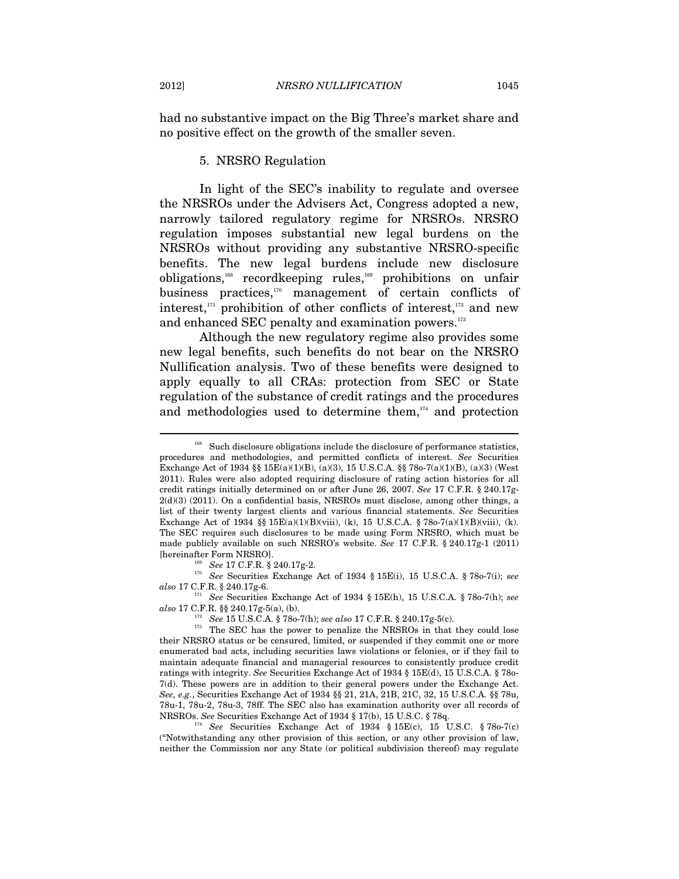had no substantive impact on the Big Three's market share and no positive effect on the growth of the smaller seven.

### 5. NRSRO Regulation

In light of the SEC's inability to regulate and oversee the NRSROs under the Advisers Act, Congress adopted a new, narrowly tailored regulatory regime for NRSROs. NRSRO regulation imposes substantial new legal burdens on the NRSROs without providing any substantive NRSRO-specific benefits. The new legal burdens include new disclosure obligations,[168] recordkeeping rules,[169] prohibitions on unfair business practices,[170] management of certain conflicts of interest,[171] prohibition of other conflicts of interest,[172] and new and enhanced SEC penalty and examination powers.[173]

Although the new regulatory regime also provides some new legal benefits, such benefits do not bear on the NRSRO Nullification analysis. Two of these benefits were designed to apply equally to all CRAs: protection from SEC or State regulation of the substance of credit ratings and the procedures and methodologies used to determine them,[174] and protection

---

[168] Such disclosure obligations include the disclosure of performance statistics, procedures and methodologies, and permitted conflicts of interest. *See* Securities Exchange Act of 1934 §§ 15E(a)(1)(B), (a)(3), 15 U.S.C.A. §§ 78o-7(a)(1)(B), (a)(3) (West 2011). Rules were also adopted requiring disclosure of rating action histories for all credit ratings initially determined on or after June 26, 2007. *See* 17 C.F.R. § 240.17g-2(d)(3) (2011). On a confidential basis, NRSROs must disclose, among other things, a list of their twenty largest clients and various financial statements. *See* Securities Exchange Act of 1934 §§ 15E(a)(1)(B)(viii), (k), 15 U.S.C.A. § 78o-7(a)(1)(B)(viii), (k). The SEC requires such disclosures to be made using Form NRSRO, which must be made publicly available on such NRSRO's website. *See* 17 C.F.R. § 240.17g-1 (2011) [hereinafter Form NRSRO].

[169] *See* 17 C.F.R. § 240.17g-2.

[170] *See* Securities Exchange Act of 1934 § 15E(i), 15 U.S.C.A. § 78o-7(i); *see also* 17 C.F.R. § 240.17g-6.

[171] *See* Securities Exchange Act of 1934 § 15E(h), 15 U.S.C.A. § 78o-7(h); *see also* 17 C.F.R. §§ 240.17g-5(a), (b).

[172] *See* 15 U.S.C.A. § 78o-7(h); *see also* 17 C.F.R. § 240.17g-5(c).

[173] The SEC has the power to penalize the NRSROs in that they could lose their NRSRO status or be censured, limited, or suspended if they commit one or more enumerated bad acts, including securities laws violations or felonies, or if they fail to maintain adequate financial and managerial resources to consistently produce credit ratings with integrity. *See* Securities Exchange Act of 1934 § 15E(d), 15 U.S.C.A. § 78o-7(d). These powers are in addition to their general powers under the Exchange Act. *See, e.g.*, Securities Exchange Act of 1934 §§ 21, 21A, 21B, 21C, 32, 15 U.S.C.A. §§ 78u, 78u-1, 78u-2, 78u-3, 78ff. The SEC also has examination authority over all records of NRSROs. *See* Securities Exchange Act of 1934 § 17(b), 15 U.S.C. § 78q.

[174] *See* Securities Exchange Act of 1934 § 15E(c), 15 U.S.C. § 78o-7(c) ("Notwithstanding any other provision of this section, or any other provision of law, neither the Commission nor any State (or political subdivision thereof) may regulate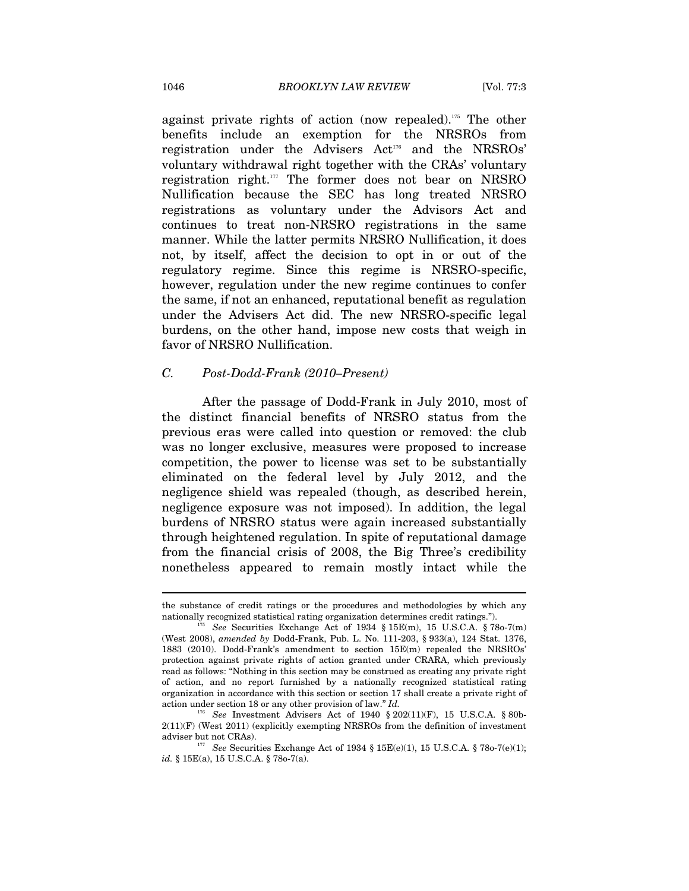against private rights of action (now repealed).[175] The other benefits include an exemption for the NRSROs from registration under the Advisers Act[176] and the NRSROs' voluntary withdrawal right together with the CRAs' voluntary registration right.[177] The former does not bear on NRSRO Nullification because the SEC has long treated NRSRO registrations as voluntary under the Advisors Act and continues to treat non-NRSRO registrations in the same manner. While the latter permits NRSRO Nullification, it does not, by itself, affect the decision to opt in or out of the regulatory regime. Since this regime is NRSRO-specific, however, regulation under the new regime continues to confer the same, if not an enhanced, reputational benefit as regulation under the Advisers Act did. The new NRSRO-specific legal burdens, on the other hand, impose new costs that weigh in favor of NRSRO Nullification.

### *C. Post-Dodd-Frank (2010–Present)*

After the passage of Dodd-Frank in July 2010, most of the distinct financial benefits of NRSRO status from the previous eras were called into question or removed: the club was no longer exclusive, measures were proposed to increase competition, the power to license was set to be substantially eliminated on the federal level by July 2012, and the negligence shield was repealed (though, as described herein, negligence exposure was not imposed). In addition, the legal burdens of NRSRO status were again increased substantially through heightened regulation. In spite of reputational damage from the financial crisis of 2008, the Big Three's credibility nonetheless appeared to remain mostly intact while the

---

the substance of credit ratings or the procedures and methodologies by which any nationally recognized statistical rating organization determines credit ratings.").

[175] *See* Securities Exchange Act of 1934 § 15E(m), 15 U.S.C.A. § 78o-7(m) (West 2008), *amended by* Dodd-Frank, Pub. L. No. 111-203, § 933(a), 124 Stat. 1376, 1883 (2010). Dodd-Frank's amendment to section 15E(m) repealed the NRSROs' protection against private rights of action granted under CRARA, which previously read as follows: "Nothing in this section may be construed as creating any private right of action, and no report furnished by a nationally recognized statistical rating organization in accordance with this section or section 17 shall create a private right of action under section 18 or any other provision of law." *Id.*

[176] *See* Investment Advisers Act of 1940 § 202(11)(F), 15 U.S.C.A. § 80b-2(11)(F) (West 2011) (explicitly exempting NRSROs from the definition of investment adviser but not CRAs).

[177] *See* Securities Exchange Act of 1934 § 15E(e)(1), 15 U.S.C.A. § 78o-7(e)(1); *id.* § 15E(a), 15 U.S.C.A. § 78o-7(a).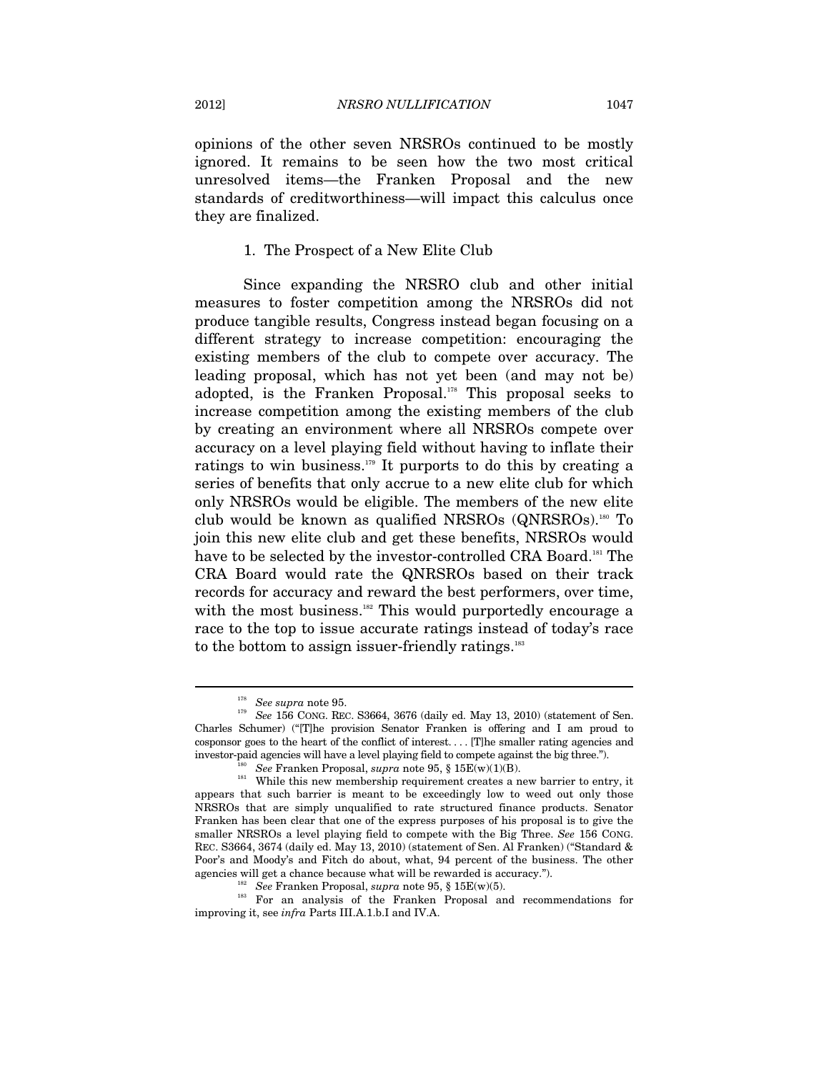opinions of the other seven NRSROs continued to be mostly ignored. It remains to be seen how the two most critical unresolved items—the Franken Proposal and the new standards of creditworthiness—will impact this calculus once they are finalized.

### 1. The Prospect of a New Elite Club

Since expanding the NRSRO club and other initial measures to foster competition among the NRSROs did not produce tangible results, Congress instead began focusing on a different strategy to increase competition: encouraging the existing members of the club to compete over accuracy. The leading proposal, which has not yet been (and may not be) adopted, is the Franken Proposal.[178] This proposal seeks to increase competition among the existing members of the club by creating an environment where all NRSROs compete over accuracy on a level playing field without having to inflate their ratings to win business.[179] It purports to do this by creating a series of benefits that only accrue to a new elite club for which only NRSROs would be eligible. The members of the new elite club would be known as qualified NRSROs (QNRSROs).[180] To join this new elite club and get these benefits, NRSROs would have to be selected by the investor-controlled CRA Board.[181] The CRA Board would rate the QNRSROs based on their track records for accuracy and reward the best performers, over time, with the most business.[182] This would purportedly encourage a race to the top to issue accurate ratings instead of today's race to the bottom to assign issuer-friendly ratings.[183]

---

[178] *See supra* note 95.

[179] *See* 156 CONG. REC. S3664, 3676 (daily ed. May 13, 2010) (statement of Sen. Charles Schumer) ("[T]he provision Senator Franken is offering and I am proud to cosponsor goes to the heart of the conflict of interest. . . . [T]he smaller rating agencies and investor-paid agencies will have a level playing field to compete against the big three.").

[180] *See* Franken Proposal, *supra* note 95, § 15E(w)(1)(B).

[181] While this new membership requirement creates a new barrier to entry, it appears that such barrier is meant to be exceedingly low to weed out only those NRSROs that are simply unqualified to rate structured finance products. Senator Franken has been clear that one of the express purposes of his proposal is to give the smaller NRSROs a level playing field to compete with the Big Three. *See* 156 CONG. REC. S3664, 3674 (daily ed. May 13, 2010) (statement of Sen. Al Franken) ("Standard & Poor's and Moody's and Fitch do about, what, 94 percent of the business. The other agencies will get a chance because what will be rewarded is accuracy.").

[182] *See* Franken Proposal, *supra* note 95, § 15E(w)(5).

[183] For an analysis of the Franken Proposal and recommendations for improving it, see *infra* Parts III.A.1.b.I and IV.A.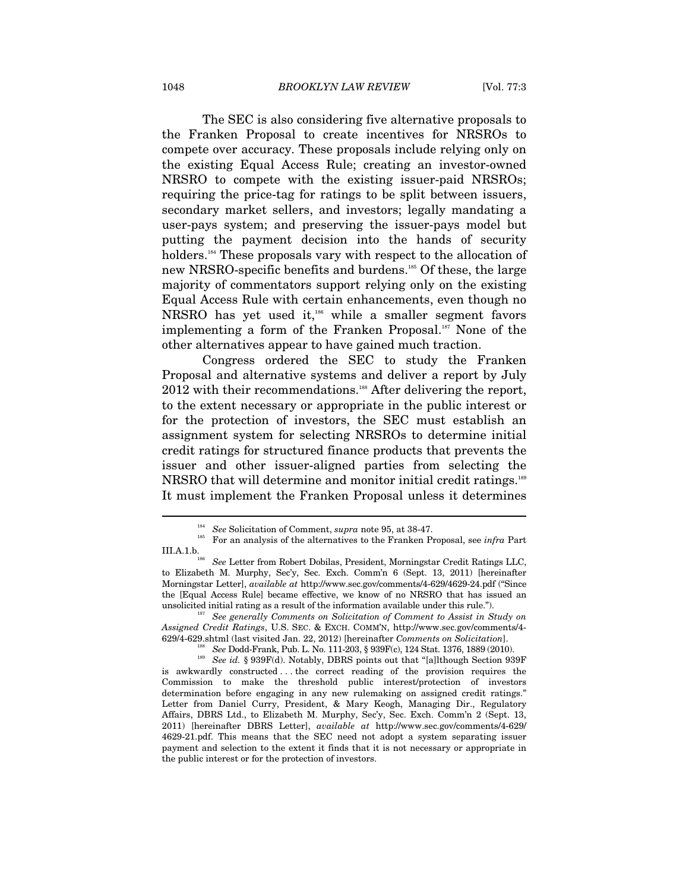The SEC is also considering five alternative proposals to the Franken Proposal to create incentives for NRSROs to compete over accuracy. These proposals include relying only on the existing Equal Access Rule; creating an investor-owned NRSRO to compete with the existing issuer-paid NRSROs; requiring the price-tag for ratings to be split between issuers, secondary market sellers, and investors; legally mandating a user-pays system; and preserving the issuer-pays model but putting the payment decision into the hands of security holders.[184] These proposals vary with respect to the allocation of new NRSRO-specific benefits and burdens.[185] Of these, the large majority of commentators support relying only on the existing Equal Access Rule with certain enhancements, even though no NRSRO has yet used it,[186] while a smaller segment favors implementing a form of the Franken Proposal.[187] None of the other alternatives appear to have gained much traction.

Congress ordered the SEC to study the Franken Proposal and alternative systems and deliver a report by July 2012 with their recommendations.[188] After delivering the report, to the extent necessary or appropriate in the public interest or for the protection of investors, the SEC must establish an assignment system for selecting NRSROs to determine initial credit ratings for structured finance products that prevents the issuer and other issuer-aligned parties from selecting the NRSRO that will determine and monitor initial credit ratings.[189] It must implement the Franken Proposal unless it determines

---

[184] *See* Solicitation of Comment, *supra* note 95, at 38-47.

[185] For an analysis of the alternatives to the Franken Proposal, see *infra* Part III.A.1.b.

[186] *See* Letter from Robert Dobilas, President, Morningstar Credit Ratings LLC, to Elizabeth M. Murphy, Sec'y, Sec. Exch. Comm'n 6 (Sept. 13, 2011) [hereinafter Morningstar Letter], *available at* http://www.sec.gov/comments/4-629/4629-24.pdf ("Since the [Equal Access Rule] became effective, we know of no NRSRO that has issued an unsolicited initial rating as a result of the information available under this rule.").

[187] *See generally Comments on Solicitation of Comment to Assist in Study on Assigned Credit Ratings*, U.S. SEC. & EXCH. COMM'N, http://www.sec.gov/comments/4-629/4-629.shtml (last visited Jan. 22, 2012) [hereinafter *Comments on Solicitation*].

[188] *See* Dodd-Frank, Pub. L. No. 111-203, § 939F(c), 124 Stat. 1376, 1889 (2010).

[189] *See id.* § 939F(d). Notably, DBRS points out that "[a]lthough Section 939F is awkwardly constructed . . . the correct reading of the provision requires the Commission to make the threshold public interest/protection of investors determination before engaging in any new rulemaking on assigned credit ratings." Letter from Daniel Curry, President, & Mary Keogh, Managing Dir., Regulatory Affairs, DBRS Ltd., to Elizabeth M. Murphy, Sec'y, Sec. Exch. Comm'n 2 (Sept. 13, 2011) [hereinafter DBRS Letter], *available at* http://www.sec.gov/comments/4-629/4629-21.pdf. This means that the SEC need not adopt a system separating issuer payment and selection to the extent it finds that it is not necessary or appropriate in the public interest or for the protection of investors.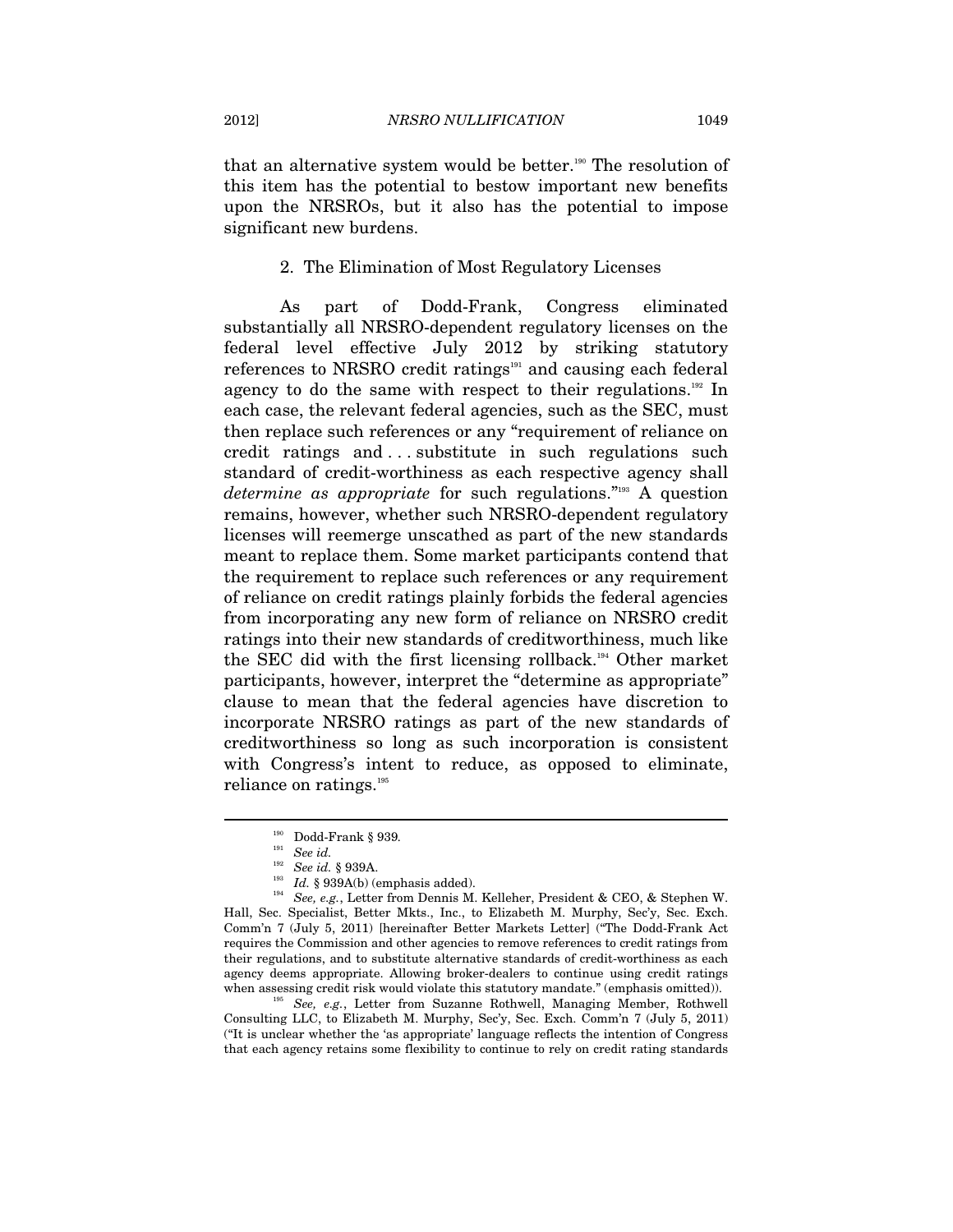that an alternative system would be better.[190] The resolution of this item has the potential to bestow important new benefits upon the NRSROs, but it also has the potential to impose significant new burdens.

### 2. The Elimination of Most Regulatory Licenses

As part of Dodd-Frank, Congress eliminated substantially all NRSRO-dependent regulatory licenses on the federal level effective July 2012 by striking statutory references to NRSRO credit ratings[191] and causing each federal agency to do the same with respect to their regulations.[192] In each case, the relevant federal agencies, such as the SEC, must then replace such references or any "requirement of reliance on credit ratings and . . . substitute in such regulations such standard of credit-worthiness as each respective agency shall *determine as appropriate* for such regulations."[193] A question remains, however, whether such NRSRO-dependent regulatory licenses will reemerge unscathed as part of the new standards meant to replace them. Some market participants contend that the requirement to replace such references or any requirement of reliance on credit ratings plainly forbids the federal agencies from incorporating any new form of reliance on NRSRO credit ratings into their new standards of creditworthiness, much like the SEC did with the first licensing rollback.[194] Other market participants, however, interpret the "determine as appropriate" clause to mean that the federal agencies have discretion to incorporate NRSRO ratings as part of the new standards of creditworthiness so long as such incorporation is consistent with Congress's intent to reduce, as opposed to eliminate, reliance on ratings.[195]

---

[190] Dodd-Frank § 939.

[191] *See id.*

[192] *See id.* § 939A.

[193] *Id.* § 939A(b) (emphasis added).

[194] *See, e.g.*, Letter from Dennis M. Kelleher, President & CEO, & Stephen W. Hall, Sec. Specialist, Better Mkts., Inc., to Elizabeth M. Murphy, Sec'y, Sec. Exch. Comm'n 7 (July 5, 2011) [hereinafter Better Markets Letter] ("The Dodd-Frank Act requires the Commission and other agencies to remove references to credit ratings from their regulations, and to substitute alternative standards of credit-worthiness as each agency deems appropriate. Allowing broker-dealers to continue using credit ratings when assessing credit risk would violate this statutory mandate." (emphasis omitted)).

[195] *See, e.g.*, Letter from Suzanne Rothwell, Managing Member, Rothwell Consulting LLC, to Elizabeth M. Murphy, Sec'y, Sec. Exch. Comm'n 7 (July 5, 2011) ("It is unclear whether the 'as appropriate' language reflects the intention of Congress that each agency retains some flexibility to continue to rely on credit rating standards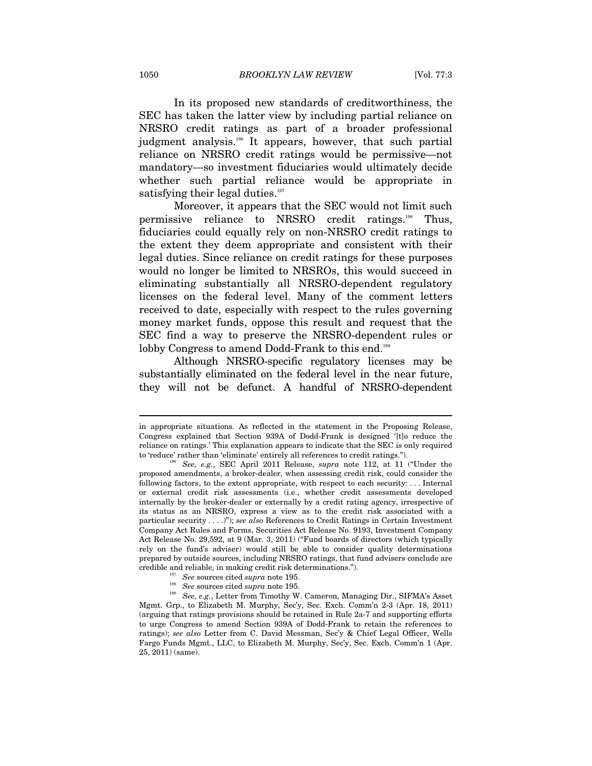In its proposed new standards of creditworthiness, the SEC has taken the latter view by including partial reliance on NRSRO credit ratings as part of a broader professional judgment analysis.[196] It appears, however, that such partial reliance on NRSRO credit ratings would be permissive—not mandatory—so investment fiduciaries would ultimately decide whether such partial reliance would be appropriate in satisfying their legal duties.[197]

Moreover, it appears that the SEC would not limit such permissive reliance to NRSRO credit ratings.[198] Thus, fiduciaries could equally rely on non-NRSRO credit ratings to the extent they deem appropriate and consistent with their legal duties. Since reliance on credit ratings for these purposes would no longer be limited to NRSROs, this would succeed in eliminating substantially all NRSRO-dependent regulatory licenses on the federal level. Many of the comment letters received to date, especially with respect to the rules governing money market funds, oppose this result and request that the SEC find a way to preserve the NRSRO-dependent rules or lobby Congress to amend Dodd-Frank to this end.[199]

Although NRSRO-specific regulatory licenses may be substantially eliminated on the federal level in the near future, they will not be defunct. A handful of NRSRO-dependent

---

in appropriate situations. As reflected in the statement in the Proposing Release, Congress explained that Section 939A of Dodd-Frank is designed '[t]o reduce the reliance on ratings.' This explanation appears to indicate that the SEC is only required to 'reduce' rather than 'eliminate' entirely all references to credit ratings.").

[196] *See, e.g.*, SEC April 2011 Release, *supra* note 112, at 11 ("Under the proposed amendments, a broker-dealer, when assessing credit risk, could consider the following factors, to the extent appropriate, with respect to each security: . . . Internal or external credit risk assessments (i.e., whether credit assessments developed internally by the broker-dealer or externally by a credit rating agency, irrespective of its status as an NRSRO, express a view as to the credit risk associated with a particular security . . . .)"); *see also* References to Credit Ratings in Certain Investment Company Act Rules and Forms, Securities Act Release No. 9193, Investment Company Act Release No. 29,592, at 9 (Mar. 3, 2011) ("Fund boards of directors (which typically rely on the fund's adviser) would still be able to consider quality determinations prepared by outside sources, including NRSRO ratings, that fund advisers conclude are credible and reliable, in making credit risk determinations.").

[197] *See* sources cited *supra* note 195.

[198] *See* sources cited *supra* note 195.

[199] *See, e.g.*, Letter from Timothy W. Cameron, Managing Dir., SIFMA's Asset Mgmt. Grp., to Elizabeth M. Murphy, Sec'y, Sec. Exch. Comm'n 2-3 (Apr. 18, 2011) (arguing that ratings provisions should be retained in Rule 2a-7 and supporting efforts to urge Congress to amend Section 939A of Dodd-Frank to retain the references to ratings); *see also* Letter from C. David Messman, Sec'y & Chief Legal Officer, Wells Fargo Funds Mgmt., LLC, to Elizabeth M. Murphy, Sec'y, Sec. Exch. Comm'n 1 (Apr. 25, 2011) (same).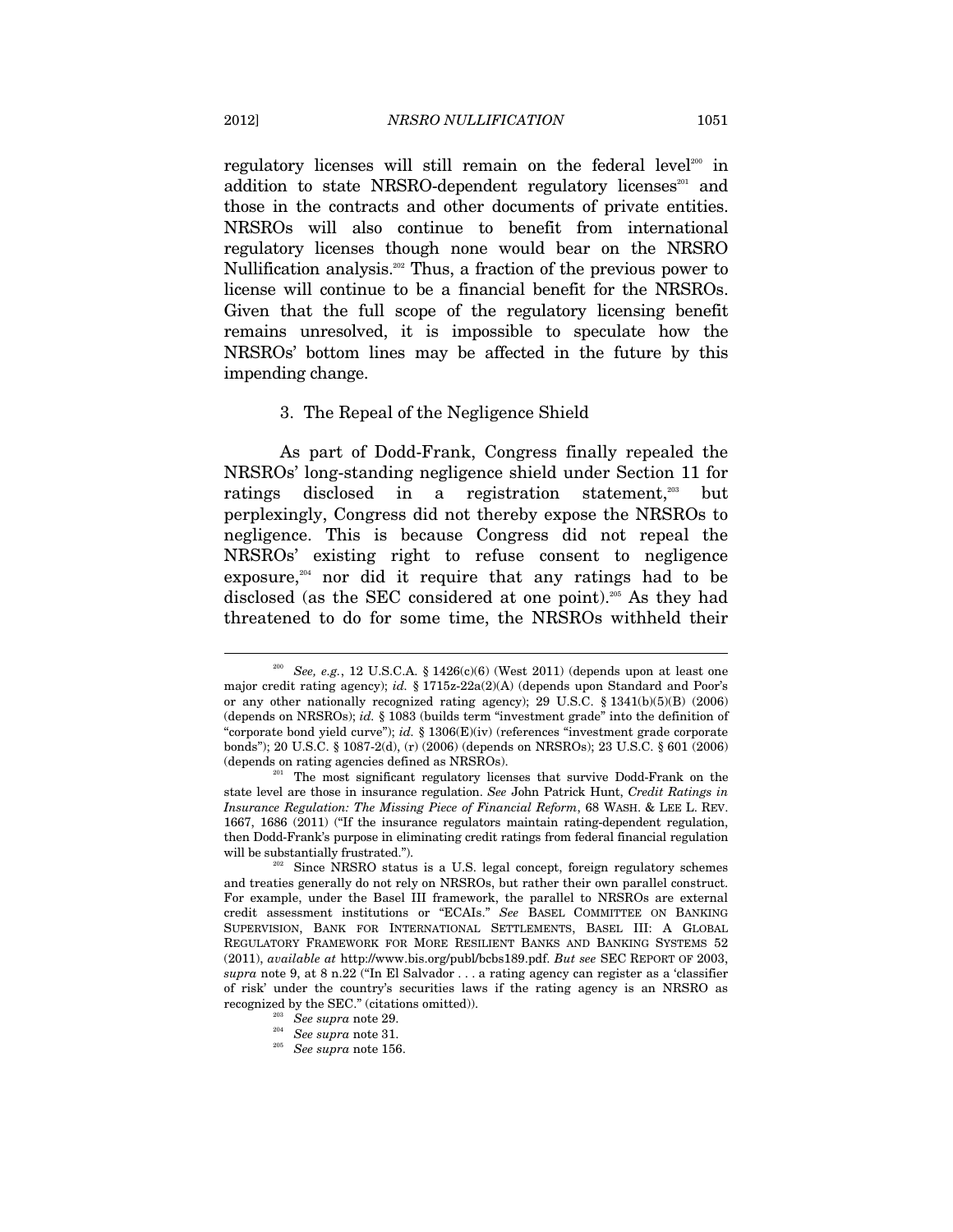regulatory licenses will still remain on the federal level[200] in addition to state NRSRO-dependent regulatory licenses[201] and those in the contracts and other documents of private entities. NRSROs will also continue to benefit from international regulatory licenses though none would bear on the NRSRO Nullification analysis.[202] Thus, a fraction of the previous power to license will continue to be a financial benefit for the NRSROs. Given that the full scope of the regulatory licensing benefit remains unresolved, it is impossible to speculate how the NRSROs' bottom lines may be affected in the future by this impending change.

### 3. The Repeal of the Negligence Shield

As part of Dodd-Frank, Congress finally repealed the NRSROs' long-standing negligence shield under Section 11 for ratings disclosed in a registration statement,[203] but perplexingly, Congress did not thereby expose the NRSROs to negligence. This is because Congress did not repeal the NRSROs' existing right to refuse consent to negligence exposure,[204] nor did it require that any ratings had to be disclosed (as the SEC considered at one point).[205] As they had threatened to do for some time, the NRSROs withheld their

---

[200] *See, e.g.*, 12 U.S.C.A. § 1426(c)(6) (West 2011) (depends upon at least one major credit rating agency); *id.* § 1715z-22a(2)(A) (depends upon Standard and Poor's or any other nationally recognized rating agency); 29 U.S.C. § 1341(b)(5)(B) (2006) (depends on NRSROs); *id.* § 1083 (builds term "investment grade" into the definition of "corporate bond yield curve"); *id.* § 1306(E)(iv) (references "investment grade corporate bonds"); 20 U.S.C. § 1087-2(d), (r) (2006) (depends on NRSROs); 23 U.S.C. § 601 (2006) (depends on rating agencies defined as NRSROs).

[201] The most significant regulatory licenses that survive Dodd-Frank on the state level are those in insurance regulation. *See* John Patrick Hunt, *Credit Ratings in Insurance Regulation: The Missing Piece of Financial Reform*, 68 WASH. & LEE L. REV. 1667, 1686 (2011) ("If the insurance regulators maintain rating-dependent regulation, then Dodd-Frank's purpose in eliminating credit ratings from federal financial regulation will be substantially frustrated.").

[202] Since NRSRO status is a U.S. legal concept, foreign regulatory schemes and treaties generally do not rely on NRSROs, but rather their own parallel construct. For example, under the Basel III framework, the parallel to NRSROs are external credit assessment institutions or "ECAIs." *See* BASEL COMMITTEE ON BANKING SUPERVISION, BANK FOR INTERNATIONAL SETTLEMENTS, BASEL III: A GLOBAL REGULATORY FRAMEWORK FOR MORE RESILIENT BANKS AND BANKING SYSTEMS 52 (2011), *available at* http://www.bis.org/publ/bcbs189.pdf. *But see* SEC REPORT OF 2003, *supra* note 9, at 8 n.22 ("In El Salvador . . . a rating agency can register as a 'classifier of risk' under the country's securities laws if the rating agency is an NRSRO as recognized by the SEC." (citations omitted)).

[203] *See supra* note 29.

[204] *See supra* note 31.

[205] *See supra* note 156.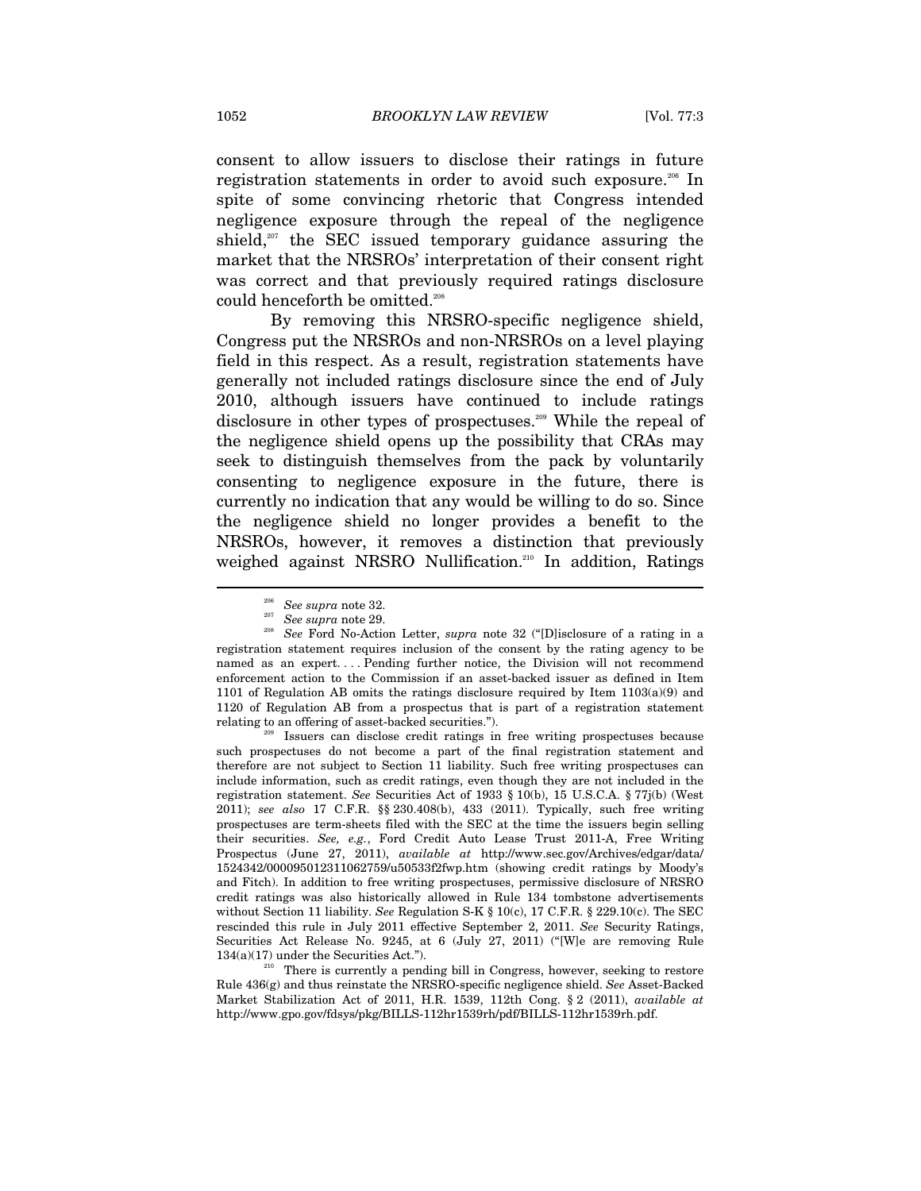consent to allow issuers to disclose their ratings in future registration statements in order to avoid such exposure.[206] In spite of some convincing rhetoric that Congress intended negligence exposure through the repeal of the negligence shield,[207] the SEC issued temporary guidance assuring the market that the NRSROs' interpretation of their consent right was correct and that previously required ratings disclosure could henceforth be omitted.[208]

By removing this NRSRO-specific negligence shield, Congress put the NRSROs and non-NRSROs on a level playing field in this respect. As a result, registration statements have generally not included ratings disclosure since the end of July 2010, although issuers have continued to include ratings disclosure in other types of prospectuses.[209] While the repeal of the negligence shield opens up the possibility that CRAs may seek to distinguish themselves from the pack by voluntarily consenting to negligence exposure in the future, there is currently no indication that any would be willing to do so. Since the negligence shield no longer provides a benefit to the NRSROs, however, it removes a distinction that previously weighed against NRSRO Nullification.[210] In addition, Ratings

---

[206] *See supra* note 32.

[207] *See supra* note 29.

[208] *See* Ford No-Action Letter, *supra* note 32 ("[D]isclosure of a rating in a registration statement requires inclusion of the consent by the rating agency to be named as an expert. . . . Pending further notice, the Division will not recommend enforcement action to the Commission if an asset-backed issuer as defined in Item 1101 of Regulation AB omits the ratings disclosure required by Item 1103(a)(9) and 1120 of Regulation AB from a prospectus that is part of a registration statement relating to an offering of asset-backed securities.").

[209] Issuers can disclose credit ratings in free writing prospectuses because such prospectuses do not become a part of the final registration statement and therefore are not subject to Section 11 liability. Such free writing prospectuses can include information, such as credit ratings, even though they are not included in the registration statement. *See* Securities Act of 1933 § 10(b), 15 U.S.C.A. § 77j(b) (West 2011); *see also* 17 C.F.R. §§ 230.408(b), 433 (2011). Typically, such free writing prospectuses are term-sheets filed with the SEC at the time the issuers begin selling their securities. *See, e.g.*, Ford Credit Auto Lease Trust 2011-A, Free Writing Prospectus (June 27, 2011), *available at* http://www.sec.gov/Archives/edgar/data/1524342/000095012311062759/u50533f2fwp.htm (showing credit ratings by Moody's and Fitch). In addition to free writing prospectuses, permissive disclosure of NRSRO credit ratings was also historically allowed in Rule 134 tombstone advertisements without Section 11 liability. *See* Regulation S-K § 10(c), 17 C.F.R. § 229.10(c). The SEC rescinded this rule in July 2011 effective September 2, 2011. *See* Security Ratings, Securities Act Release No. 9245, at 6 (July 27, 2011) ("[W]e are removing Rule 134(a)(17) under the Securities Act.").

[210] There is currently a pending bill in Congress, however, seeking to restore Rule 436(g) and thus reinstate the NRSRO-specific negligence shield. *See* Asset-Backed Market Stabilization Act of 2011, H.R. 1539, 112th Cong. § 2 (2011), *available at* http://www.gpo.gov/fdsys/pkg/BILLS-112hr1539rh/pdf/BILLS-112hr1539rh.pdf.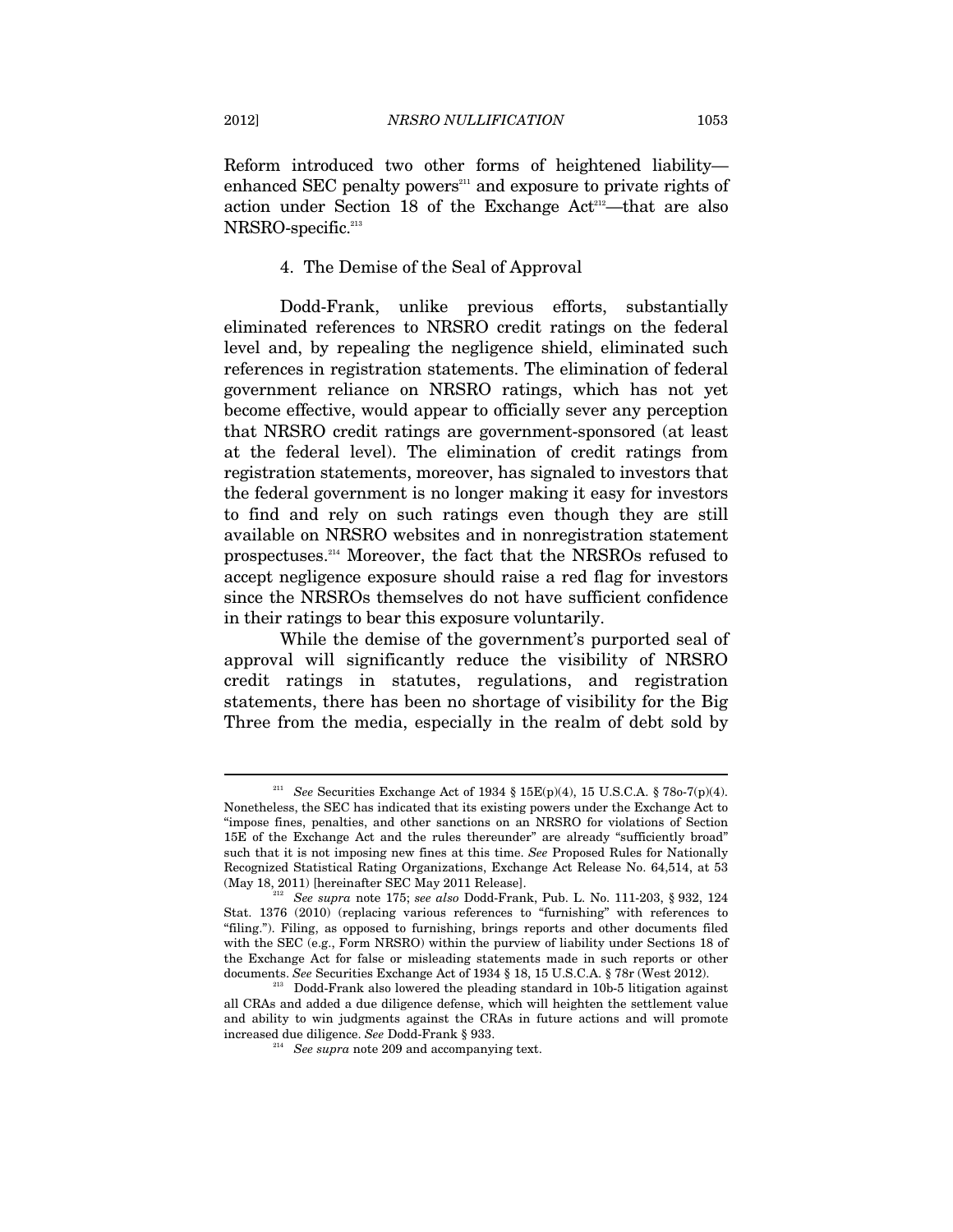Reform introduced two other forms of heightened liability—enhanced SEC penalty powers[211] and exposure to private rights of action under Section 18 of the Exchange Act[212]—that are also NRSRO-specific.[213]

#### 4. The Demise of the Seal of Approval

Dodd-Frank, unlike previous efforts, substantially eliminated references to NRSRO credit ratings on the federal level and, by repealing the negligence shield, eliminated such references in registration statements. The elimination of federal government reliance on NRSRO ratings, which has not yet become effective, would appear to officially sever any perception that NRSRO credit ratings are government-sponsored (at least at the federal level). The elimination of credit ratings from registration statements, moreover, has signaled to investors that the federal government is no longer making it easy for investors to find and rely on such ratings even though they are still available on NRSRO websites and in nonregistration statement prospectuses.[214] Moreover, the fact that the NRSROs refused to accept negligence exposure should raise a red flag for investors since the NRSROs themselves do not have sufficient confidence in their ratings to bear this exposure voluntarily.

While the demise of the government's purported seal of approval will significantly reduce the visibility of NRSRO credit ratings in statutes, regulations, and registration statements, there has been no shortage of visibility for the Big Three from the media, especially in the realm of debt sold by

---

[211] *See* Securities Exchange Act of 1934 § 15E(p)(4), 15 U.S.C.A. § 78o-7(p)(4). Nonetheless, the SEC has indicated that its existing powers under the Exchange Act to "impose fines, penalties, and other sanctions on an NRSRO for violations of Section 15E of the Exchange Act and the rules thereunder" are already "sufficiently broad" such that it is not imposing new fines at this time. *See* Proposed Rules for Nationally Recognized Statistical Rating Organizations, Exchange Act Release No. 64,514, at 53 (May 18, 2011) [hereinafter SEC May 2011 Release].

[212] *See supra* note 175; *see also* Dodd-Frank, Pub. L. No. 111-203, § 932, 124 Stat. 1376 (2010) (replacing various references to "furnishing" with references to "filing."). Filing, as opposed to furnishing, brings reports and other documents filed with the SEC (e.g., Form NRSRO) within the purview of liability under Sections 18 of the Exchange Act for false or misleading statements made in such reports or other documents. *See* Securities Exchange Act of 1934 § 18, 15 U.S.C.A. § 78r (West 2012).

[213] Dodd-Frank also lowered the pleading standard in 10b-5 litigation against all CRAs and added a due diligence defense, which will heighten the settlement value and ability to win judgments against the CRAs in future actions and will promote increased due diligence. *See* Dodd-Frank § 933.

[214] *See supra* note 209 and accompanying text.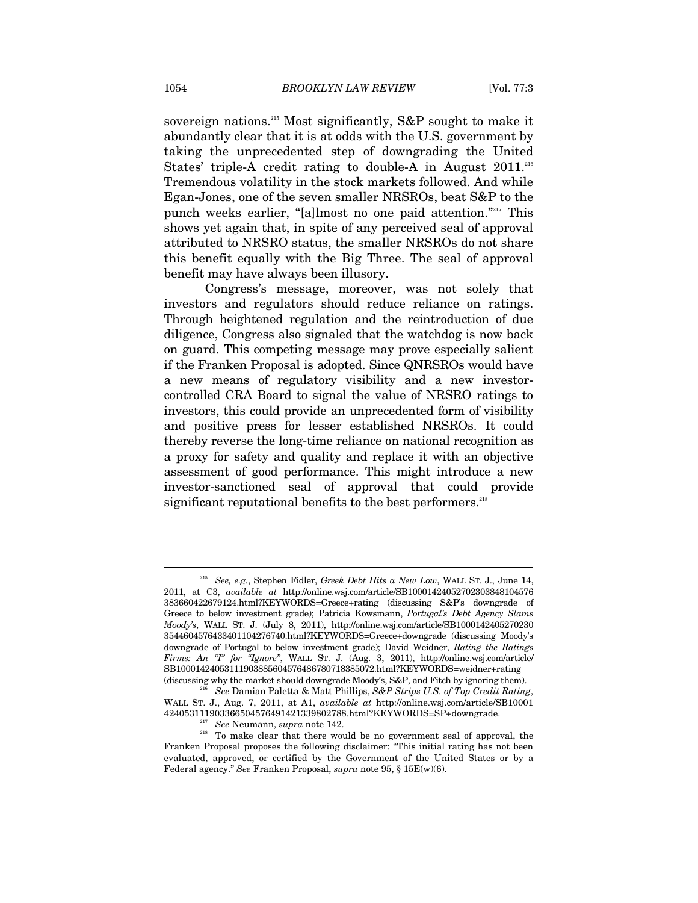sovereign nations.[215] Most significantly, S&P sought to make it abundantly clear that it is at odds with the U.S. government by taking the unprecedented step of downgrading the United States' triple-A credit rating to double-A in August 2011.[216] Tremendous volatility in the stock markets followed. And while Egan-Jones, one of the seven smaller NRSROs, beat S&P to the punch weeks earlier, "[a]lmost no one paid attention."[217] This shows yet again that, in spite of any perceived seal of approval attributed to NRSRO status, the smaller NRSROs do not share this benefit equally with the Big Three. The seal of approval benefit may have always been illusory.

Congress's message, moreover, was not solely that investors and regulators should reduce reliance on ratings. Through heightened regulation and the reintroduction of due diligence, Congress also signaled that the watchdog is now back on guard. This competing message may prove especially salient if the Franken Proposal is adopted. Since QNRSROs would have a new means of regulatory visibility and a new investor-controlled CRA Board to signal the value of NRSRO ratings to investors, this could provide an unprecedented form of visibility and positive press for lesser established NRSROs. It could thereby reverse the long-time reliance on national recognition as a proxy for safety and quality and replace it with an objective assessment of good performance. This might introduce a new investor-sanctioned seal of approval that could provide significant reputational benefits to the best performers.[218]

---

[215] *See, e.g.*, Stephen Fidler, *Greek Debt Hits a New Low*, WALL ST. J., June 14, 2011, at C3, *available at* http://online.wsj.com/article/SB10001424052702303848104576383660422679124.html?KEYWORDS=Greece+rating (discussing S&P's downgrade of Greece to below investment grade); Patricia Kowsmann, *Portugal's Debt Agency Slams Moody's*, WALL ST. J. (July 8, 2011), http://online.wsj.com/article/SB10001424052702303544604576433401104276740.html?KEYWORDS=Greece+downgrade (discussing Moody's downgrade of Portugal to below investment grade); David Weidner, *Rating the Ratings Firms: An "I" for "Ignore"*, WALL ST. J. (Aug. 3, 2011), http://online.wsj.com/article/SB10001424053111903885604576486780718385072.html?KEYWORDS=weidner+rating (discussing why the market should downgrade Moody's, S&P, and Fitch by ignoring them).

[216] *See* Damian Paletta & Matt Phillips, *S&P Strips U.S. of Top Credit Rating*, WALL ST. J., Aug. 7, 2011, at A1, *available at* http://online.wsj.com/article/SB10001424053111903366504576491421339802788.html?KEYWORDS=SP+downgrade.

[217] *See* Neumann, *supra* note 142.

[218] To make clear that there would be no government seal of approval, the Franken Proposal proposes the following disclaimer: "This initial rating has not been evaluated, approved, or certified by the Government of the United States or by a Federal agency." *See* Franken Proposal, *supra* note 95, § 15E(w)(6).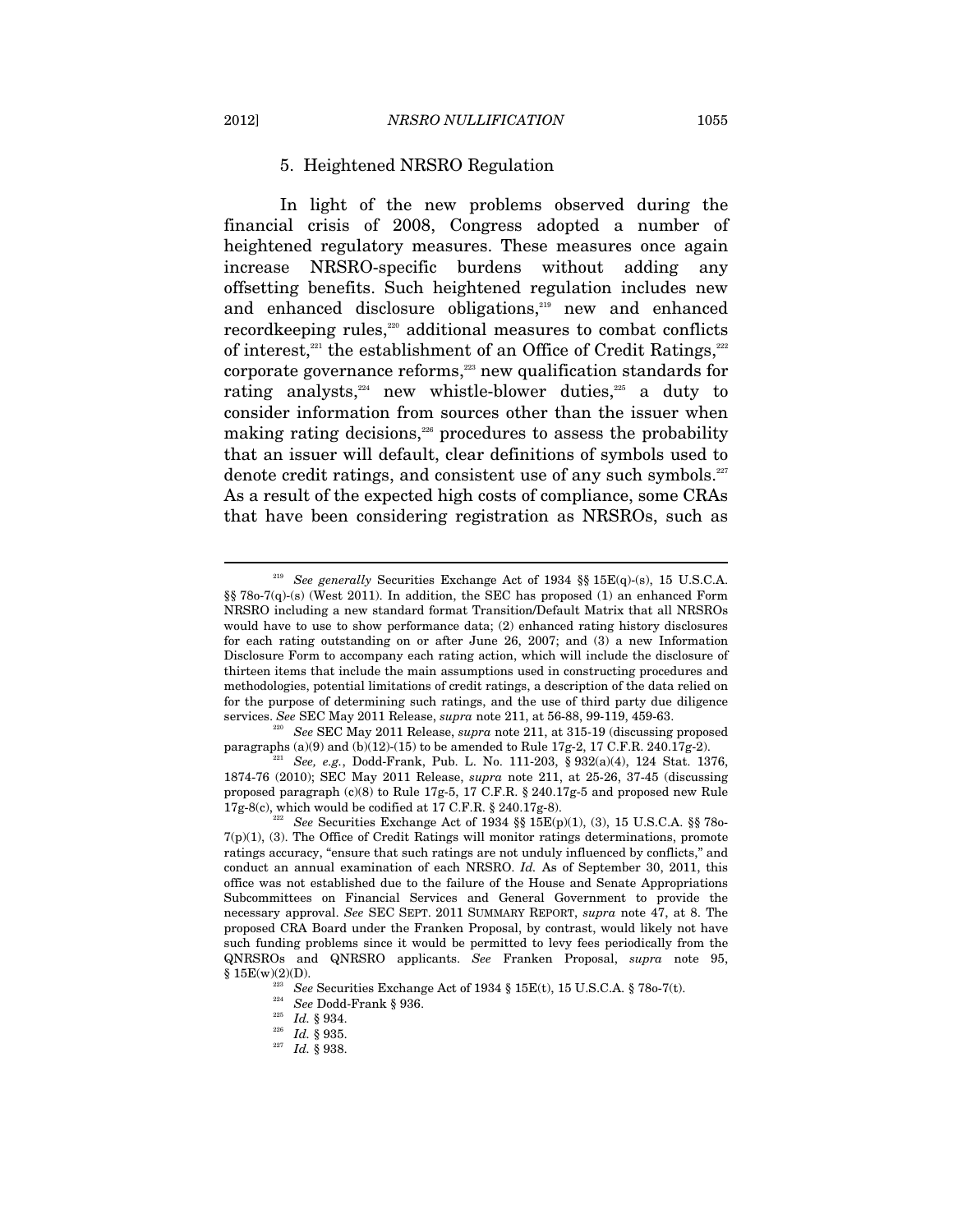### 5. Heightened NRSRO Regulation

In light of the new problems observed during the financial crisis of 2008, Congress adopted a number of heightened regulatory measures. These measures once again increase NRSRO-specific burdens without adding any offsetting benefits. Such heightened regulation includes new and enhanced disclosure obligations,[219] new and enhanced recordkeeping rules,[220] additional measures to combat conflicts of interest,[221] the establishment of an Office of Credit Ratings,[222] corporate governance reforms,[223] new qualification standards for rating analysts,[224] new whistle-blower duties,[225] a duty to consider information from sources other than the issuer when making rating decisions,[226] procedures to assess the probability that an issuer will default, clear definitions of symbols used to denote credit ratings, and consistent use of any such symbols.[227] As a result of the expected high costs of compliance, some CRAs that have been considering registration as NRSROs, such as

---

[219] *See generally* Securities Exchange Act of 1934 §§ 15E(q)-(s), 15 U.S.C.A. §§ 78o-7(q)-(s) (West 2011). In addition, the SEC has proposed (1) an enhanced Form NRSRO including a new standard format Transition/Default Matrix that all NRSROs would have to use to show performance data; (2) enhanced rating history disclosures for each rating outstanding on or after June 26, 2007; and (3) a new Information Disclosure Form to accompany each rating action, which will include the disclosure of thirteen items that include the main assumptions used in constructing procedures and methodologies, potential limitations of credit ratings, a description of the data relied on for the purpose of determining such ratings, and the use of third party due diligence services. *See* SEC May 2011 Release, *supra* note 211, at 56-88, 99-119, 459-63.

[220] *See* SEC May 2011 Release, *supra* note 211, at 315-19 (discussing proposed paragraphs (a)(9) and (b)(12)-(15) to be amended to Rule 17g-2, 17 C.F.R. 240.17g-2).

[221] *See, e.g.*, Dodd-Frank, Pub. L. No. 111-203, § 932(a)(4), 124 Stat. 1376, 1874-76 (2010); SEC May 2011 Release, *supra* note 211, at 25-26, 37-45 (discussing proposed paragraph (c)(8) to Rule 17g-5, 17 C.F.R. § 240.17g-5 and proposed new Rule 17g-8(c), which would be codified at 17 C.F.R. § 240.17g-8).

[222] *See* Securities Exchange Act of 1934 §§ 15E(p)(1), (3), 15 U.S.C.A. §§ 78o-7(p)(1), (3). The Office of Credit Ratings will monitor ratings determinations, promote ratings accuracy, "ensure that such ratings are not unduly influenced by conflicts," and conduct an annual examination of each NRSRO. *Id.* As of September 30, 2011, this office was not established due to the failure of the House and Senate Appropriations Subcommittees on Financial Services and General Government to provide the necessary approval. *See* SEC SEPT. 2011 SUMMARY REPORT, *supra* note 47, at 8. The proposed CRA Board under the Franken Proposal, by contrast, would likely not have such funding problems since it would be permitted to levy fees periodically from the QNRSROs and QNRSRO applicants. *See* Franken Proposal, *supra* note 95, § 15E(w)(2)(D).

[223] *See* Securities Exchange Act of 1934 § 15E(t), 15 U.S.C.A. § 78o-7(t).

[224] *See* Dodd-Frank § 936.

[225] *Id.* § 934.

[226] *Id.* § 935.

[227] *Id.* § 938.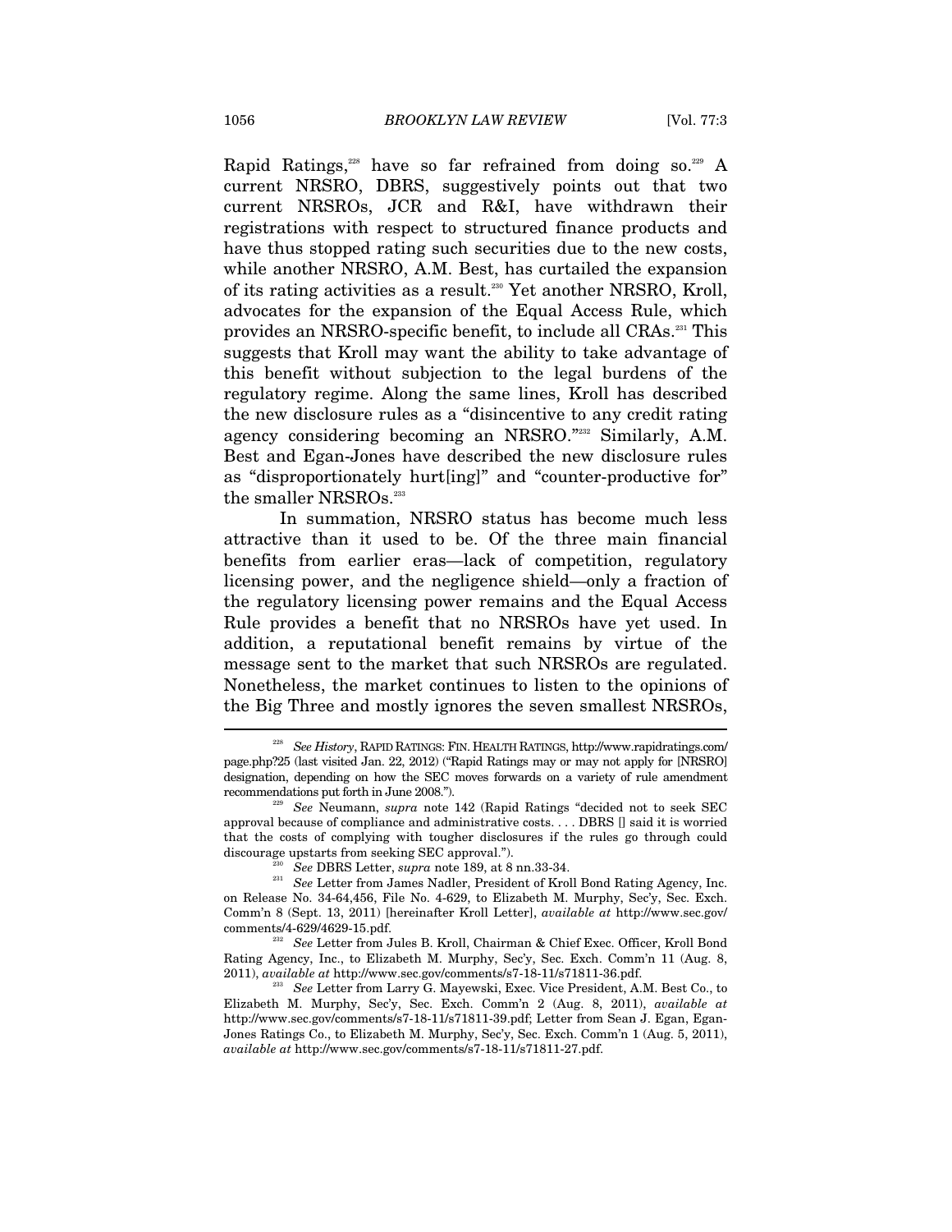Rapid Ratings,[228] have so far refrained from doing so.[229] A current NRSRO, DBRS, suggestively points out that two current NRSROs, JCR and R&I, have withdrawn their registrations with respect to structured finance products and have thus stopped rating such securities due to the new costs, while another NRSRO, A.M. Best, has curtailed the expansion of its rating activities as a result.[230] Yet another NRSRO, Kroll, advocates for the expansion of the Equal Access Rule, which provides an NRSRO-specific benefit, to include all CRAs.[231] This suggests that Kroll may want the ability to take advantage of this benefit without subjection to the legal burdens of the regulatory regime. Along the same lines, Kroll has described the new disclosure rules as a "disincentive to any credit rating agency considering becoming an NRSRO."[232] Similarly, A.M. Best and Egan-Jones have described the new disclosure rules as "disproportionately hurt[ing]" and "counter-productive for" the smaller NRSROs.[233]

In summation, NRSRO status has become much less attractive than it used to be. Of the three main financial benefits from earlier eras—lack of competition, regulatory licensing power, and the negligence shield—only a fraction of the regulatory licensing power remains and the Equal Access Rule provides a benefit that no NRSROs have yet used. In addition, a reputational benefit remains by virtue of the message sent to the market that such NRSROs are regulated. Nonetheless, the market continues to listen to the opinions of the Big Three and mostly ignores the seven smallest NRSROs,

---

[228] *See History*, RAPID RATINGS: FIN. HEALTH RATINGS, http://www.rapidratings.com/page.php?25 (last visited Jan. 22, 2012) ("Rapid Ratings may or may not apply for [NRSRO] designation, depending on how the SEC moves forwards on a variety of rule amendment recommendations put forth in June 2008.").

[229] *See* Neumann, *supra* note 142 (Rapid Ratings "decided not to seek SEC approval because of compliance and administrative costs. . . . DBRS [] said it is worried that the costs of complying with tougher disclosures if the rules go through could discourage upstarts from seeking SEC approval.").

[230] *See* DBRS Letter, *supra* note 189, at 8 nn.33-34.

[231] *See* Letter from James Nadler, President of Kroll Bond Rating Agency, Inc. on Release No. 34-64,456, File No. 4-629, to Elizabeth M. Murphy, Sec'y, Sec. Exch. Comm'n 8 (Sept. 13, 2011) [hereinafter Kroll Letter], *available at* http://www.sec.gov/comments/4-629/4629-15.pdf.

[232] *See* Letter from Jules B. Kroll, Chairman & Chief Exec. Officer, Kroll Bond Rating Agency, Inc., to Elizabeth M. Murphy, Sec'y, Sec. Exch. Comm'n 11 (Aug. 8, 2011), *available at* http://www.sec.gov/comments/s7-18-11/s71811-36.pdf.

[233] *See* Letter from Larry G. Mayewski, Exec. Vice President, A.M. Best Co., to Elizabeth M. Murphy, Sec'y, Sec. Exch. Comm'n 2 (Aug. 8, 2011), *available at* http://www.sec.gov/comments/s7-18-11/s71811-39.pdf; Letter from Sean J. Egan, Egan-Jones Ratings Co., to Elizabeth M. Murphy, Sec'y, Sec. Exch. Comm'n 1 (Aug. 5, 2011), *available at* http://www.sec.gov/comments/s7-18-11/s71811-27.pdf.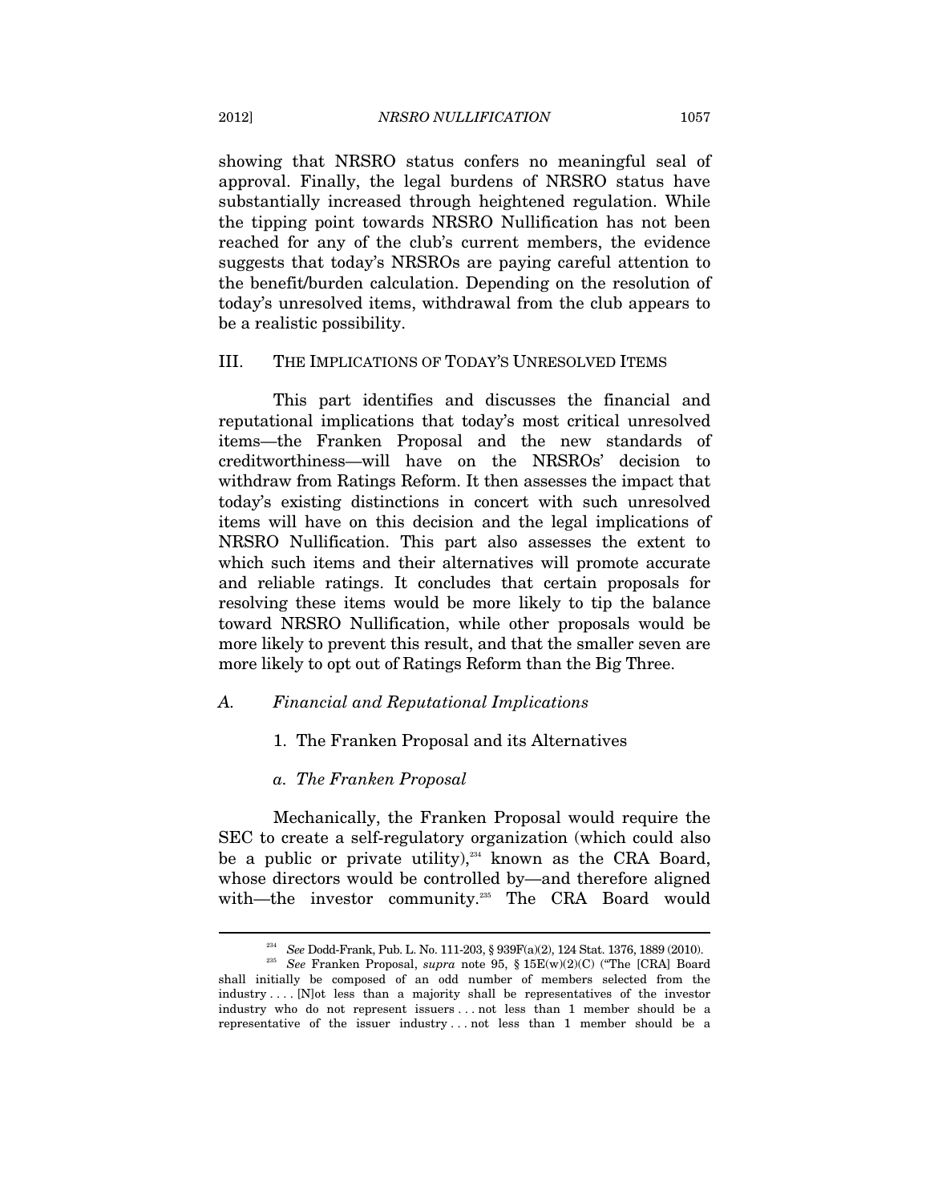showing that NRSRO status confers no meaningful seal of approval. Finally, the legal burdens of NRSRO status have substantially increased through heightened regulation. While the tipping point towards NRSRO Nullification has not been reached for any of the club's current members, the evidence suggests that today's NRSROs are paying careful attention to the benefit/burden calculation. Depending on the resolution of today's unresolved items, withdrawal from the club appears to be a realistic possibility.

## III. THE IMPLICATIONS OF TODAY'S UNRESOLVED ITEMS

This part identifies and discusses the financial and reputational implications that today's most critical unresolved items—the Franken Proposal and the new standards of creditworthiness—will have on the NRSROs' decision to withdraw from Ratings Reform. It then assesses the impact that today's existing distinctions in concert with such unresolved items will have on this decision and the legal implications of NRSRO Nullification. This part also assesses the extent to which such items and their alternatives will promote accurate and reliable ratings. It concludes that certain proposals for resolving these items would be more likely to tip the balance toward NRSRO Nullification, while other proposals would be more likely to prevent this result, and that the smaller seven are more likely to opt out of Ratings Reform than the Big Three.

### *A. Financial and Reputational Implications*

#### 1. The Franken Proposal and its Alternatives

##### *a. The Franken Proposal*

Mechanically, the Franken Proposal would require the SEC to create a self-regulatory organization (which could also be a public or private utility),[234] known as the CRA Board, whose directors would be controlled by—and therefore aligned with—the investor community.[235] The CRA Board would

---

[234] *See* Dodd-Frank, Pub. L. No. 111-203, § 939F(a)(2), 124 Stat. 1376, 1889 (2010).

[235] *See* Franken Proposal, *supra* note 95, § 15E(w)(2)(C) ("The [CRA] Board shall initially be composed of an odd number of members selected from the industry . . . . [N]ot less than a majority shall be representatives of the investor industry who do not represent issuers . . . not less than 1 member should be a representative of the issuer industry . . . not less than 1 member should be a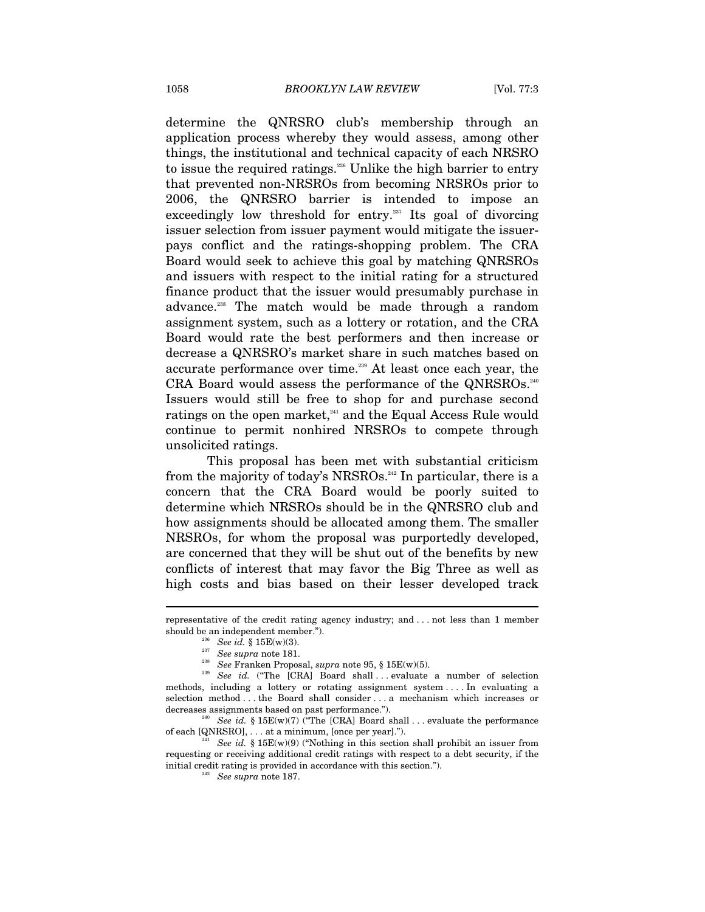determine the QNRSRO club's membership through an application process whereby they would assess, among other things, the institutional and technical capacity of each NRSRO to issue the required ratings.[236] Unlike the high barrier to entry that prevented non-NRSROs from becoming NRSROs prior to 2006, the QNRSRO barrier is intended to impose an exceedingly low threshold for entry.[237] Its goal of divorcing issuer selection from issuer payment would mitigate the issuer-pays conflict and the ratings-shopping problem. The CRA Board would seek to achieve this goal by matching QNRSROs and issuers with respect to the initial rating for a structured finance product that the issuer would presumably purchase in advance.[238] The match would be made through a random assignment system, such as a lottery or rotation, and the CRA Board would rate the best performers and then increase or decrease a QNRSRO's market share in such matches based on accurate performance over time.[239] At least once each year, the CRA Board would assess the performance of the QNRSROs.[240] Issuers would still be free to shop for and purchase second ratings on the open market,[241] and the Equal Access Rule would continue to permit nonhired NRSROs to compete through unsolicited ratings.

This proposal has been met with substantial criticism from the majority of today's NRSROs.[242] In particular, there is a concern that the CRA Board would be poorly suited to determine which NRSROs should be in the QNRSRO club and how assignments should be allocated among them. The smaller NRSROs, for whom the proposal was purportedly developed, are concerned that they will be shut out of the benefits by new conflicts of interest that may favor the Big Three as well as high costs and bias based on their lesser developed track

---

representative of the credit rating agency industry; and . . . not less than 1 member should be an independent member.").

[236] *See id.* § 15E(w)(3).

[237] *See supra* note 181.

[238] *See* Franken Proposal, *supra* note 95, § 15E(w)(5).

[239] *See id.* ("The [CRA] Board shall . . . evaluate a number of selection methods, including a lottery or rotating assignment system . . . . In evaluating a selection method . . . the Board shall consider . . . a mechanism which increases or decreases assignments based on past performance.").

[240] *See id.* § 15E(w)(7) ("The [CRA] Board shall . . . evaluate the performance of each [QNRSRO], . . . at a minimum, [once per year].").

[241] *See id.* § 15E(w)(9) ("Nothing in this section shall prohibit an issuer from requesting or receiving additional credit ratings with respect to a debt security, if the initial credit rating is provided in accordance with this section.").

[242] *See supra* note 187.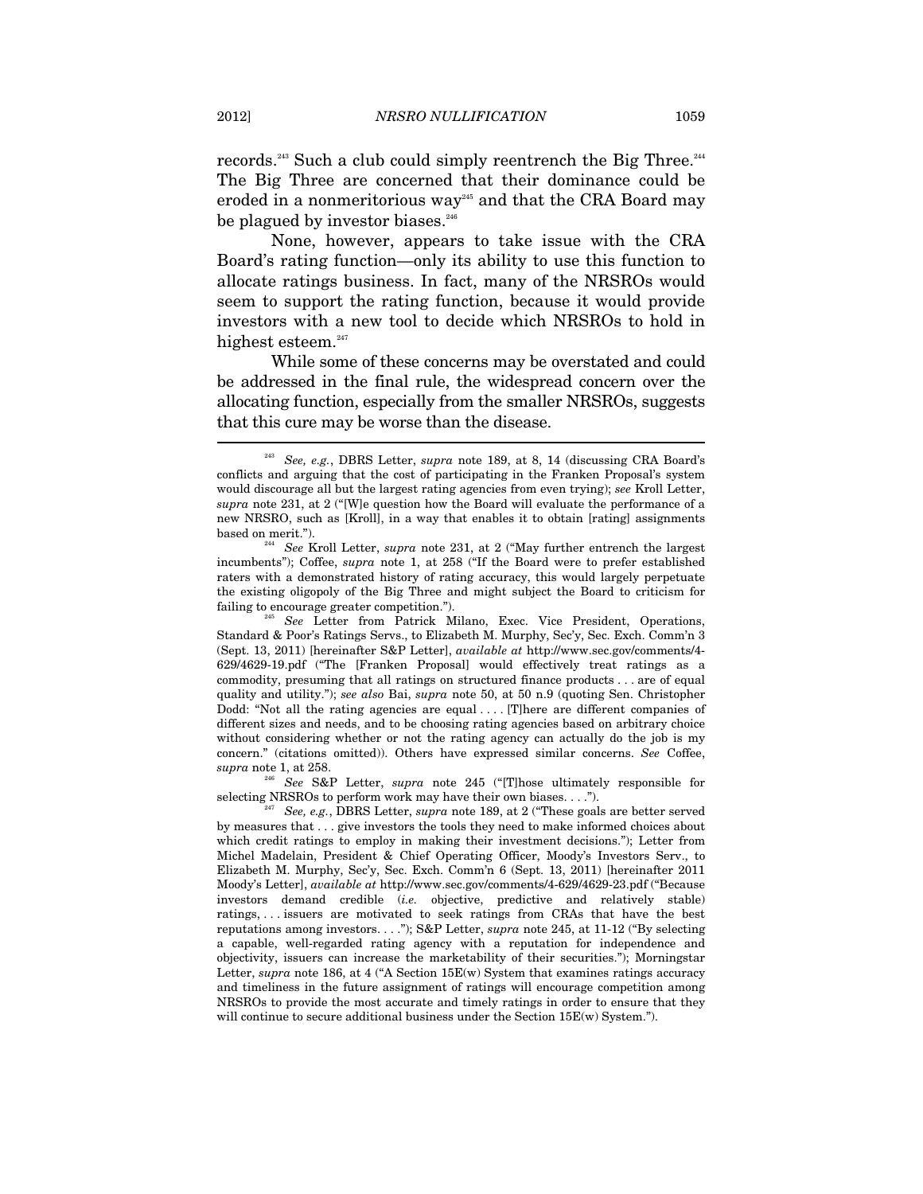records.[243] Such a club could simply reentrench the Big Three.[244] The Big Three are concerned that their dominance could be eroded in a nonmeritorious way[245] and that the CRA Board may be plagued by investor biases.[246]

None, however, appears to take issue with the CRA Board's rating function—only its ability to use this function to allocate ratings business. In fact, many of the NRSROs would seem to support the rating function, because it would provide investors with a new tool to decide which NRSROs to hold in highest esteem.[247]

While some of these concerns may be overstated and could be addressed in the final rule, the widespread concern over the allocating function, especially from the smaller NRSROs, suggests that this cure may be worse than the disease.

---

[243] *See, e.g.*, DBRS Letter, *supra* note 189, at 8, 14 (discussing CRA Board's conflicts and arguing that the cost of participating in the Franken Proposal's system would discourage all but the largest rating agencies from even trying); *see* Kroll Letter, *supra* note 231, at 2 ("[W]e question how the Board will evaluate the performance of a new NRSRO, such as [Kroll], in a way that enables it to obtain [rating] assignments based on merit.").

[244] *See* Kroll Letter, *supra* note 231, at 2 ("May further entrench the largest incumbents"); Coffee, *supra* note 1, at 258 ("If the Board were to prefer established raters with a demonstrated history of rating accuracy, this would largely perpetuate the existing oligopoly of the Big Three and might subject the Board to criticism for failing to encourage greater competition.").

[245] *See* Letter from Patrick Milano, Exec. Vice President, Operations, Standard & Poor's Ratings Servs., to Elizabeth M. Murphy, Sec'y, Sec. Exch. Comm'n 3 (Sept. 13, 2011) [hereinafter S&P Letter], *available at* http://www.sec.gov/comments/4-629/4629-19.pdf ("The [Franken Proposal] would effectively treat ratings as a commodity, presuming that all ratings on structured finance products . . . are of equal quality and utility."); *see also* Bai, *supra* note 50, at 50 n.9 (quoting Sen. Christopher Dodd: "Not all the rating agencies are equal . . . . [T]here are different companies of different sizes and needs, and to be choosing rating agencies based on arbitrary choice without considering whether or not the rating agency can actually do the job is my concern." (citations omitted)). Others have expressed similar concerns. *See* Coffee, *supra* note 1, at 258.

[246] *See* S&P Letter, *supra* note 245 ("[T]hose ultimately responsible for selecting NRSROs to perform work may have their own biases. . . .").

[247] *See, e.g.*, DBRS Letter, *supra* note 189, at 2 ("These goals are better served by measures that . . . give investors the tools they need to make informed choices about which credit ratings to employ in making their investment decisions."); Letter from Michel Madelain, President & Chief Operating Officer, Moody's Investors Serv., to Elizabeth M. Murphy, Sec'y, Sec. Exch. Comm'n 6 (Sept. 13, 2011) [hereinafter 2011 Moody's Letter], *available at* http://www.sec.gov/comments/4-629/4629-23.pdf ("Because investors demand credible (*i.e.* objective, predictive and relatively stable) ratings, . . . issuers are motivated to seek ratings from CRAs that have the best reputations among investors. . . ."); S&P Letter, *supra* note 245, at 11-12 ("By selecting a capable, well-regarded rating agency with a reputation for independence and objectivity, issuers can increase the marketability of their securities."); Morningstar Letter, *supra* note 186, at 4 ("A Section 15E(w) System that examines ratings accuracy and timeliness in the future assignment of ratings will encourage competition among NRSROs to provide the most accurate and timely ratings in order to ensure that they will continue to secure additional business under the Section 15E(w) System.").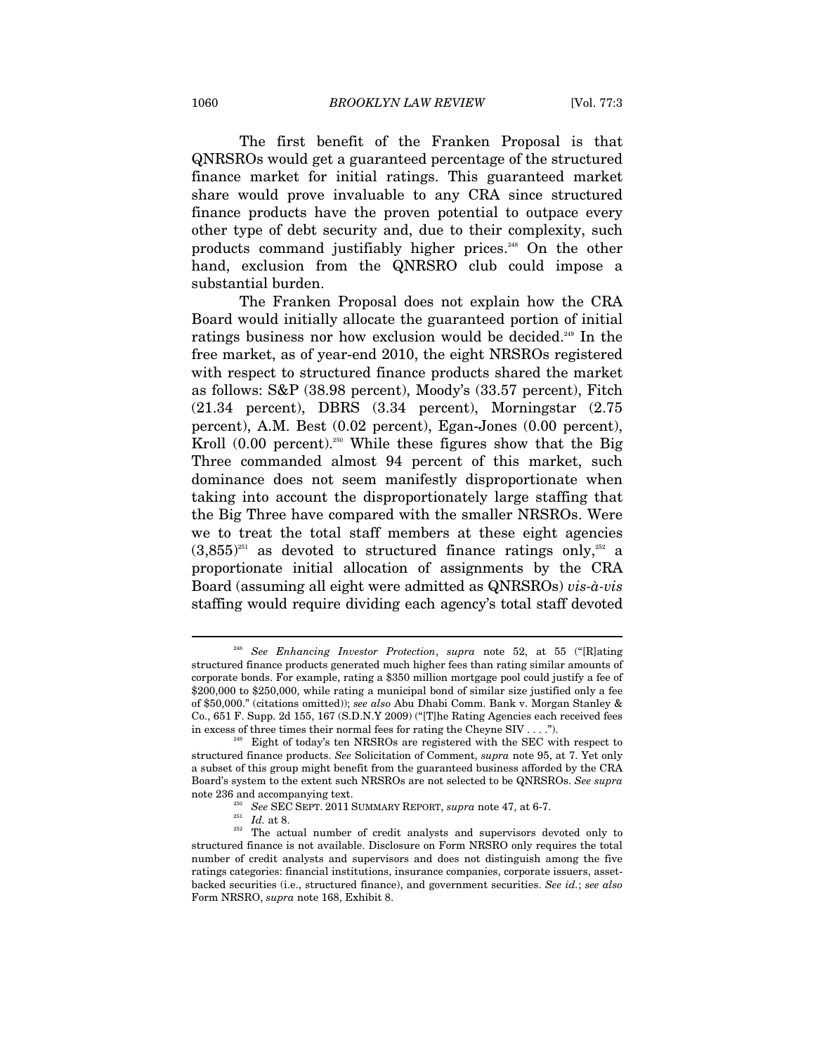The first benefit of the Franken Proposal is that QNRSROs would get a guaranteed percentage of the structured finance market for initial ratings. This guaranteed market share would prove invaluable to any CRA since structured finance products have the proven potential to outpace every other type of debt security and, due to their complexity, such products command justifiably higher prices.[248] On the other hand, exclusion from the QNRSRO club could impose a substantial burden.

The Franken Proposal does not explain how the CRA Board would initially allocate the guaranteed portion of initial ratings business nor how exclusion would be decided.[249] In the free market, as of year-end 2010, the eight NRSROs registered with respect to structured finance products shared the market as follows: S&P (38.98 percent), Moody's (33.57 percent), Fitch (21.34 percent), DBRS (3.34 percent), Morningstar (2.75 percent), A.M. Best (0.02 percent), Egan-Jones (0.00 percent), Kroll (0.00 percent).[250] While these figures show that the Big Three commanded almost 94 percent of this market, such dominance does not seem manifestly disproportionate when taking into account the disproportionately large staffing that the Big Three have compared with the smaller NRSROs. Were we to treat the total staff members at these eight agencies (3,855)[251] as devoted to structured finance ratings only,[252] a proportionate initial allocation of assignments by the CRA Board (assuming all eight were admitted as QNRSROs) *vis-à-vis* staffing would require dividing each agency's total staff devoted

---

[248] *See Enhancing Investor Protection*, *supra* note 52, at 55 ("[R]ating structured finance products generated much higher fees than rating similar amounts of corporate bonds. For example, rating a $350 million mortgage pool could justify a fee of $200,000 to $250,000, while rating a municipal bond of similar size justified only a fee of $50,000." (citations omitted)); *see also* Abu Dhabi Comm. Bank v. Morgan Stanley & Co., 651 F. Supp. 2d 155, 167 (S.D.N.Y 2009) ("[T]he Rating Agencies each received fees in excess of three times their normal fees for rating the Cheyne SIV . . . .").

[249] Eight of today's ten NRSROs are registered with the SEC with respect to structured finance products. *See* Solicitation of Comment, *supra* note 95, at 7. Yet only a subset of this group might benefit from the guaranteed business afforded by the CRA Board's system to the extent such NRSROs are not selected to be QNRSROs. *See supra* note 236 and accompanying text.

[250] *See* SEC SEPT. 2011 SUMMARY REPORT, *supra* note 47, at 6-7.

[251] *Id.* at 8.

[252] The actual number of credit analysts and supervisors devoted only to structured finance is not available. Disclosure on Form NRSRO only requires the total number of credit analysts and supervisors and does not distinguish among the five ratings categories: financial institutions, insurance companies, corporate issuers, asset-backed securities (i.e., structured finance), and government securities. *See id.*; *see also* Form NRSRO, *supra* note 168, Exhibit 8.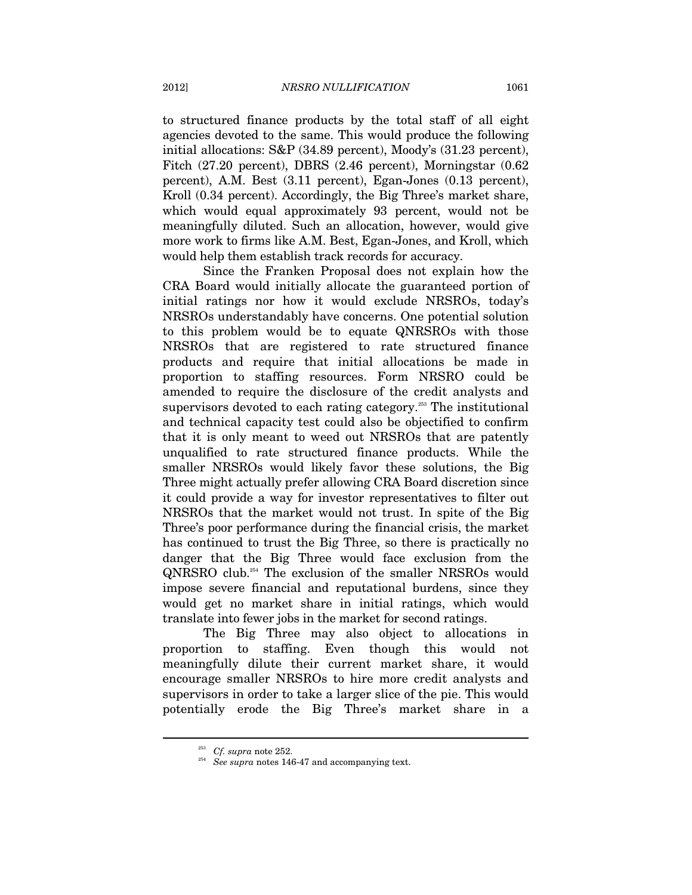to structured finance products by the total staff of all eight agencies devoted to the same. This would produce the following initial allocations: S&P (34.89 percent), Moody's (31.23 percent), Fitch (27.20 percent), DBRS (2.46 percent), Morningstar (0.62 percent), A.M. Best (3.11 percent), Egan-Jones (0.13 percent), Kroll (0.34 percent). Accordingly, the Big Three's market share, which would equal approximately 93 percent, would not be meaningfully diluted. Such an allocation, however, would give more work to firms like A.M. Best, Egan-Jones, and Kroll, which would help them establish track records for accuracy.

Since the Franken Proposal does not explain how the CRA Board would initially allocate the guaranteed portion of initial ratings nor how it would exclude NRSROs, today's NRSROs understandably have concerns. One potential solution to this problem would be to equate QNRSROs with those NRSROs that are registered to rate structured finance products and require that initial allocations be made in proportion to staffing resources. Form NRSRO could be amended to require the disclosure of the credit analysts and supervisors devoted to each rating category.[253] The institutional and technical capacity test could also be objectified to confirm that it is only meant to weed out NRSROs that are patently unqualified to rate structured finance products. While the smaller NRSROs would likely favor these solutions, the Big Three might actually prefer allowing CRA Board discretion since it could provide a way for investor representatives to filter out NRSROs that the market would not trust. In spite of the Big Three's poor performance during the financial crisis, the market has continued to trust the Big Three, so there is practically no danger that the Big Three would face exclusion from the QNRSRO club.[254] The exclusion of the smaller NRSROs would impose severe financial and reputational burdens, since they would get no market share in initial ratings, which would translate into fewer jobs in the market for second ratings.

The Big Three may also object to allocations in proportion to staffing. Even though this would not meaningfully dilute their current market share, it would encourage smaller NRSROs to hire more credit analysts and supervisors in order to take a larger slice of the pie. This would potentially erode the Big Three's market share in a

---

[253] *Cf. supra* note 252.

[254] *See supra* notes 146-47 and accompanying text.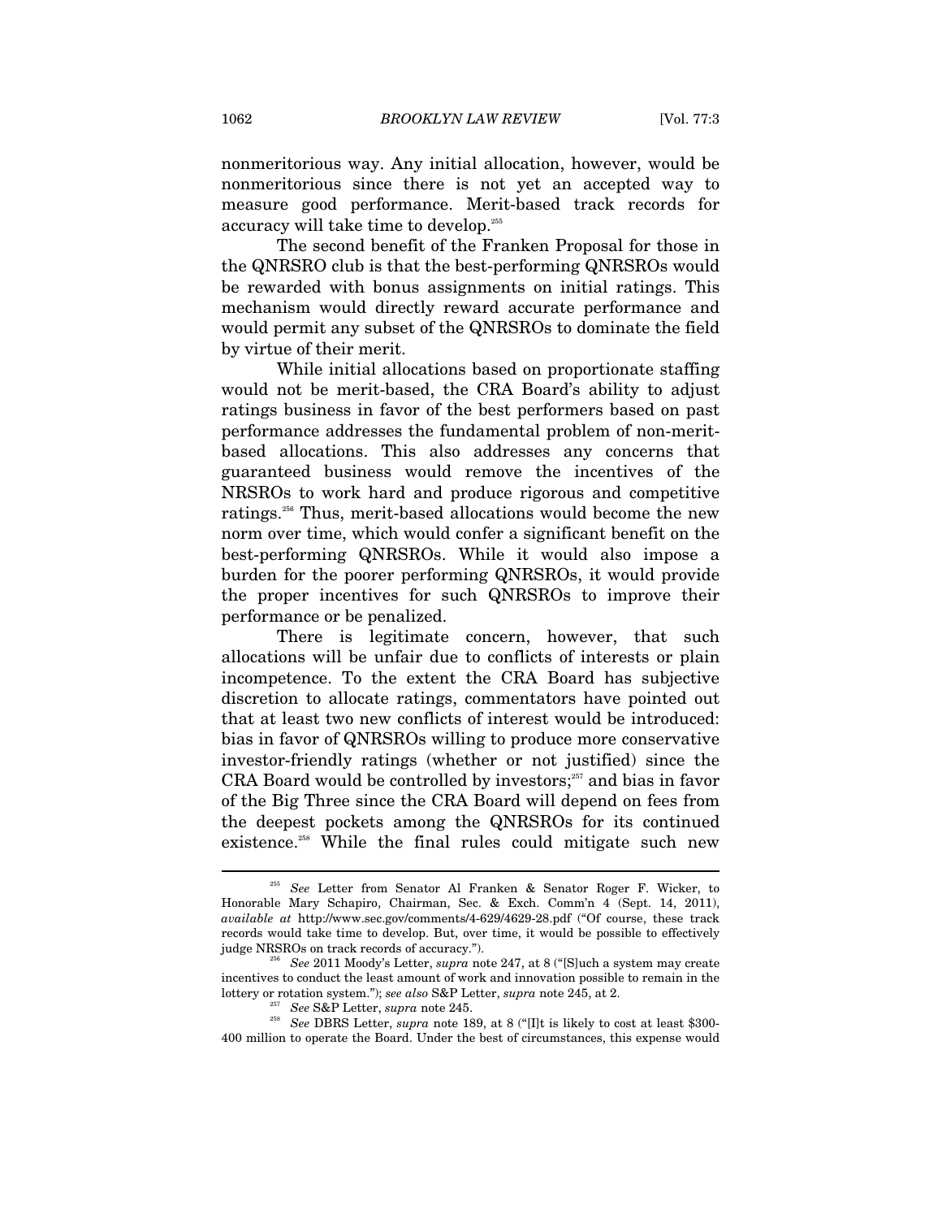nonmeritorious way. Any initial allocation, however, would be nonmeritorious since there is not yet an accepted way to measure good performance. Merit-based track records for accuracy will take time to develop.[255]

The second benefit of the Franken Proposal for those in the QNRSRO club is that the best-performing QNRSROs would be rewarded with bonus assignments on initial ratings. This mechanism would directly reward accurate performance and would permit any subset of the QNRSROs to dominate the field by virtue of their merit.

While initial allocations based on proportionate staffing would not be merit-based, the CRA Board's ability to adjust ratings business in favor of the best performers based on past performance addresses the fundamental problem of non-merit-based allocations. This also addresses any concerns that guaranteed business would remove the incentives of the NRSROs to work hard and produce rigorous and competitive ratings.[256] Thus, merit-based allocations would become the new norm over time, which would confer a significant benefit on the best-performing QNRSROs. While it would also impose a burden for the poorer performing QNRSROs, it would provide the proper incentives for such QNRSROs to improve their performance or be penalized.

There is legitimate concern, however, that such allocations will be unfair due to conflicts of interests or plain incompetence. To the extent the CRA Board has subjective discretion to allocate ratings, commentators have pointed out that at least two new conflicts of interest would be introduced: bias in favor of QNRSROs willing to produce more conservative investor-friendly ratings (whether or not justified) since the CRA Board would be controlled by investors;[257] and bias in favor of the Big Three since the CRA Board will depend on fees from the deepest pockets among the QNRSROs for its continued existence.[258] While the final rules could mitigate such new

---

[255] *See* Letter from Senator Al Franken & Senator Roger F. Wicker, to Honorable Mary Schapiro, Chairman, Sec. & Exch. Comm'n 4 (Sept. 14, 2011), *available at* http://www.sec.gov/comments/4-629/4629-28.pdf ("Of course, these track records would take time to develop. But, over time, it would be possible to effectively judge NRSROs on track records of accuracy.").

[256] *See* 2011 Moody's Letter, *supra* note 247, at 8 ("[S]uch a system may create incentives to conduct the least amount of work and innovation possible to remain in the lottery or rotation system."); *see also* S&P Letter, *supra* note 245, at 2.

[257] *See* S&P Letter, *supra* note 245.

[258] *See* DBRS Letter, *supra* note 189, at 8 ("[I]t is likely to cost at least $300-400 million to operate the Board. Under the best of circumstances, this expense would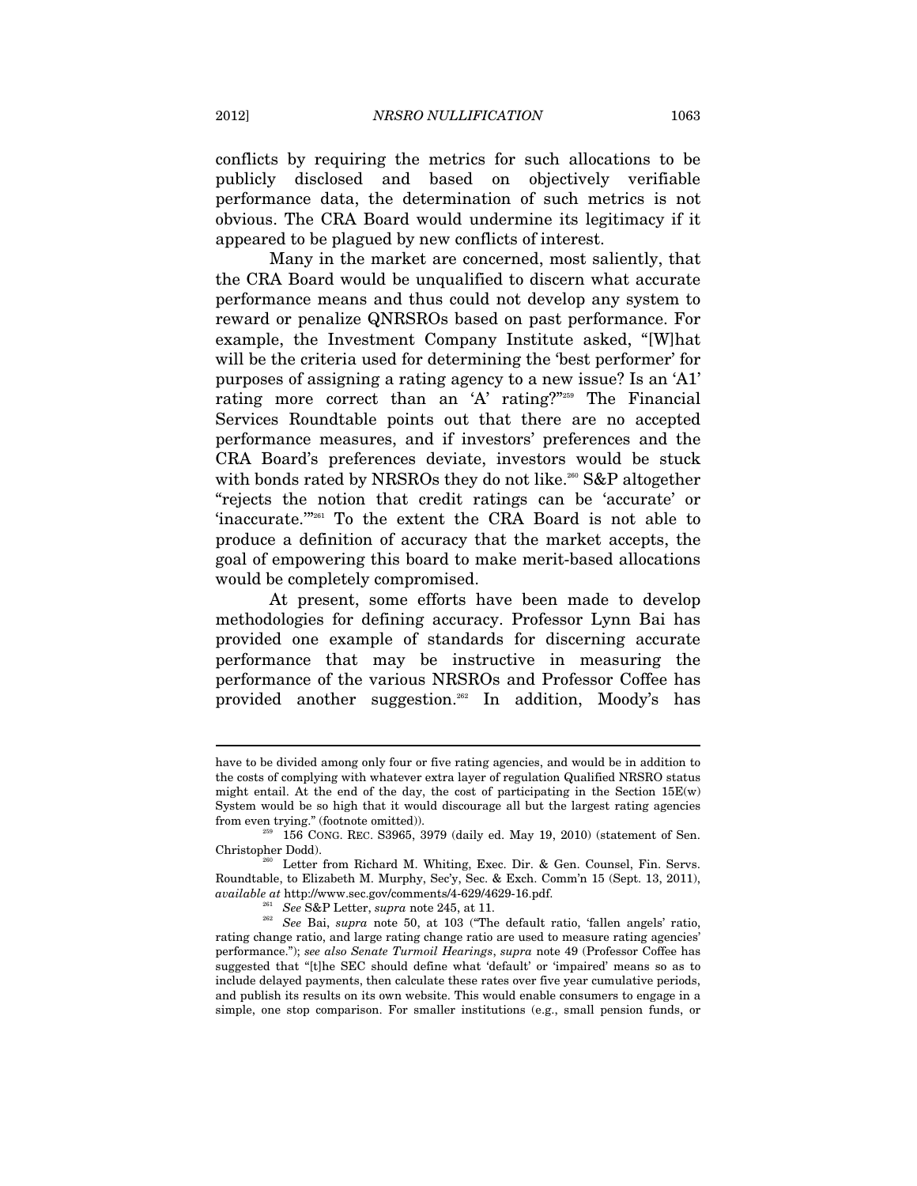conflicts by requiring the metrics for such allocations to be publicly disclosed and based on objectively verifiable performance data, the determination of such metrics is not obvious. The CRA Board would undermine its legitimacy if it appeared to be plagued by new conflicts of interest.

Many in the market are concerned, most saliently, that the CRA Board would be unqualified to discern what accurate performance means and thus could not develop any system to reward or penalize QNRSROs based on past performance. For example, the Investment Company Institute asked, "[W]hat will be the criteria used for determining the 'best performer' for purposes of assigning a rating agency to a new issue? Is an 'A1' rating more correct than an 'A' rating?"[259] The Financial Services Roundtable points out that there are no accepted performance measures, and if investors' preferences and the CRA Board's preferences deviate, investors would be stuck with bonds rated by NRSROs they do not like.[260] S&P altogether "rejects the notion that credit ratings can be 'accurate' or 'inaccurate.'"[261] To the extent the CRA Board is not able to produce a definition of accuracy that the market accepts, the goal of empowering this board to make merit-based allocations would be completely compromised.

At present, some efforts have been made to develop methodologies for defining accuracy. Professor Lynn Bai has provided one example of standards for discerning accurate performance that may be instructive in measuring the performance of the various NRSROs and Professor Coffee has provided another suggestion.[262] In addition, Moody's has

---

have to be divided among only four or five rating agencies, and would be in addition to the costs of complying with whatever extra layer of regulation Qualified NRSRO status might entail. At the end of the day, the cost of participating in the Section 15E(w) System would be so high that it would discourage all but the largest rating agencies from even trying." (footnote omitted)).

[259] 156 CONG. REC. S3965, 3979 (daily ed. May 19, 2010) (statement of Sen. Christopher Dodd).

[260] Letter from Richard M. Whiting, Exec. Dir. & Gen. Counsel, Fin. Servs. Roundtable, to Elizabeth M. Murphy, Sec'y, Sec. & Exch. Comm'n 15 (Sept. 13, 2011), *available at* http://www.sec.gov/comments/4-629/4629-16.pdf.

[261] *See* S&P Letter, *supra* note 245, at 11.

[262] *See* Bai, *supra* note 50, at 103 ("The default ratio, 'fallen angels' ratio, rating change ratio, and large rating change ratio are used to measure rating agencies' performance."); *see also Senate Turmoil Hearings*, *supra* note 49 (Professor Coffee has suggested that "[t]he SEC should define what 'default' or 'impaired' means so as to include delayed payments, then calculate these rates over five year cumulative periods, and publish its results on its own website. This would enable consumers to engage in a simple, one stop comparison. For smaller institutions (e.g., small pension funds, or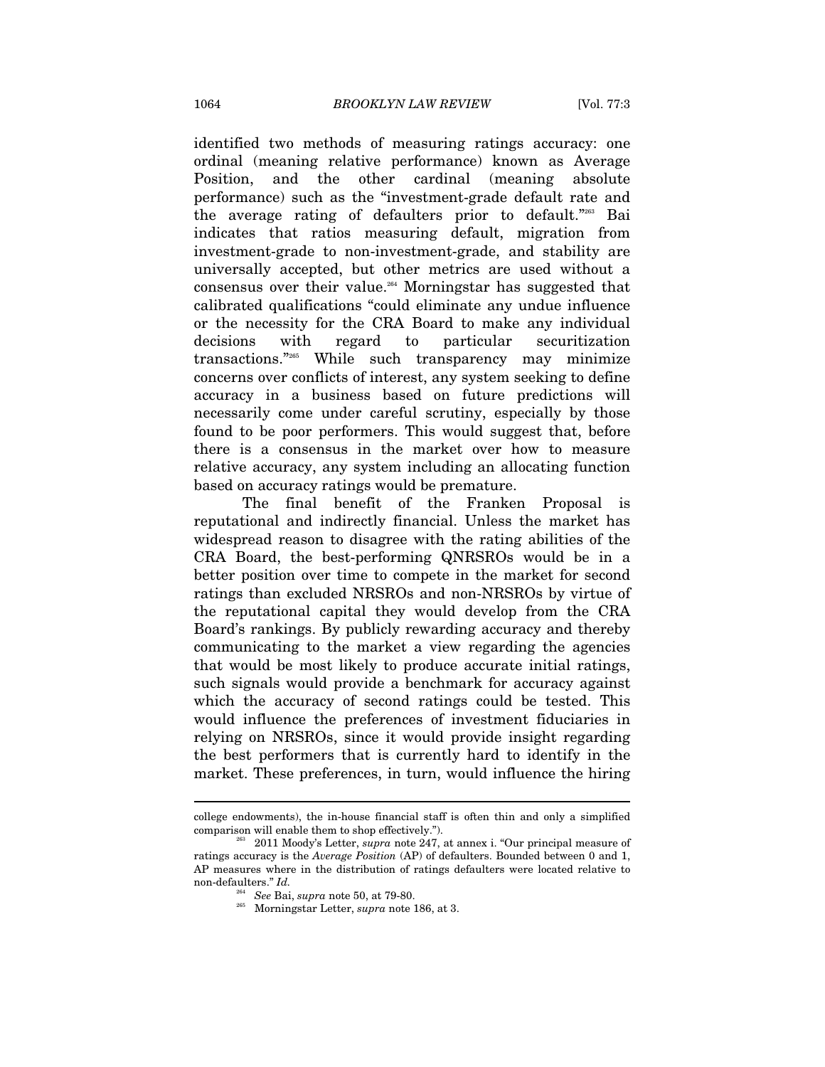identified two methods of measuring ratings accuracy: one ordinal (meaning relative performance) known as Average Position, and the other cardinal (meaning absolute performance) such as the "investment-grade default rate and the average rating of defaulters prior to default."[263] Bai indicates that ratios measuring default, migration from investment-grade to non-investment-grade, and stability are universally accepted, but other metrics are used without a consensus over their value.[264] Morningstar has suggested that calibrated qualifications "could eliminate any undue influence or the necessity for the CRA Board to make any individual decisions with regard to particular securitization transactions."[265] While such transparency may minimize concerns over conflicts of interest, any system seeking to define accuracy in a business based on future predictions will necessarily come under careful scrutiny, especially by those found to be poor performers. This would suggest that, before there is a consensus in the market over how to measure relative accuracy, any system including an allocating function based on accuracy ratings would be premature.

The final benefit of the Franken Proposal is reputational and indirectly financial. Unless the market has widespread reason to disagree with the rating abilities of the CRA Board, the best-performing QNRSROs would be in a better position over time to compete in the market for second ratings than excluded NRSROs and non-NRSROs by virtue of the reputational capital they would develop from the CRA Board's rankings. By publicly rewarding accuracy and thereby communicating to the market a view regarding the agencies that would be most likely to produce accurate initial ratings, such signals would provide a benchmark for accuracy against which the accuracy of second ratings could be tested. This would influence the preferences of investment fiduciaries in relying on NRSROs, since it would provide insight regarding the best performers that is currently hard to identify in the market. These preferences, in turn, would influence the hiring

---

college endowments), the in-house financial staff is often thin and only a simplified comparison will enable them to shop effectively.").

[263] 2011 Moody's Letter, *supra* note 247, at annex i. "Our principal measure of ratings accuracy is the *Average Position* (AP) of defaulters. Bounded between 0 and 1, AP measures where in the distribution of ratings defaulters were located relative to non-defaulters." *Id.*

[264] *See* Bai, *supra* note 50, at 79-80.

[265] Morningstar Letter, *supra* note 186, at 3.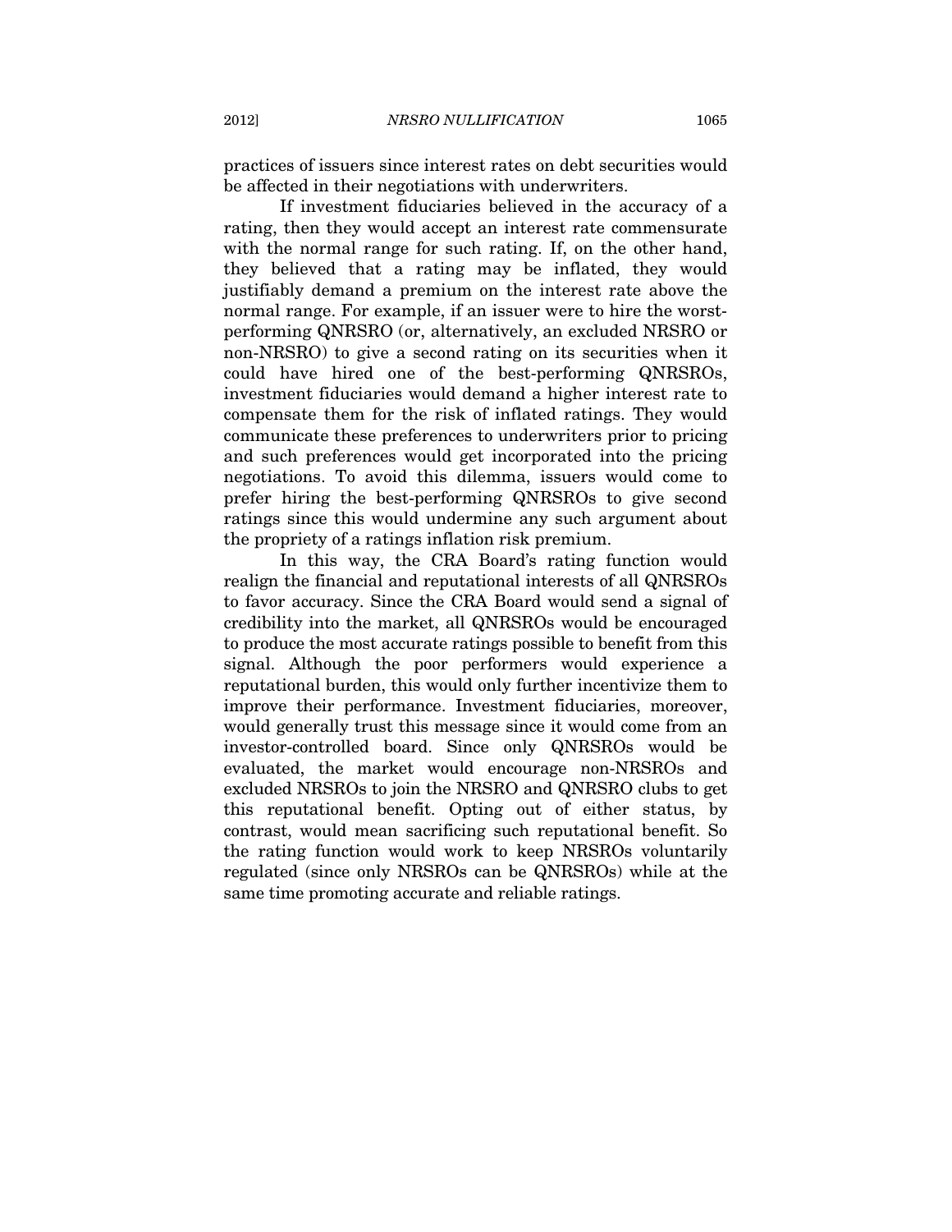practices of issuers since interest rates on debt securities would be affected in their negotiations with underwriters.

If investment fiduciaries believed in the accuracy of a rating, then they would accept an interest rate commensurate with the normal range for such rating. If, on the other hand, they believed that a rating may be inflated, they would justifiably demand a premium on the interest rate above the normal range. For example, if an issuer were to hire the worst-performing QNRSRO (or, alternatively, an excluded NRSRO or non-NRSRO) to give a second rating on its securities when it could have hired one of the best-performing QNRSROs, investment fiduciaries would demand a higher interest rate to compensate them for the risk of inflated ratings. They would communicate these preferences to underwriters prior to pricing and such preferences would get incorporated into the pricing negotiations. To avoid this dilemma, issuers would come to prefer hiring the best-performing QNRSROs to give second ratings since this would undermine any such argument about the propriety of a ratings inflation risk premium.

In this way, the CRA Board's rating function would realign the financial and reputational interests of all QNRSROs to favor accuracy. Since the CRA Board would send a signal of credibility into the market, all QNRSROs would be encouraged to produce the most accurate ratings possible to benefit from this signal. Although the poor performers would experience a reputational burden, this would only further incentivize them to improve their performance. Investment fiduciaries, moreover, would generally trust this message since it would come from an investor-controlled board. Since only QNRSROs would be evaluated, the market would encourage non-NRSROs and excluded NRSROs to join the NRSRO and QNRSRO clubs to get this reputational benefit. Opting out of either status, by contrast, would mean sacrificing such reputational benefit. So the rating function would work to keep NRSROs voluntarily regulated (since only NRSROs can be QNRSROs) while at the same time promoting accurate and reliable ratings.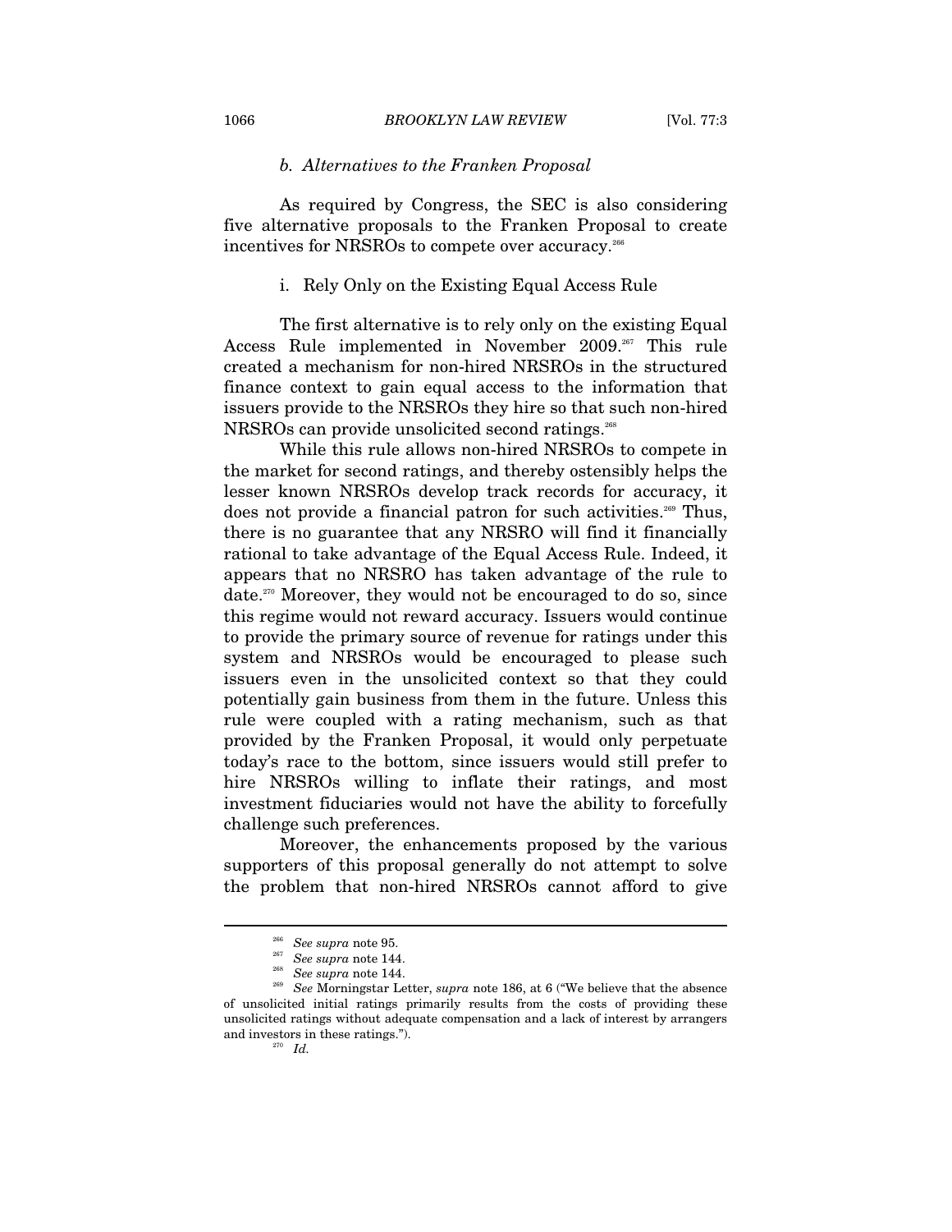#### b. *Alternatives to the Franken Proposal*

As required by Congress, the SEC is also considering five alternative proposals to the Franken Proposal to create incentives for NRSROs to compete over accuracy.[266]

##### i. Rely Only on the Existing Equal Access Rule

The first alternative is to rely only on the existing Equal Access Rule implemented in November 2009.[267] This rule created a mechanism for non-hired NRSROs in the structured finance context to gain equal access to the information that issuers provide to the NRSROs they hire so that such non-hired NRSROs can provide unsolicited second ratings.[268]

While this rule allows non-hired NRSROs to compete in the market for second ratings, and thereby ostensibly helps the lesser known NRSROs develop track records for accuracy, it does not provide a financial patron for such activities.[269] Thus, there is no guarantee that any NRSRO will find it financially rational to take advantage of the Equal Access Rule. Indeed, it appears that no NRSRO has taken advantage of the rule to date.[270] Moreover, they would not be encouraged to do so, since this regime would not reward accuracy. Issuers would continue to provide the primary source of revenue for ratings under this system and NRSROs would be encouraged to please such issuers even in the unsolicited context so that they could potentially gain business from them in the future. Unless this rule were coupled with a rating mechanism, such as that provided by the Franken Proposal, it would only perpetuate today's race to the bottom, since issuers would still prefer to hire NRSROs willing to inflate their ratings, and most investment fiduciaries would not have the ability to forcefully challenge such preferences.

Moreover, the enhancements proposed by the various supporters of this proposal generally do not attempt to solve the problem that non-hired NRSROs cannot afford to give

---

[266] *See supra* note 95.

[267] *See supra* note 144.

[268] *See supra* note 144.

[269] *See* Morningstar Letter, *supra* note 186, at 6 ("We believe that the absence of unsolicited initial ratings primarily results from the costs of providing these unsolicited ratings without adequate compensation and a lack of interest by arrangers and investors in these ratings.").

[270] *Id.*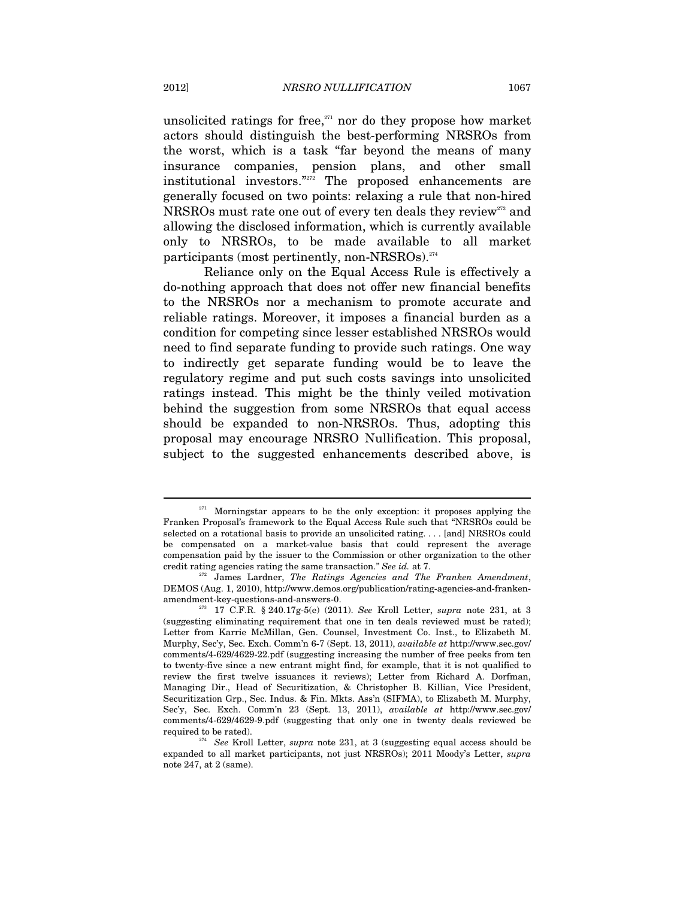unsolicited ratings for free,[271] nor do they propose how market actors should distinguish the best-performing NRSROs from the worst, which is a task "far beyond the means of many insurance companies, pension plans, and other small institutional investors."[272] The proposed enhancements are generally focused on two points: relaxing a rule that non-hired NRSROs must rate one out of every ten deals they review[273] and allowing the disclosed information, which is currently available only to NRSROs, to be made available to all market participants (most pertinently, non-NRSROs).[274]

Reliance only on the Equal Access Rule is effectively a do-nothing approach that does not offer new financial benefits to the NRSROs nor a mechanism to promote accurate and reliable ratings. Moreover, it imposes a financial burden as a condition for competing since lesser established NRSROs would need to find separate funding to provide such ratings. One way to indirectly get separate funding would be to leave the regulatory regime and put such costs savings into unsolicited ratings instead. This might be the thinly veiled motivation behind the suggestion from some NRSROs that equal access should be expanded to non-NRSROs. Thus, adopting this proposal may encourage NRSRO Nullification. This proposal, subject to the suggested enhancements described above, is

---

[271] Morningstar appears to be the only exception: it proposes applying the Franken Proposal's framework to the Equal Access Rule such that "NRSROs could be selected on a rotational basis to provide an unsolicited rating. . . . [and] NRSROs could be compensated on a market-value basis that could represent the average compensation paid by the issuer to the Commission or other organization to the other credit rating agencies rating the same transaction." *See id.* at 7.

[272] James Lardner, *The Ratings Agencies and The Franken Amendment*, DEMOS (Aug. 1, 2010), http://www.demos.org/publication/rating-agencies-and-franken-amendment-key-questions-and-answers-0.

[273] 17 C.F.R. § 240.17g-5(e) (2011). *See* Kroll Letter, *supra* note 231, at 3 (suggesting eliminating requirement that one in ten deals reviewed must be rated); Letter from Karrie McMillan, Gen. Counsel, Investment Co. Inst., to Elizabeth M. Murphy, Sec'y, Sec. Exch. Comm'n 6-7 (Sept. 13, 2011), *available at* http://www.sec.gov/comments/4-629/4629-22.pdf (suggesting increasing the number of free peeks from ten to twenty-five since a new entrant might find, for example, that it is not qualified to review the first twelve issuances it reviews); Letter from Richard A. Dorfman, Managing Dir., Head of Securitization, & Christopher B. Killian, Vice President, Securitization Grp., Sec. Indus. & Fin. Mkts. Ass'n (SIFMA), to Elizabeth M. Murphy, Sec'y, Sec. Exch. Comm'n 23 (Sept. 13, 2011), *available at* http://www.sec.gov/comments/4-629/4629-9.pdf (suggesting that only one in twenty deals reviewed be required to be rated).

[274] *See* Kroll Letter, *supra* note 231, at 3 (suggesting equal access should be expanded to all market participants, not just NRSROs); 2011 Moody's Letter, *supra* note 247, at 2 (same).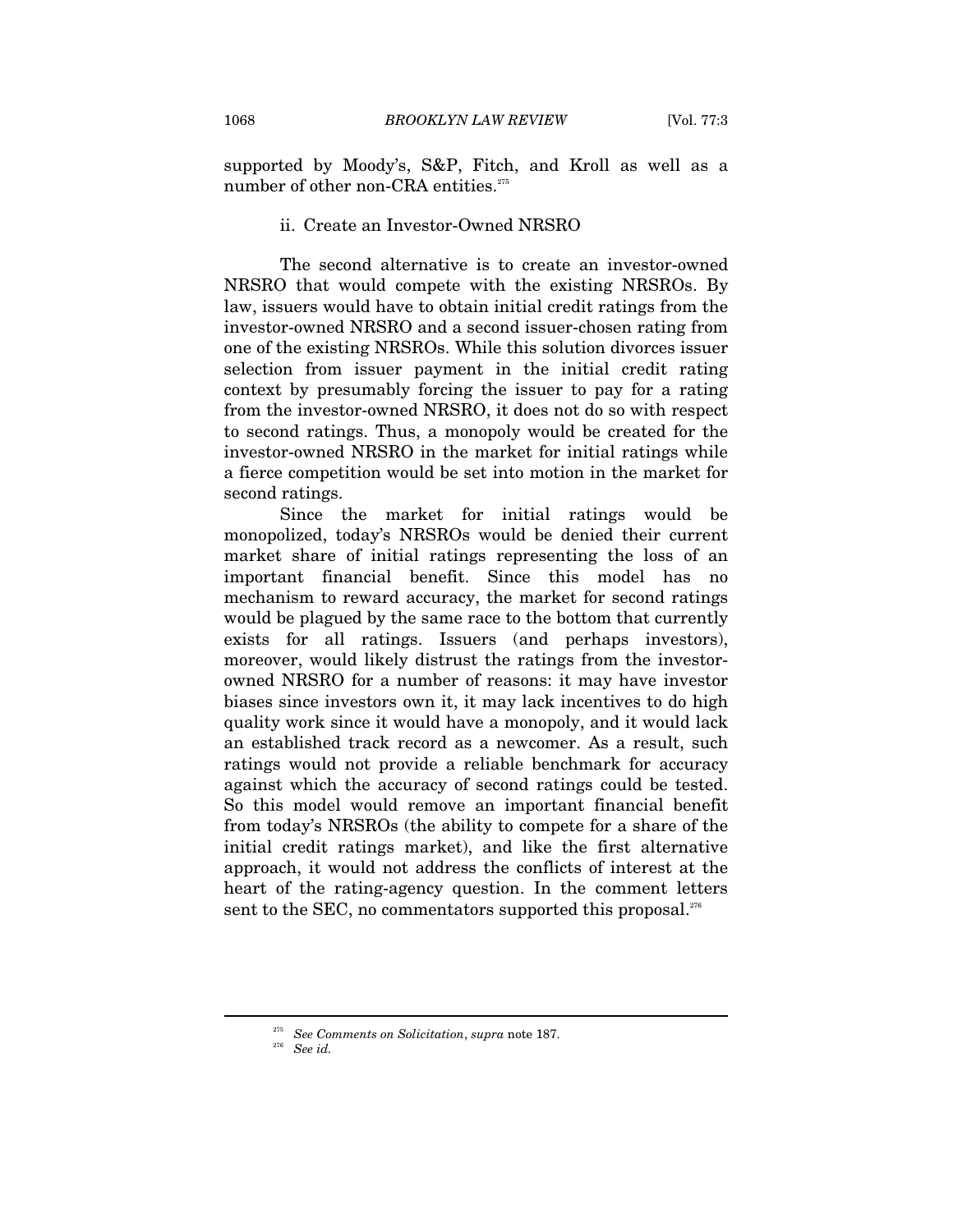supported by Moody's, S&P, Fitch, and Kroll as well as a number of other non-CRA entities.[275]

### ii. Create an Investor-Owned NRSRO

The second alternative is to create an investor-owned NRSRO that would compete with the existing NRSROs. By law, issuers would have to obtain initial credit ratings from the investor-owned NRSRO and a second issuer-chosen rating from one of the existing NRSROs. While this solution divorces issuer selection from issuer payment in the initial credit rating context by presumably forcing the issuer to pay for a rating from the investor-owned NRSRO, it does not do so with respect to second ratings. Thus, a monopoly would be created for the investor-owned NRSRO in the market for initial ratings while a fierce competition would be set into motion in the market for second ratings.

Since the market for initial ratings would be monopolized, today's NRSROs would be denied their current market share of initial ratings representing the loss of an important financial benefit. Since this model has no mechanism to reward accuracy, the market for second ratings would be plagued by the same race to the bottom that currently exists for all ratings. Issuers (and perhaps investors), moreover, would likely distrust the ratings from the investor-owned NRSRO for a number of reasons: it may have investor biases since investors own it, it may lack incentives to do high quality work since it would have a monopoly, and it would lack an established track record as a newcomer. As a result, such ratings would not provide a reliable benchmark for accuracy against which the accuracy of second ratings could be tested. So this model would remove an important financial benefit from today's NRSROs (the ability to compete for a share of the initial credit ratings market), and like the first alternative approach, it would not address the conflicts of interest at the heart of the rating-agency question. In the comment letters sent to the SEC, no commentators supported this proposal.[276]

---

[275] *See Comments on Solicitation*, *supra* note 187.

[276] *See id.*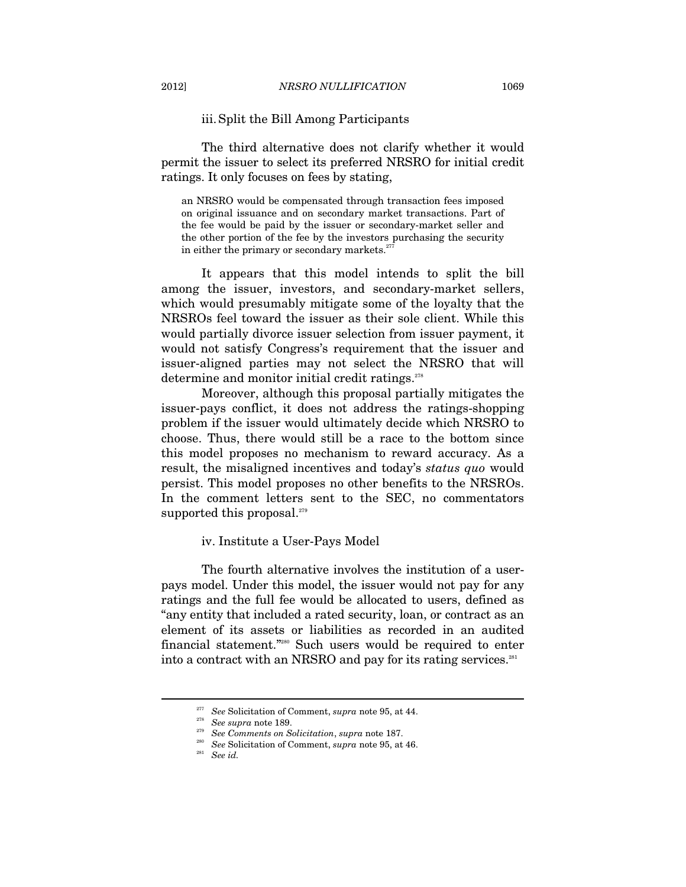#### iii. Split the Bill Among Participants

The third alternative does not clarify whether it would permit the issuer to select its preferred NRSRO for initial credit ratings. It only focuses on fees by stating,

> an NRSRO would be compensated through transaction fees imposed on original issuance and on secondary market transactions. Part of the fee would be paid by the issuer or secondary-market seller and the other portion of the fee by the investors purchasing the security in either the primary or secondary markets.[277]

It appears that this model intends to split the bill among the issuer, investors, and secondary-market sellers, which would presumably mitigate some of the loyalty that the NRSROs feel toward the issuer as their sole client. While this would partially divorce issuer selection from issuer payment, it would not satisfy Congress's requirement that the issuer and issuer-aligned parties may not select the NRSRO that will determine and monitor initial credit ratings.[278]

Moreover, although this proposal partially mitigates the issuer-pays conflict, it does not address the ratings-shopping problem if the issuer would ultimately decide which NRSRO to choose. Thus, there would still be a race to the bottom since this model proposes no mechanism to reward accuracy. As a result, the misaligned incentives and today's *status quo* would persist. This model proposes no other benefits to the NRSROs. In the comment letters sent to the SEC, no commentators supported this proposal.[279]

#### iv. Institute a User-Pays Model

The fourth alternative involves the institution of a user-pays model. Under this model, the issuer would not pay for any ratings and the full fee would be allocated to users, defined as "any entity that included a rated security, loan, or contract as an element of its assets or liabilities as recorded in an audited financial statement."[280] Such users would be required to enter into a contract with an NRSRO and pay for its rating services.[281]

---

[277] *See* Solicitation of Comment, *supra* note 95, at 44.

[278] *See supra* note 189.

[279] *See Comments on Solicitation*, *supra* note 187.

[280] *See* Solicitation of Comment, *supra* note 95, at 46.

[281] *See id.*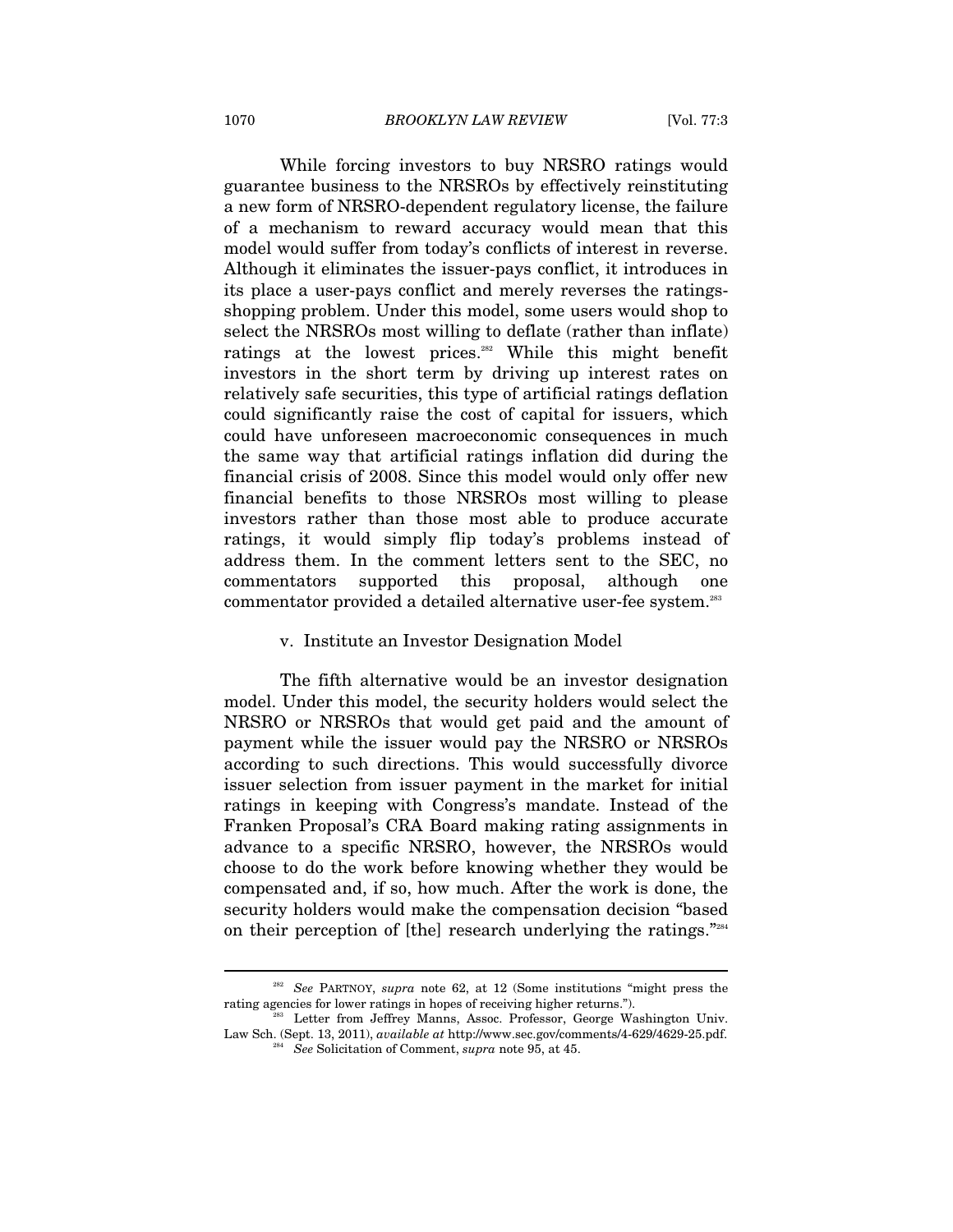While forcing investors to buy NRSRO ratings would guarantee business to the NRSROs by effectively reinstituting a new form of NRSRO-dependent regulatory license, the failure of a mechanism to reward accuracy would mean that this model would suffer from today's conflicts of interest in reverse. Although it eliminates the issuer-pays conflict, it introduces in its place a user-pays conflict and merely reverses the ratings-shopping problem. Under this model, some users would shop to select the NRSROs most willing to deflate (rather than inflate) ratings at the lowest prices.[282] While this might benefit investors in the short term by driving up interest rates on relatively safe securities, this type of artificial ratings deflation could significantly raise the cost of capital for issuers, which could have unforeseen macroeconomic consequences in much the same way that artificial ratings inflation did during the financial crisis of 2008. Since this model would only offer new financial benefits to those NRSROs most willing to please investors rather than those most able to produce accurate ratings, it would simply flip today's problems instead of address them. In the comment letters sent to the SEC, no commentators supported this proposal, although one commentator provided a detailed alternative user-fee system.[283]

### v. Institute an Investor Designation Model

The fifth alternative would be an investor designation model. Under this model, the security holders would select the NRSRO or NRSROs that would get paid and the amount of payment while the issuer would pay the NRSRO or NRSROs according to such directions. This would successfully divorce issuer selection from issuer payment in the market for initial ratings in keeping with Congress's mandate. Instead of the Franken Proposal's CRA Board making rating assignments in advance to a specific NRSRO, however, the NRSROs would choose to do the work before knowing whether they would be compensated and, if so, how much. After the work is done, the security holders would make the compensation decision "based on their perception of [the] research underlying the ratings."[284]

---

[282] *See* PARTNOY, *supra* note 62, at 12 (Some institutions "might press the rating agencies for lower ratings in hopes of receiving higher returns.").

[283] Letter from Jeffrey Manns, Assoc. Professor, George Washington Univ. Law Sch. (Sept. 13, 2011), *available at* http://www.sec.gov/comments/4-629/4629-25.pdf.

[284] *See* Solicitation of Comment, *supra* note 95, at 45.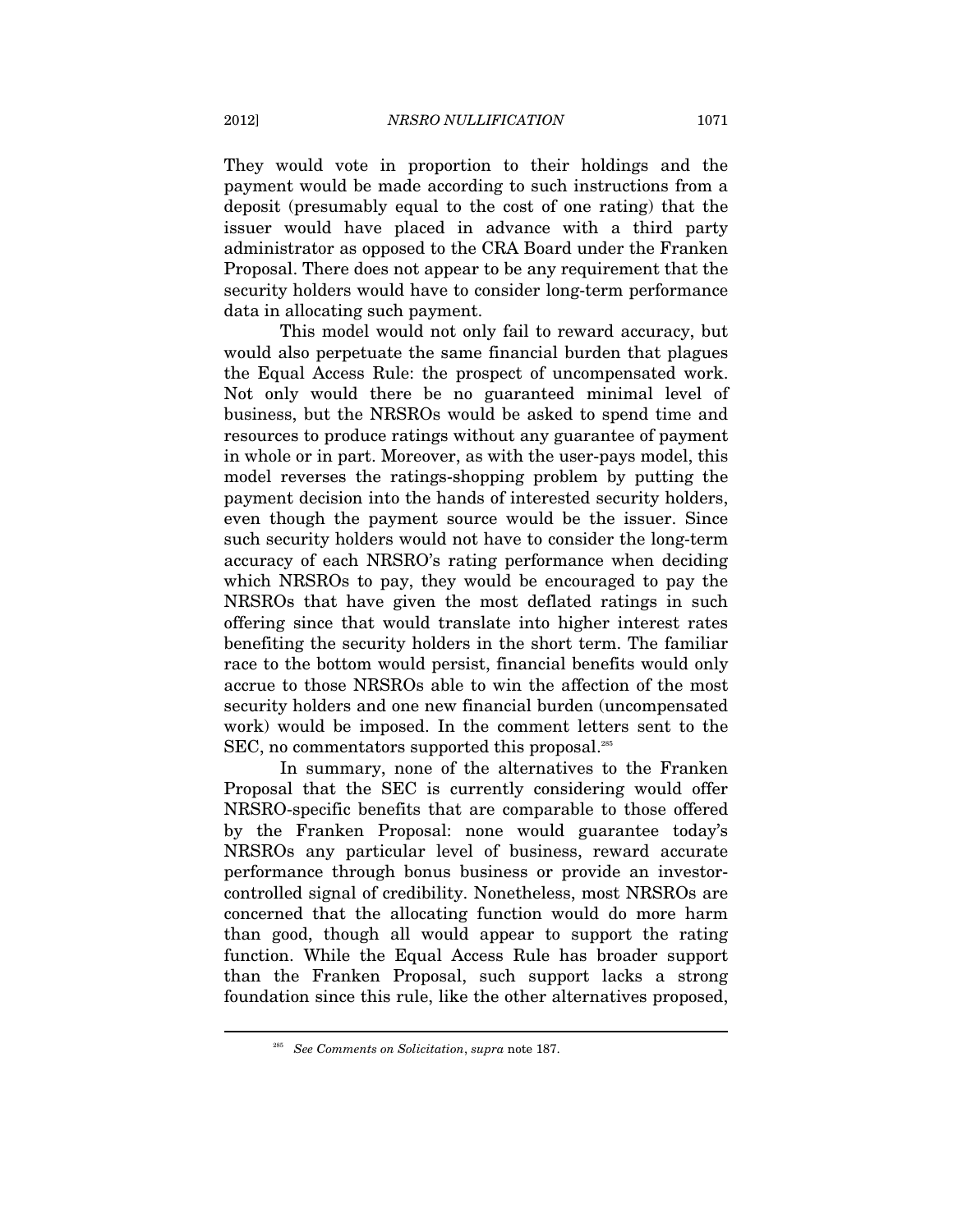They would vote in proportion to their holdings and the payment would be made according to such instructions from a deposit (presumably equal to the cost of one rating) that the issuer would have placed in advance with a third party administrator as opposed to the CRA Board under the Franken Proposal. There does not appear to be any requirement that the security holders would have to consider long-term performance data in allocating such payment.

This model would not only fail to reward accuracy, but would also perpetuate the same financial burden that plagues the Equal Access Rule: the prospect of uncompensated work. Not only would there be no guaranteed minimal level of business, but the NRSROs would be asked to spend time and resources to produce ratings without any guarantee of payment in whole or in part. Moreover, as with the user-pays model, this model reverses the ratings-shopping problem by putting the payment decision into the hands of interested security holders, even though the payment source would be the issuer. Since such security holders would not have to consider the long-term accuracy of each NRSRO's rating performance when deciding which NRSROs to pay, they would be encouraged to pay the NRSROs that have given the most deflated ratings in such offering since that would translate into higher interest rates benefiting the security holders in the short term. The familiar race to the bottom would persist, financial benefits would only accrue to those NRSROs able to win the affection of the most security holders and one new financial burden (uncompensated work) would be imposed. In the comment letters sent to the SEC, no commentators supported this proposal.[285]

In summary, none of the alternatives to the Franken Proposal that the SEC is currently considering would offer NRSRO-specific benefits that are comparable to those offered by the Franken Proposal: none would guarantee today's NRSROs any particular level of business, reward accurate performance through bonus business or provide an investor-controlled signal of credibility. Nonetheless, most NRSROs are concerned that the allocating function would do more harm than good, though all would appear to support the rating function. While the Equal Access Rule has broader support than the Franken Proposal, such support lacks a strong foundation since this rule, like the other alternatives proposed,

---

[285] *See Comments on Solicitation*, *supra* note 187.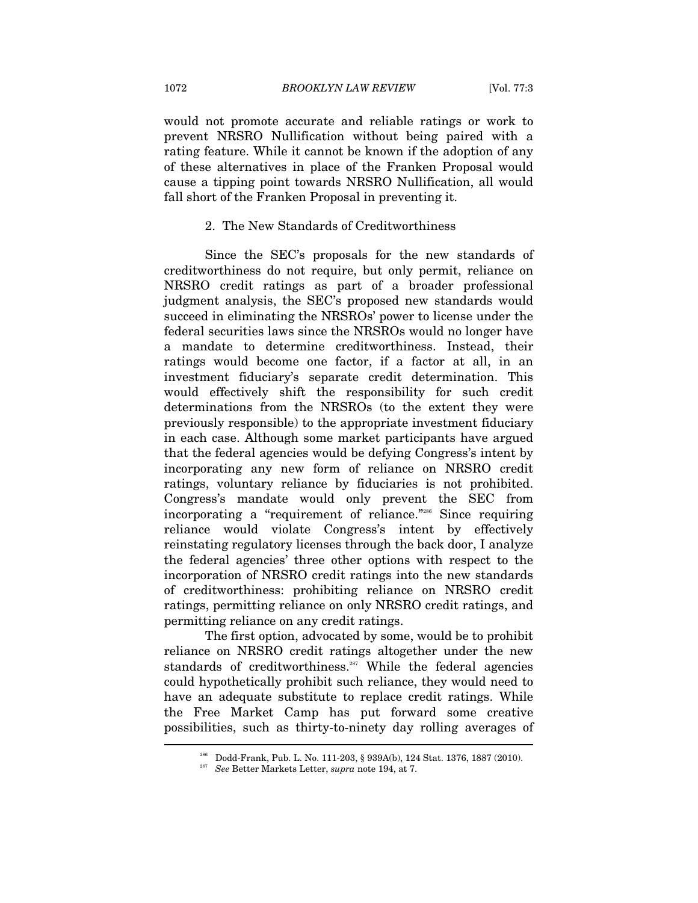would not promote accurate and reliable ratings or work to prevent NRSRO Nullification without being paired with a rating feature. While it cannot be known if the adoption of any of these alternatives in place of the Franken Proposal would cause a tipping point towards NRSRO Nullification, all would fall short of the Franken Proposal in preventing it.

### 2. The New Standards of Creditworthiness

Since the SEC's proposals for the new standards of creditworthiness do not require, but only permit, reliance on NRSRO credit ratings as part of a broader professional judgment analysis, the SEC's proposed new standards would succeed in eliminating the NRSROs' power to license under the federal securities laws since the NRSROs would no longer have a mandate to determine creditworthiness. Instead, their ratings would become one factor, if a factor at all, in an investment fiduciary's separate credit determination. This would effectively shift the responsibility for such credit determinations from the NRSROs (to the extent they were previously responsible) to the appropriate investment fiduciary in each case. Although some market participants have argued that the federal agencies would be defying Congress's intent by incorporating any new form of reliance on NRSRO credit ratings, voluntary reliance by fiduciaries is not prohibited. Congress's mandate would only prevent the SEC from incorporating a "requirement of reliance."[286] Since requiring reliance would violate Congress's intent by effectively reinstating regulatory licenses through the back door, I analyze the federal agencies' three other options with respect to the incorporation of NRSRO credit ratings into the new standards of creditworthiness: prohibiting reliance on NRSRO credit ratings, permitting reliance on only NRSRO credit ratings, and permitting reliance on any credit ratings.

The first option, advocated by some, would be to prohibit reliance on NRSRO credit ratings altogether under the new standards of creditworthiness.[287] While the federal agencies could hypothetically prohibit such reliance, they would need to have an adequate substitute to replace credit ratings. While the Free Market Camp has put forward some creative possibilities, such as thirty-to-ninety day rolling averages of

---

[286] Dodd-Frank, Pub. L. No. 111-203, § 939A(b), 124 Stat. 1376, 1887 (2010).

[287] *See* Better Markets Letter, *supra* note 194, at 7.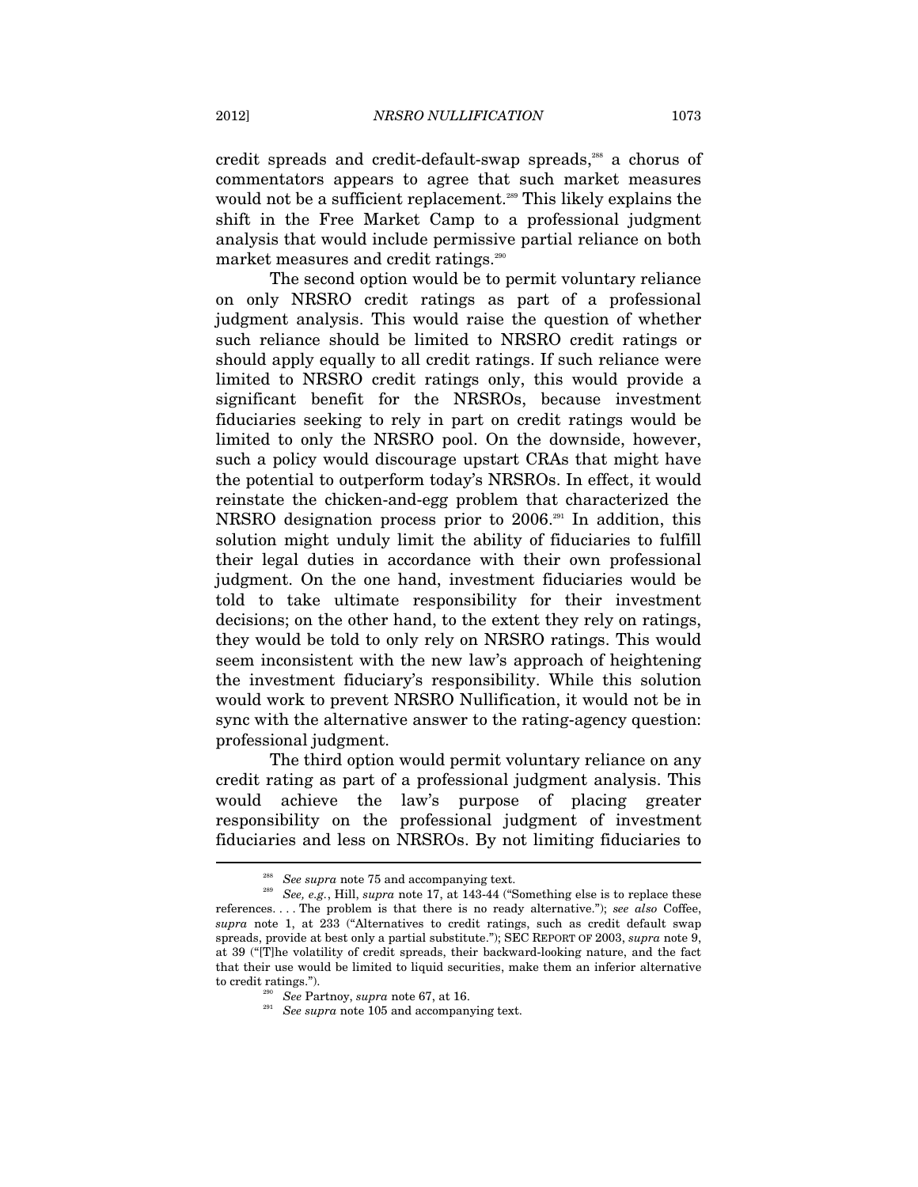credit spreads and credit-default-swap spreads,[288] a chorus of commentators appears to agree that such market measures would not be a sufficient replacement.[289] This likely explains the shift in the Free Market Camp to a professional judgment analysis that would include permissive partial reliance on both market measures and credit ratings.[290]

The second option would be to permit voluntary reliance on only NRSRO credit ratings as part of a professional judgment analysis. This would raise the question of whether such reliance should be limited to NRSRO credit ratings or should apply equally to all credit ratings. If such reliance were limited to NRSRO credit ratings only, this would provide a significant benefit for the NRSROs, because investment fiduciaries seeking to rely in part on credit ratings would be limited to only the NRSRO pool. On the downside, however, such a policy would discourage upstart CRAs that might have the potential to outperform today's NRSROs. In effect, it would reinstate the chicken-and-egg problem that characterized the NRSRO designation process prior to 2006.[291] In addition, this solution might unduly limit the ability of fiduciaries to fulfill their legal duties in accordance with their own professional judgment. On the one hand, investment fiduciaries would be told to take ultimate responsibility for their investment decisions; on the other hand, to the extent they rely on ratings, they would be told to only rely on NRSRO ratings. This would seem inconsistent with the new law's approach of heightening the investment fiduciary's responsibility. While this solution would work to prevent NRSRO Nullification, it would not be in sync with the alternative answer to the rating-agency question: professional judgment.

The third option would permit voluntary reliance on any credit rating as part of a professional judgment analysis. This would achieve the law's purpose of placing greater responsibility on the professional judgment of investment fiduciaries and less on NRSROs. By not limiting fiduciaries to

---

[288] *See supra* note 75 and accompanying text.

[289] *See, e.g.*, Hill, *supra* note 17, at 143-44 ("Something else is to replace these references. . . . The problem is that there is no ready alternative."); *see also* Coffee, *supra* note 1, at 233 ("Alternatives to credit ratings, such as credit default swap spreads, provide at best only a partial substitute."); SEC REPORT OF 2003, *supra* note 9, at 39 ("[T]he volatility of credit spreads, their backward-looking nature, and the fact that their use would be limited to liquid securities, make them an inferior alternative to credit ratings.").

[290] *See* Partnoy, *supra* note 67, at 16.

[291] *See supra* note 105 and accompanying text.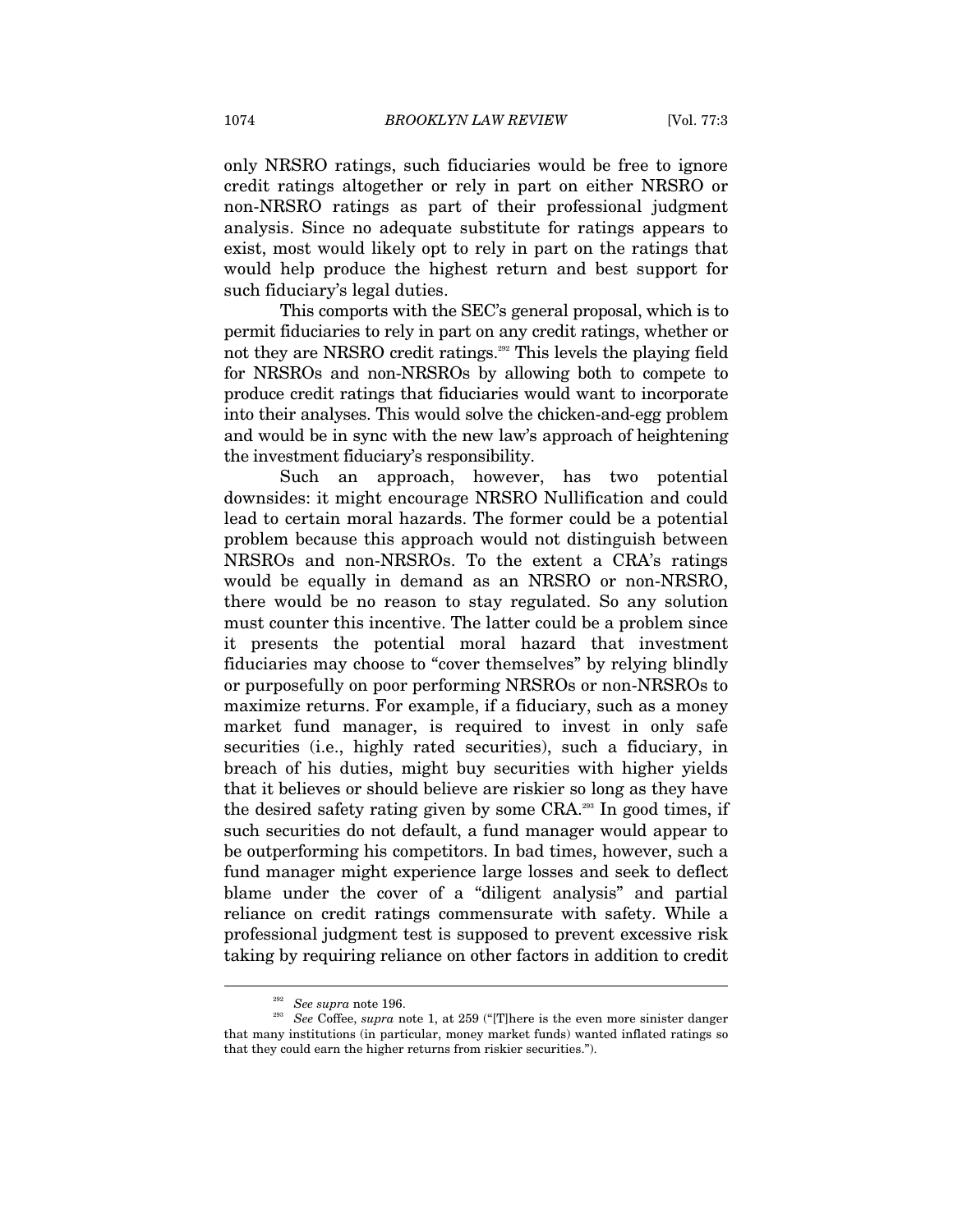only NRSRO ratings, such fiduciaries would be free to ignore credit ratings altogether or rely in part on either NRSRO or non-NRSRO ratings as part of their professional judgment analysis. Since no adequate substitute for ratings appears to exist, most would likely opt to rely in part on the ratings that would help produce the highest return and best support for such fiduciary's legal duties.

This comports with the SEC's general proposal, which is to permit fiduciaries to rely in part on any credit ratings, whether or not they are NRSRO credit ratings.[292] This levels the playing field for NRSROs and non-NRSROs by allowing both to compete to produce credit ratings that fiduciaries would want to incorporate into their analyses. This would solve the chicken-and-egg problem and would be in sync with the new law's approach of heightening the investment fiduciary's responsibility.

Such an approach, however, has two potential downsides: it might encourage NRSRO Nullification and could lead to certain moral hazards. The former could be a potential problem because this approach would not distinguish between NRSROs and non-NRSROs. To the extent a CRA's ratings would be equally in demand as an NRSRO or non-NRSRO, there would be no reason to stay regulated. So any solution must counter this incentive. The latter could be a problem since it presents the potential moral hazard that investment fiduciaries may choose to "cover themselves" by relying blindly or purposefully on poor performing NRSROs or non-NRSROs to maximize returns. For example, if a fiduciary, such as a money market fund manager, is required to invest in only safe securities (i.e., highly rated securities), such a fiduciary, in breach of his duties, might buy securities with higher yields that it believes or should believe are riskier so long as they have the desired safety rating given by some CRA.[293] In good times, if such securities do not default, a fund manager would appear to be outperforming his competitors. In bad times, however, such a fund manager might experience large losses and seek to deflect blame under the cover of a "diligent analysis" and partial reliance on credit ratings commensurate with safety. While a professional judgment test is supposed to prevent excessive risk taking by requiring reliance on other factors in addition to credit

---

[292] *See supra* note 196.

[293] *See* Coffee, *supra* note 1, at 259 ("[T]here is the even more sinister danger that many institutions (in particular, money market funds) wanted inflated ratings so that they could earn the higher returns from riskier securities.").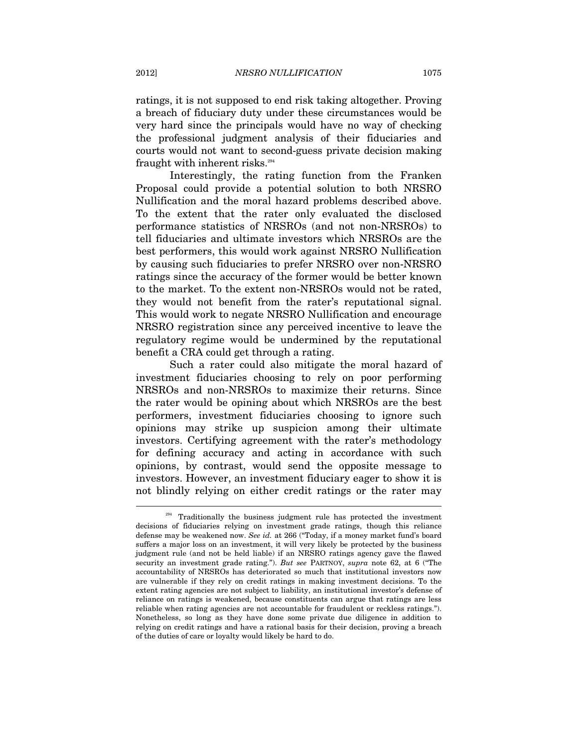ratings, it is not supposed to end risk taking altogether. Proving a breach of fiduciary duty under these circumstances would be very hard since the principals would have no way of checking the professional judgment analysis of their fiduciaries and courts would not want to second-guess private decision making fraught with inherent risks.[294]

Interestingly, the rating function from the Franken Proposal could provide a potential solution to both NRSRO Nullification and the moral hazard problems described above. To the extent that the rater only evaluated the disclosed performance statistics of NRSROs (and not non-NRSROs) to tell fiduciaries and ultimate investors which NRSROs are the best performers, this would work against NRSRO Nullification by causing such fiduciaries to prefer NRSRO over non-NRSRO ratings since the accuracy of the former would be better known to the market. To the extent non-NRSROs would not be rated, they would not benefit from the rater's reputational signal. This would work to negate NRSRO Nullification and encourage NRSRO registration since any perceived incentive to leave the regulatory regime would be undermined by the reputational benefit a CRA could get through a rating.

Such a rater could also mitigate the moral hazard of investment fiduciaries choosing to rely on poor performing NRSROs and non-NRSROs to maximize their returns. Since the rater would be opining about which NRSROs are the best performers, investment fiduciaries choosing to ignore such opinions may strike up suspicion among their ultimate investors. Certifying agreement with the rater's methodology for defining accuracy and acting in accordance with such opinions, by contrast, would send the opposite message to investors. However, an investment fiduciary eager to show it is not blindly relying on either credit ratings or the rater may

---

[294] Traditionally the business judgment rule has protected the investment decisions of fiduciaries relying on investment grade ratings, though this reliance defense may be weakened now. *See id.* at 266 ("Today, if a money market fund's board suffers a major loss on an investment, it will very likely be protected by the business judgment rule (and not be held liable) if an NRSRO ratings agency gave the flawed security an investment grade rating."). *But see* PARTNOY, *supra* note 62, at 6 ("The accountability of NRSROs has deteriorated so much that institutional investors now are vulnerable if they rely on credit ratings in making investment decisions. To the extent rating agencies are not subject to liability, an institutional investor's defense of reliance on ratings is weakened, because constituents can argue that ratings are less reliable when rating agencies are not accountable for fraudulent or reckless ratings."). Nonetheless, so long as they have done some private due diligence in addition to relying on credit ratings and have a rational basis for their decision, proving a breach of the duties of care or loyalty would likely be hard to do.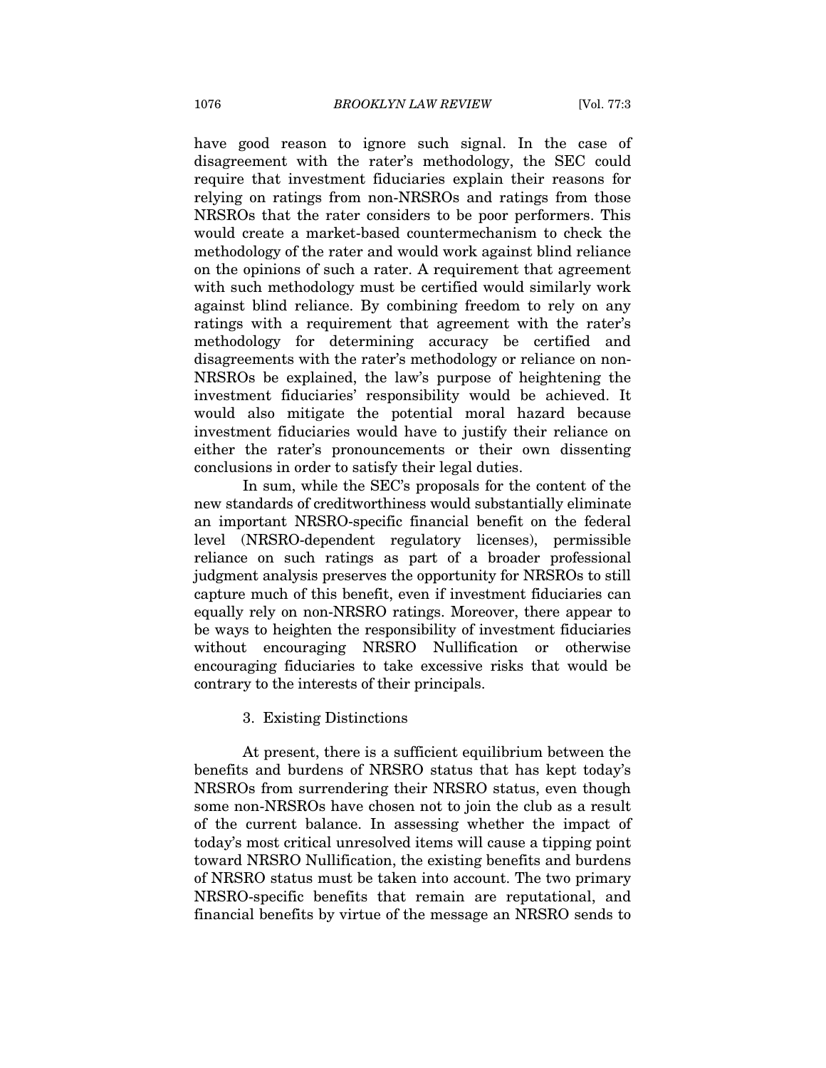have good reason to ignore such signal. In the case of disagreement with the rater's methodology, the SEC could require that investment fiduciaries explain their reasons for relying on ratings from non-NRSROs and ratings from those NRSROs that the rater considers to be poor performers. This would create a market-based countermechanism to check the methodology of the rater and would work against blind reliance on the opinions of such a rater. A requirement that agreement with such methodology must be certified would similarly work against blind reliance. By combining freedom to rely on any ratings with a requirement that agreement with the rater's methodology for determining accuracy be certified and disagreements with the rater's methodology or reliance on non-NRSROs be explained, the law's purpose of heightening the investment fiduciaries' responsibility would be achieved. It would also mitigate the potential moral hazard because investment fiduciaries would have to justify their reliance on either the rater's pronouncements or their own dissenting conclusions in order to satisfy their legal duties.

In sum, while the SEC's proposals for the content of the new standards of creditworthiness would substantially eliminate an important NRSRO-specific financial benefit on the federal level (NRSRO-dependent regulatory licenses), permissible reliance on such ratings as part of a broader professional judgment analysis preserves the opportunity for NRSROs to still capture much of this benefit, even if investment fiduciaries can equally rely on non-NRSRO ratings. Moreover, there appear to be ways to heighten the responsibility of investment fiduciaries without encouraging NRSRO Nullification or otherwise encouraging fiduciaries to take excessive risks that would be contrary to the interests of their principals.

### 3. Existing Distinctions

At present, there is a sufficient equilibrium between the benefits and burdens of NRSRO status that has kept today's NRSROs from surrendering their NRSRO status, even though some non-NRSROs have chosen not to join the club as a result of the current balance. In assessing whether the impact of today's most critical unresolved items will cause a tipping point toward NRSRO Nullification, the existing benefits and burdens of NRSRO status must be taken into account. The two primary NRSRO-specific benefits that remain are reputational, and financial benefits by virtue of the message an NRSRO sends to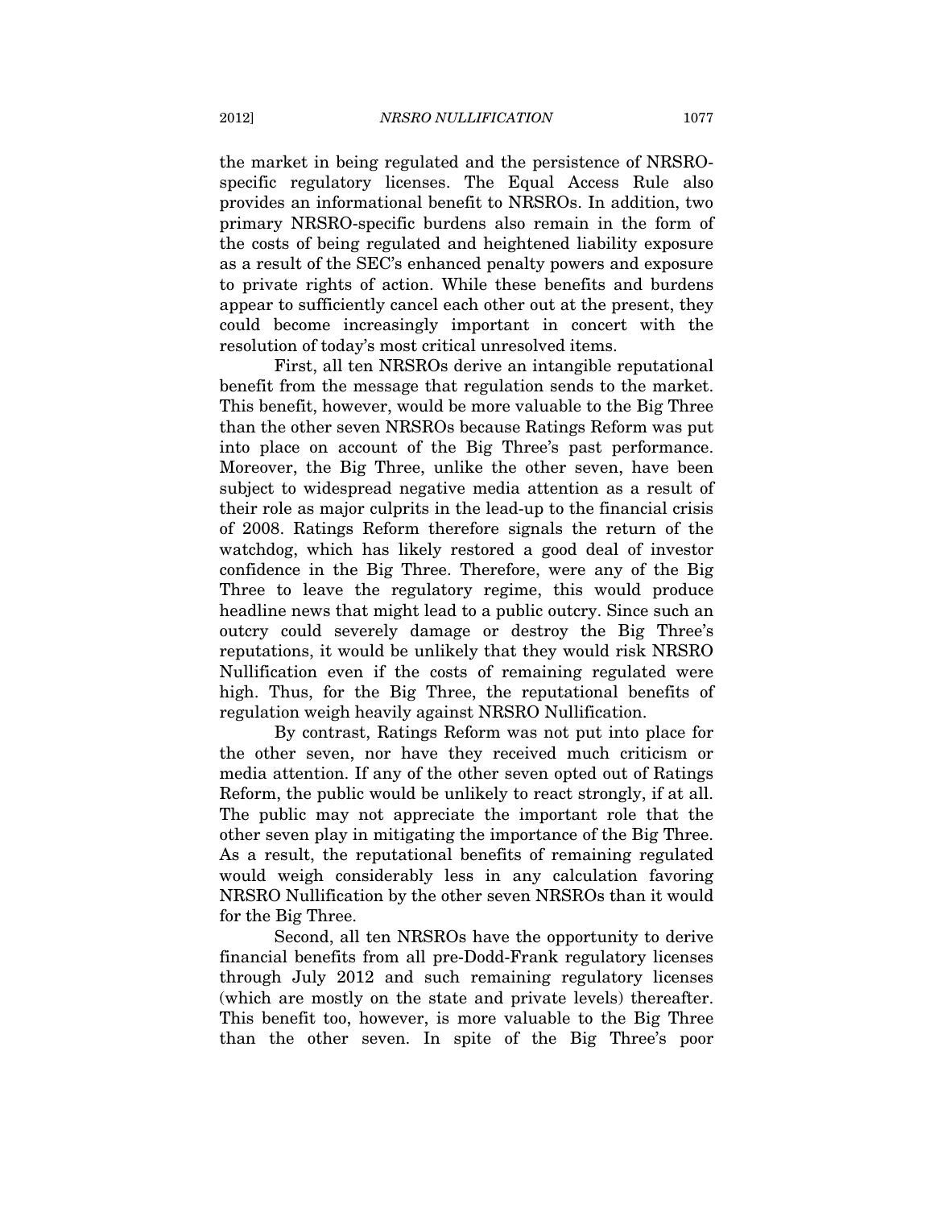the market in being regulated and the persistence of NRSRO-specific regulatory licenses. The Equal Access Rule also provides an informational benefit to NRSROs. In addition, two primary NRSRO-specific burdens also remain in the form of the costs of being regulated and heightened liability exposure as a result of the SEC's enhanced penalty powers and exposure to private rights of action. While these benefits and burdens appear to sufficiently cancel each other out at the present, they could become increasingly important in concert with the resolution of today's most critical unresolved items.

First, all ten NRSROs derive an intangible reputational benefit from the message that regulation sends to the market. This benefit, however, would be more valuable to the Big Three than the other seven NRSROs because Ratings Reform was put into place on account of the Big Three's past performance. Moreover, the Big Three, unlike the other seven, have been subject to widespread negative media attention as a result of their role as major culprits in the lead-up to the financial crisis of 2008. Ratings Reform therefore signals the return of the watchdog, which has likely restored a good deal of investor confidence in the Big Three. Therefore, were any of the Big Three to leave the regulatory regime, this would produce headline news that might lead to a public outcry. Since such an outcry could severely damage or destroy the Big Three's reputations, it would be unlikely that they would risk NRSRO Nullification even if the costs of remaining regulated were high. Thus, for the Big Three, the reputational benefits of regulation weigh heavily against NRSRO Nullification.

By contrast, Ratings Reform was not put into place for the other seven, nor have they received much criticism or media attention. If any of the other seven opted out of Ratings Reform, the public would be unlikely to react strongly, if at all. The public may not appreciate the important role that the other seven play in mitigating the importance of the Big Three. As a result, the reputational benefits of remaining regulated would weigh considerably less in any calculation favoring NRSRO Nullification by the other seven NRSROs than it would for the Big Three.

Second, all ten NRSROs have the opportunity to derive financial benefits from all pre-Dodd-Frank regulatory licenses through July 2012 and such remaining regulatory licenses (which are mostly on the state and private levels) thereafter. This benefit too, however, is more valuable to the Big Three than the other seven. In spite of the Big Three's poor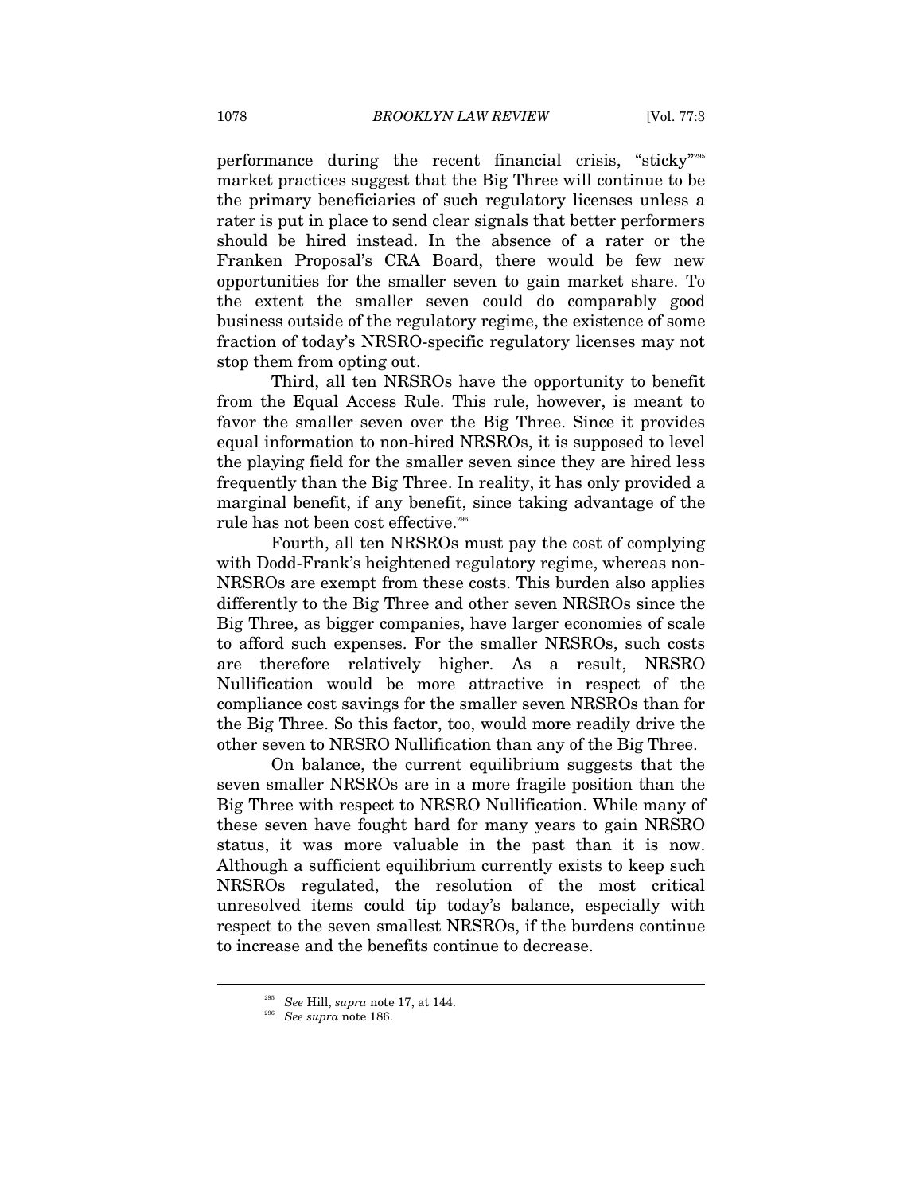performance during the recent financial crisis, "sticky"[295] market practices suggest that the Big Three will continue to be the primary beneficiaries of such regulatory licenses unless a rater is put in place to send clear signals that better performers should be hired instead. In the absence of a rater or the Franken Proposal's CRA Board, there would be few new opportunities for the smaller seven to gain market share. To the extent the smaller seven could do comparably good business outside of the regulatory regime, the existence of some fraction of today's NRSRO-specific regulatory licenses may not stop them from opting out.

Third, all ten NRSROs have the opportunity to benefit from the Equal Access Rule. This rule, however, is meant to favor the smaller seven over the Big Three. Since it provides equal information to non-hired NRSROs, it is supposed to level the playing field for the smaller seven since they are hired less frequently than the Big Three. In reality, it has only provided a marginal benefit, if any benefit, since taking advantage of the rule has not been cost effective.[296]

Fourth, all ten NRSROs must pay the cost of complying with Dodd-Frank's heightened regulatory regime, whereas non-NRSROs are exempt from these costs. This burden also applies differently to the Big Three and other seven NRSROs since the Big Three, as bigger companies, have larger economies of scale to afford such expenses. For the smaller NRSROs, such costs are therefore relatively higher. As a result, NRSRO Nullification would be more attractive in respect of the compliance cost savings for the smaller seven NRSROs than for the Big Three. So this factor, too, would more readily drive the other seven to NRSRO Nullification than any of the Big Three.

On balance, the current equilibrium suggests that the seven smaller NRSROs are in a more fragile position than the Big Three with respect to NRSRO Nullification. While many of these seven have fought hard for many years to gain NRSRO status, it was more valuable in the past than it is now. Although a sufficient equilibrium currently exists to keep such NRSROs regulated, the resolution of the most critical unresolved items could tip today's balance, especially with respect to the seven smallest NRSROs, if the burdens continue to increase and the benefits continue to decrease.

---

[295] *See* Hill, *supra* note 17, at 144.

[296] *See supra* note 186.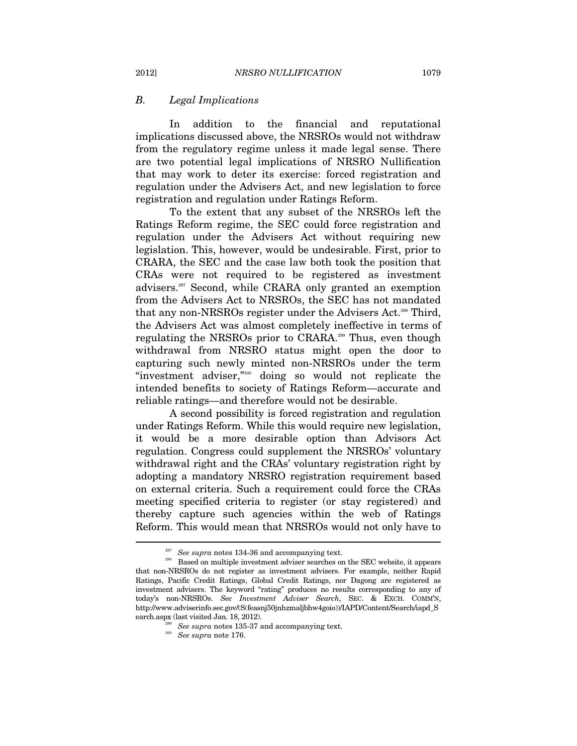### *B. Legal Implications*

In addition to the financial and reputational implications discussed above, the NRSROs would not withdraw from the regulatory regime unless it made legal sense. There are two potential legal implications of NRSRO Nullification that may work to deter its exercise: forced registration and regulation under the Advisers Act, and new legislation to force registration and regulation under Ratings Reform.

To the extent that any subset of the NRSROs left the Ratings Reform regime, the SEC could force registration and regulation under the Advisers Act without requiring new legislation. This, however, would be undesirable. First, prior to CRARA, the SEC and the case law both took the position that CRAs were not required to be registered as investment advisers.[297] Second, while CRARA only granted an exemption from the Advisers Act to NRSROs, the SEC has not mandated that any non-NRSROs register under the Advisers Act.[298] Third, the Advisers Act was almost completely ineffective in terms of regulating the NRSROs prior to CRARA.[299] Thus, even though withdrawal from NRSRO status might open the door to capturing such newly minted non-NRSROs under the term "investment adviser,"[300] doing so would not replicate the intended benefits to society of Ratings Reform—accurate and reliable ratings—and therefore would not be desirable.

A second possibility is forced registration and regulation under Ratings Reform. While this would require new legislation, it would be a more desirable option than Advisors Act regulation. Congress could supplement the NRSROs' voluntary withdrawal right and the CRAs' voluntary registration right by adopting a mandatory NRSRO registration requirement based on external criteria. Such a requirement could force the CRAs meeting specified criteria to register (or stay registered) and thereby capture such agencies within the web of Ratings Reform. This would mean that NRSROs would not only have to

---

[297] *See supra* notes 134-36 and accompanying text.

[298] Based on multiple investment adviser searches on the SEC website, it appears that non-NRSROs do not register as investment advisers. For example, neither Rapid Ratings, Pacific Credit Ratings, Global Credit Ratings, nor Dagong are registered as investment advisers. The keyword "rating" produces no results corresponding to any of today's non-NRSROs. *See Investment Adviser Search*, SEC. & EXCH. COMM'N, http://www.adviserinfo.sec.gov/(S(feasnj50jnhzmaljbhw4goio))/IAPD/Content/Search/iapd_Search.aspx (last visited Jan. 18, 2012).

[299] *See supra* notes 135-37 and accompanying text.

[300] *See supra* note 176.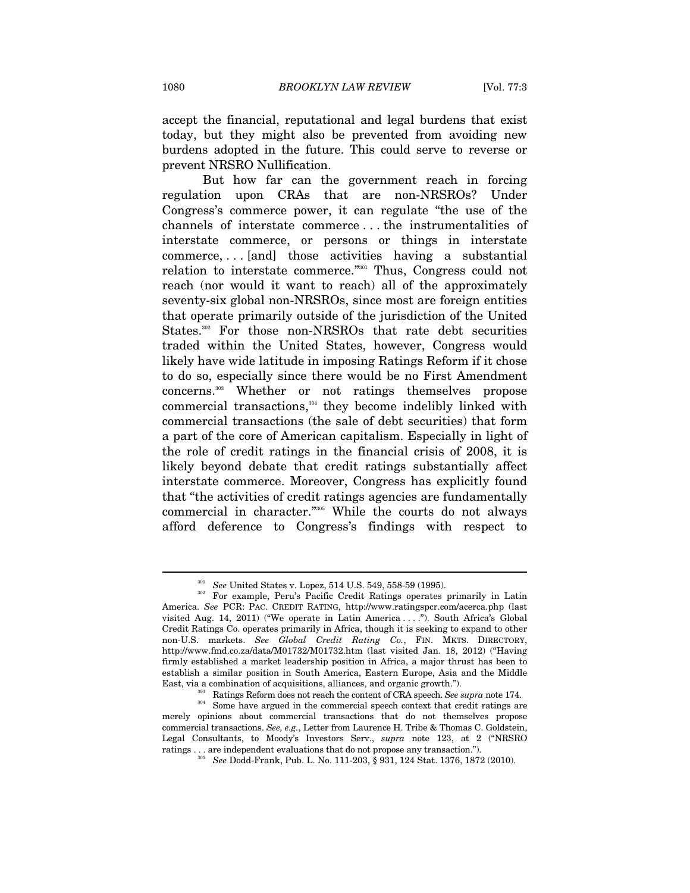accept the financial, reputational and legal burdens that exist today, but they might also be prevented from avoiding new burdens adopted in the future. This could serve to reverse or prevent NRSRO Nullification.

But how far can the government reach in forcing regulation upon CRAs that are non-NRSROs? Under Congress's commerce power, it can regulate "the use of the channels of interstate commerce . . . the instrumentalities of interstate commerce, or persons or things in interstate commerce, . . . [and] those activities having a substantial relation to interstate commerce."[301] Thus, Congress could not reach (nor would it want to reach) all of the approximately seventy-six global non-NRSROs, since most are foreign entities that operate primarily outside of the jurisdiction of the United States.[302] For those non-NRSROs that rate debt securities traded within the United States, however, Congress would likely have wide latitude in imposing Ratings Reform if it chose to do so, especially since there would be no First Amendment concerns.[303] Whether or not ratings themselves propose commercial transactions,[304] they become indelibly linked with commercial transactions (the sale of debt securities) that form a part of the core of American capitalism. Especially in light of the role of credit ratings in the financial crisis of 2008, it is likely beyond debate that credit ratings substantially affect interstate commerce. Moreover, Congress has explicitly found that "the activities of credit ratings agencies are fundamentally commercial in character."[305] While the courts do not always afford deference to Congress's findings with respect to

---

[301] *See* United States v. Lopez, 514 U.S. 549, 558-59 (1995).

[302] For example, Peru's Pacific Credit Ratings operates primarily in Latin America. *See* PCR: PAC. CREDIT RATING, http://www.ratingspcr.com/acerca.php (last visited Aug. 14, 2011) ("We operate in Latin America . . . ."). South Africa's Global Credit Ratings Co. operates primarily in Africa, though it is seeking to expand to other non-U.S. markets. *See Global Credit Rating Co.*, FIN. MKTS. DIRECTORY, http://www.fmd.co.za/data/M01732/M01732.htm (last visited Jan. 18, 2012) ("Having firmly established a market leadership position in Africa, a major thrust has been to establish a similar position in South America, Eastern Europe, Asia and the Middle East, via a combination of acquisitions, alliances, and organic growth.").

[303] Ratings Reform does not reach the content of CRA speech. *See supra* note 174.

[304] Some have argued in the commercial speech context that credit ratings are merely opinions about commercial transactions that do not themselves propose commercial transactions. *See, e.g.*, Letter from Laurence H. Tribe & Thomas C. Goldstein, Legal Consultants, to Moody's Investors Serv., *supra* note 123, at 2 ("NRSRO ratings . . . are independent evaluations that do not propose any transaction.").

[305] *See* Dodd-Frank, Pub. L. No. 111-203, § 931, 124 Stat. 1376, 1872 (2010).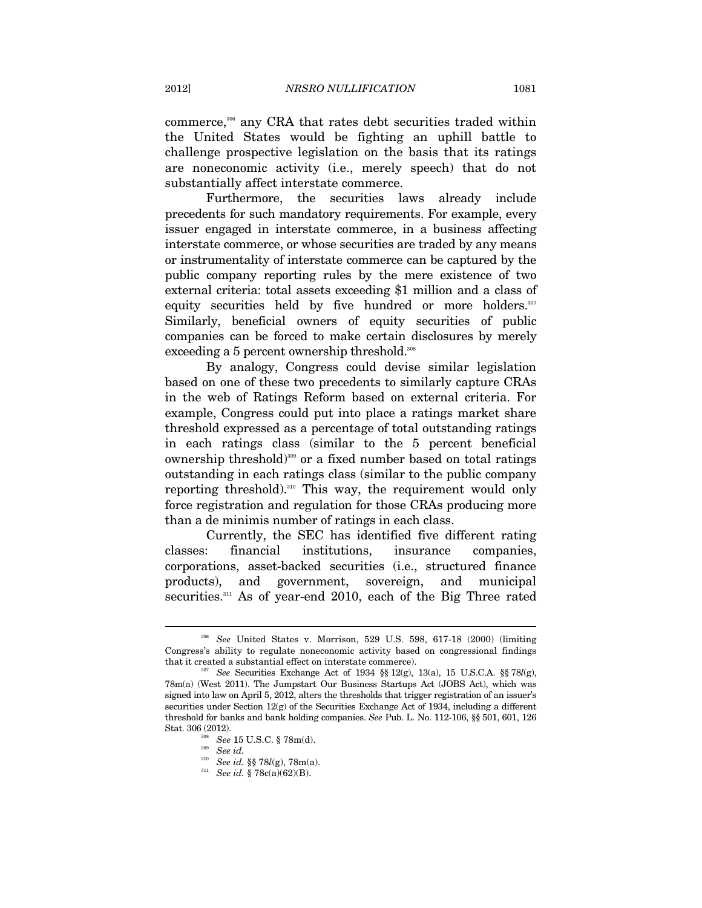commerce,[306] any CRA that rates debt securities traded within the United States would be fighting an uphill battle to challenge prospective legislation on the basis that its ratings are noneconomic activity (i.e., merely speech) that do not substantially affect interstate commerce.

Furthermore, the securities laws already include precedents for such mandatory requirements. For example, every issuer engaged in interstate commerce, in a business affecting interstate commerce, or whose securities are traded by any means or instrumentality of interstate commerce can be captured by the public company reporting rules by the mere existence of two external criteria: total assets exceeding $1 million and a class of equity securities held by five hundred or more holders.[307] Similarly, beneficial owners of equity securities of public companies can be forced to make certain disclosures by merely exceeding a 5 percent ownership threshold.[308]

By analogy, Congress could devise similar legislation based on one of these two precedents to similarly capture CRAs in the web of Ratings Reform based on external criteria. For example, Congress could put into place a ratings market share threshold expressed as a percentage of total outstanding ratings in each ratings class (similar to the 5 percent beneficial ownership threshold)[309] or a fixed number based on total ratings outstanding in each ratings class (similar to the public company reporting threshold).[310] This way, the requirement would only force registration and regulation for those CRAs producing more than a de minimis number of ratings in each class.

Currently, the SEC has identified five different rating classes: financial institutions, insurance companies, corporations, asset-backed securities (i.e., structured finance products), and government, sovereign, and municipal securities.[311] As of year-end 2010, each of the Big Three rated

---

[306] *See* United States v. Morrison, 529 U.S. 598, 617-18 (2000) (limiting Congress's ability to regulate noneconomic activity based on congressional findings that it created a substantial effect on interstate commerce).

[307] *See* Securities Exchange Act of 1934 §§ 12(g), 13(a), 15 U.S.C.A. §§ 78*l*(g), 78m(a) (West 2011). The Jumpstart Our Business Startups Act (JOBS Act), which was signed into law on April 5, 2012, alters the thresholds that trigger registration of an issuer's securities under Section 12(g) of the Securities Exchange Act of 1934, including a different threshold for banks and bank holding companies. *See* Pub. L. No. 112-106, §§ 501, 601, 126 Stat. 306 (2012).

[308] *See* 15 U.S.C. § 78m(d).

[309] *See id.*

[310] *See id.* §§ 78*l*(g), 78m(a).

[311] *See id.* § 78c(a)(62)(B).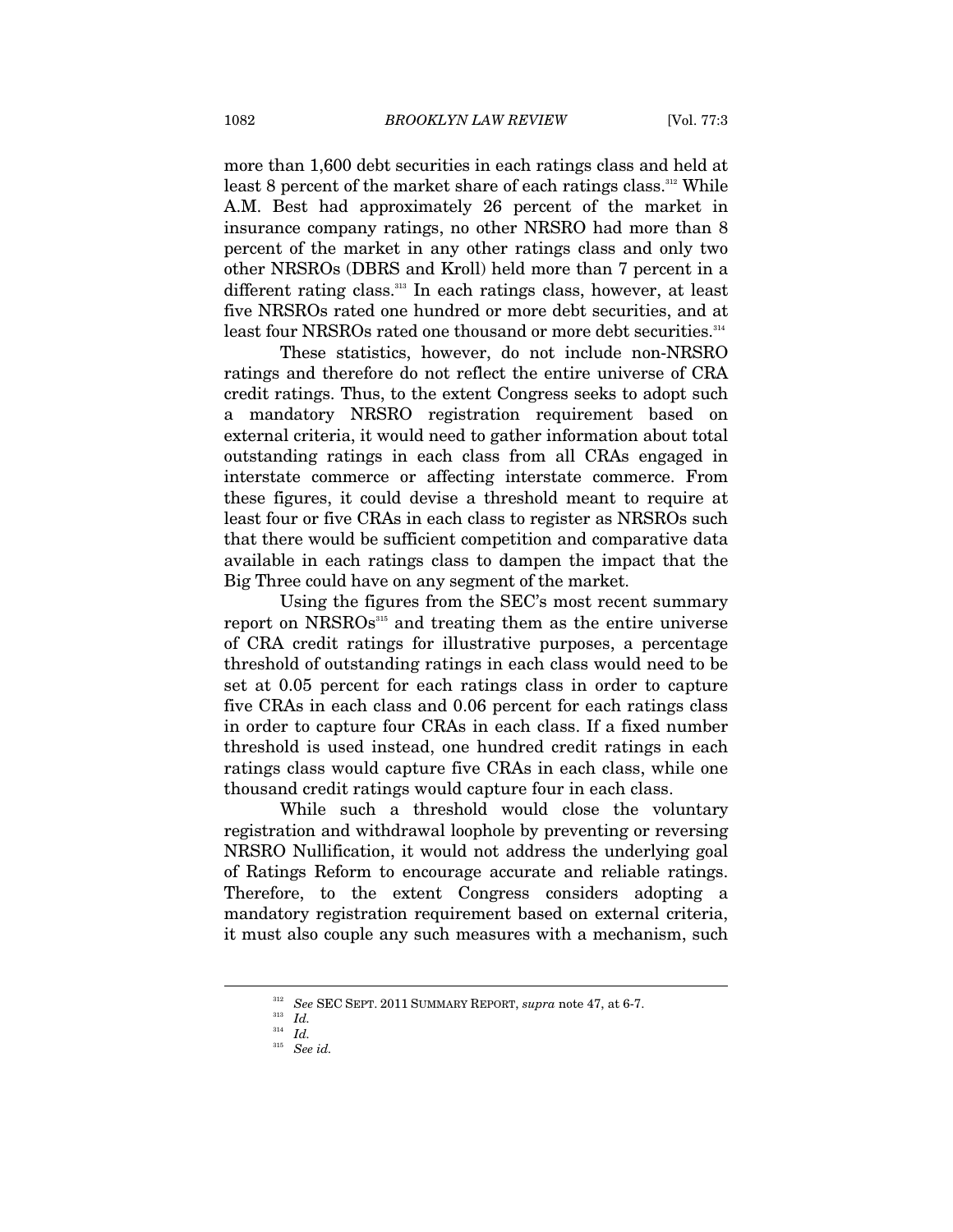more than 1,600 debt securities in each ratings class and held at least 8 percent of the market share of each ratings class.[312] While A.M. Best had approximately 26 percent of the market in insurance company ratings, no other NRSRO had more than 8 percent of the market in any other ratings class and only two other NRSROs (DBRS and Kroll) held more than 7 percent in a different rating class.[313] In each ratings class, however, at least five NRSROs rated one hundred or more debt securities, and at least four NRSROs rated one thousand or more debt securities.[314]

These statistics, however, do not include non-NRSRO ratings and therefore do not reflect the entire universe of CRA credit ratings. Thus, to the extent Congress seeks to adopt such a mandatory NRSRO registration requirement based on external criteria, it would need to gather information about total outstanding ratings in each class from all CRAs engaged in interstate commerce or affecting interstate commerce. From these figures, it could devise a threshold meant to require at least four or five CRAs in each class to register as NRSROs such that there would be sufficient competition and comparative data available in each ratings class to dampen the impact that the Big Three could have on any segment of the market.

Using the figures from the SEC's most recent summary report on NRSROs[315] and treating them as the entire universe of CRA credit ratings for illustrative purposes, a percentage threshold of outstanding ratings in each class would need to be set at 0.05 percent for each ratings class in order to capture five CRAs in each class and 0.06 percent for each ratings class in order to capture four CRAs in each class. If a fixed number threshold is used instead, one hundred credit ratings in each ratings class would capture five CRAs in each class, while one thousand credit ratings would capture four in each class.

While such a threshold would close the voluntary registration and withdrawal loophole by preventing or reversing NRSRO Nullification, it would not address the underlying goal of Ratings Reform to encourage accurate and reliable ratings. Therefore, to the extent Congress considers adopting a mandatory registration requirement based on external criteria, it must also couple any such measures with a mechanism, such

---

[312] *See* SEC SEPT. 2011 SUMMARY REPORT, *supra* note 47, at 6-7.

[313] *Id.*

[314] *Id.*

[315] *See id.*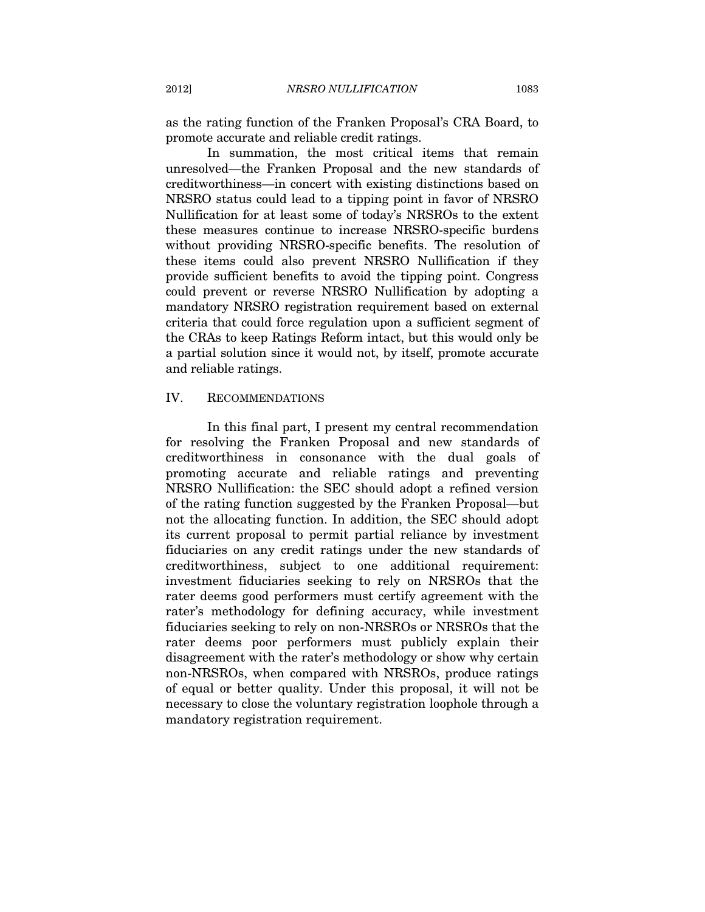as the rating function of the Franken Proposal's CRA Board, to promote accurate and reliable credit ratings.

In summation, the most critical items that remain unresolved—the Franken Proposal and the new standards of creditworthiness—in concert with existing distinctions based on NRSRO status could lead to a tipping point in favor of NRSRO Nullification for at least some of today's NRSROs to the extent these measures continue to increase NRSRO-specific burdens without providing NRSRO-specific benefits. The resolution of these items could also prevent NRSRO Nullification if they provide sufficient benefits to avoid the tipping point. Congress could prevent or reverse NRSRO Nullification by adopting a mandatory NRSRO registration requirement based on external criteria that could force regulation upon a sufficient segment of the CRAs to keep Ratings Reform intact, but this would only be a partial solution since it would not, by itself, promote accurate and reliable ratings.

## IV. RECOMMENDATIONS

In this final part, I present my central recommendation for resolving the Franken Proposal and new standards of creditworthiness in consonance with the dual goals of promoting accurate and reliable ratings and preventing NRSRO Nullification: the SEC should adopt a refined version of the rating function suggested by the Franken Proposal—but not the allocating function. In addition, the SEC should adopt its current proposal to permit partial reliance by investment fiduciaries on any credit ratings under the new standards of creditworthiness, subject to one additional requirement: investment fiduciaries seeking to rely on NRSROs that the rater deems good performers must certify agreement with the rater's methodology for defining accuracy, while investment fiduciaries seeking to rely on non-NRSROs or NRSROs that the rater deems poor performers must publicly explain their disagreement with the rater's methodology or show why certain non-NRSROs, when compared with NRSROs, produce ratings of equal or better quality. Under this proposal, it will not be necessary to close the voluntary registration loophole through a mandatory registration requirement.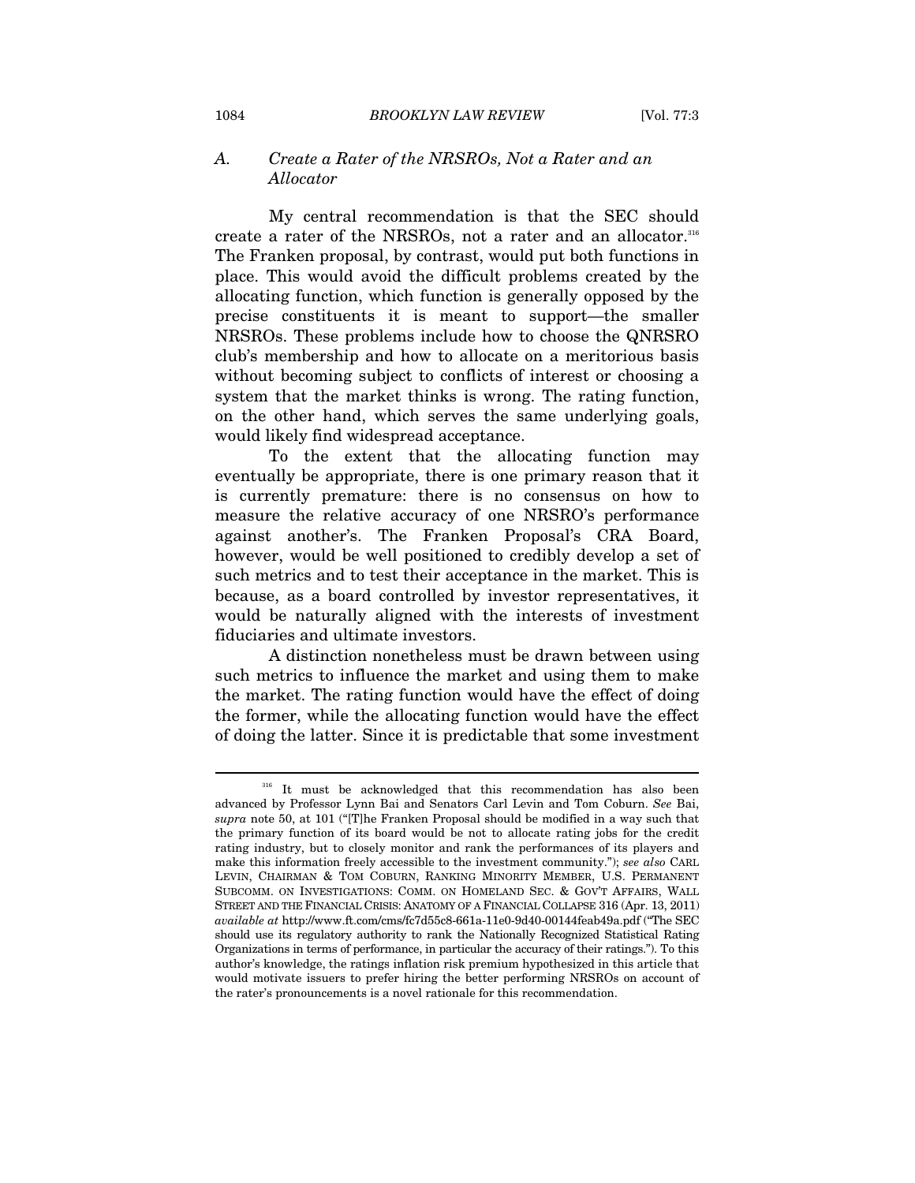### A. *Create a Rater of the NRSROs, Not a Rater and an Allocator*

My central recommendation is that the SEC should create a rater of the NRSROs, not a rater and an allocator.[316] The Franken proposal, by contrast, would put both functions in place. This would avoid the difficult problems created by the allocating function, which function is generally opposed by the precise constituents it is meant to support—the smaller NRSROs. These problems include how to choose the QNRSRO club's membership and how to allocate on a meritorious basis without becoming subject to conflicts of interest or choosing a system that the market thinks is wrong. The rating function, on the other hand, which serves the same underlying goals, would likely find widespread acceptance.

To the extent that the allocating function may eventually be appropriate, there is one primary reason that it is currently premature: there is no consensus on how to measure the relative accuracy of one NRSRO's performance against another's. The Franken Proposal's CRA Board, however, would be well positioned to credibly develop a set of such metrics and to test their acceptance in the market. This is because, as a board controlled by investor representatives, it would be naturally aligned with the interests of investment fiduciaries and ultimate investors.

A distinction nonetheless must be drawn between using such metrics to influence the market and using them to make the market. The rating function would have the effect of doing the former, while the allocating function would have the effect of doing the latter. Since it is predictable that some investment

---

[316] It must be acknowledged that this recommendation has also been advanced by Professor Lynn Bai and Senators Carl Levin and Tom Coburn. *See* Bai, *supra* note 50, at 101 ("[T]he Franken Proposal should be modified in a way such that the primary function of its board would be not to allocate rating jobs for the credit rating industry, but to closely monitor and rank the performances of its players and make this information freely accessible to the investment community."); *see also* CARL LEVIN, CHAIRMAN & TOM COBURN, RANKING MINORITY MEMBER, U.S. PERMANENT SUBCOMM. ON INVESTIGATIONS: COMM. ON HOMELAND SEC. & GOV'T AFFAIRS, WALL STREET AND THE FINANCIAL CRISIS: ANATOMY OF A FINANCIAL COLLAPSE 316 (Apr. 13, 2011) *available at* http://www.ft.com/cms/fc7d55c8-661a-11e0-9d40-00144feab49a.pdf ("The SEC should use its regulatory authority to rank the Nationally Recognized Statistical Rating Organizations in terms of performance, in particular the accuracy of their ratings."). To this author's knowledge, the ratings inflation risk premium hypothesized in this article that would motivate issuers to prefer hiring the better performing NRSROs on account of the rater's pronouncements is a novel rationale for this recommendation.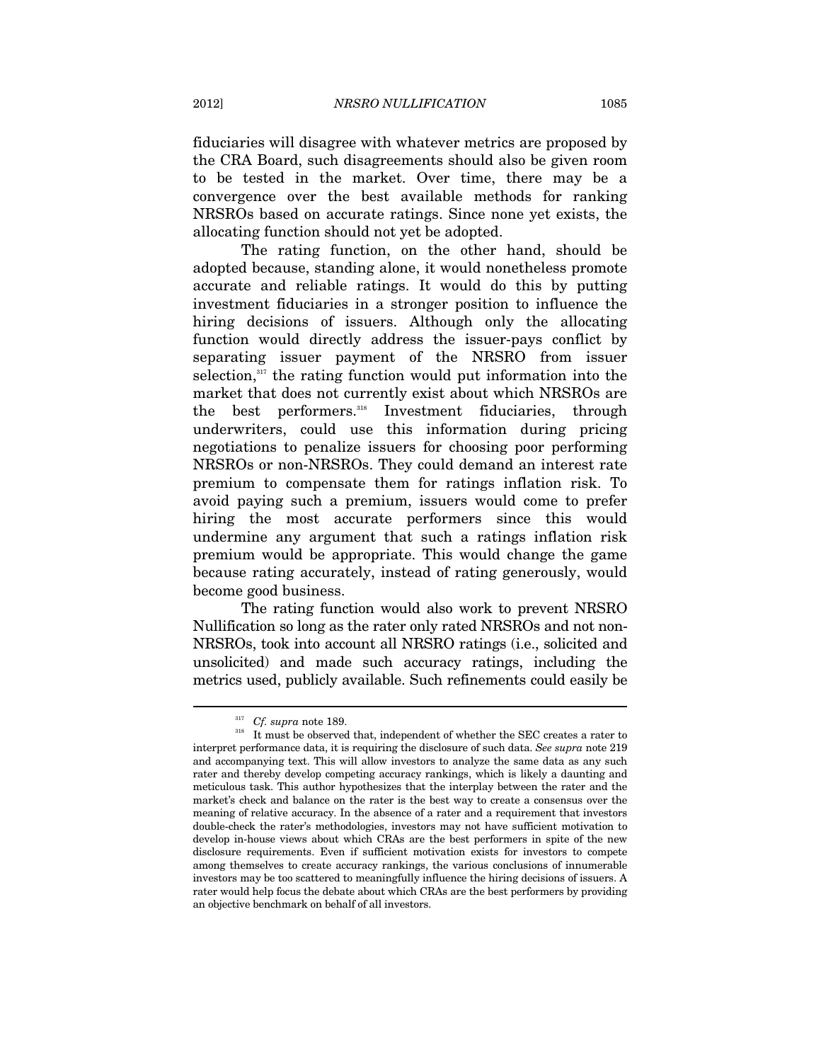fiduciaries will disagree with whatever metrics are proposed by the CRA Board, such disagreements should also be given room to be tested in the market. Over time, there may be a convergence over the best available methods for ranking NRSROs based on accurate ratings. Since none yet exists, the allocating function should not yet be adopted.

The rating function, on the other hand, should be adopted because, standing alone, it would nonetheless promote accurate and reliable ratings. It would do this by putting investment fiduciaries in a stronger position to influence the hiring decisions of issuers. Although only the allocating function would directly address the issuer-pays conflict by separating issuer payment of the NRSRO from issuer selection,[317] the rating function would put information into the market that does not currently exist about which NRSROs are the best performers.[318] Investment fiduciaries, through underwriters, could use this information during pricing negotiations to penalize issuers for choosing poor performing NRSROs or non-NRSROs. They could demand an interest rate premium to compensate them for ratings inflation risk. To avoid paying such a premium, issuers would come to prefer hiring the most accurate performers since this would undermine any argument that such a ratings inflation risk premium would be appropriate. This would change the game because rating accurately, instead of rating generously, would become good business.

The rating function would also work to prevent NRSRO Nullification so long as the rater only rated NRSROs and not non-NRSROs, took into account all NRSRO ratings (i.e., solicited and unsolicited) and made such accuracy ratings, including the metrics used, publicly available. Such refinements could easily be

---

[317] *Cf. supra* note 189.

[318] It must be observed that, independent of whether the SEC creates a rater to interpret performance data, it is requiring the disclosure of such data. *See supra* note 219 and accompanying text. This will allow investors to analyze the same data as any such rater and thereby develop competing accuracy rankings, which is likely a daunting and meticulous task. This author hypothesizes that the interplay between the rater and the market's check and balance on the rater is the best way to create a consensus over the meaning of relative accuracy. In the absence of a rater and a requirement that investors double-check the rater's methodologies, investors may not have sufficient motivation to develop in-house views about which CRAs are the best performers in spite of the new disclosure requirements. Even if sufficient motivation exists for investors to compete among themselves to create accuracy rankings, the various conclusions of innumerable investors may be too scattered to meaningfully influence the hiring decisions of issuers. A rater would help focus the debate about which CRAs are the best performers by providing an objective benchmark on behalf of all investors.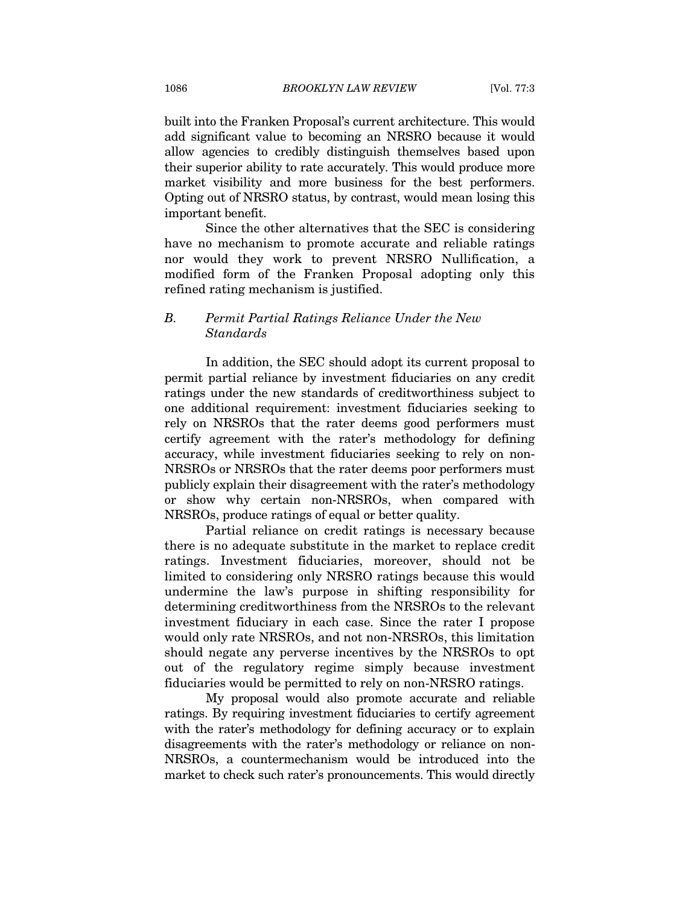built into the Franken Proposal's current architecture. This would add significant value to becoming an NRSRO because it would allow agencies to credibly distinguish themselves based upon their superior ability to rate accurately. This would produce more market visibility and more business for the best performers. Opting out of NRSRO status, by contrast, would mean losing this important benefit.

Since the other alternatives that the SEC is considering have no mechanism to promote accurate and reliable ratings nor would they work to prevent NRSRO Nullification, a modified form of the Franken Proposal adopting only this refined rating mechanism is justified.

### B. *Permit Partial Ratings Reliance Under the New Standards*

In addition, the SEC should adopt its current proposal to permit partial reliance by investment fiduciaries on any credit ratings under the new standards of creditworthiness subject to one additional requirement: investment fiduciaries seeking to rely on NRSROs that the rater deems good performers must certify agreement with the rater's methodology for defining accuracy, while investment fiduciaries seeking to rely on non-NRSROs or NRSROs that the rater deems poor performers must publicly explain their disagreement with the rater's methodology or show why certain non-NRSROs, when compared with NRSROs, produce ratings of equal or better quality.

Partial reliance on credit ratings is necessary because there is no adequate substitute in the market to replace credit ratings. Investment fiduciaries, moreover, should not be limited to considering only NRSRO ratings because this would undermine the law's purpose in shifting responsibility for determining creditworthiness from the NRSROs to the relevant investment fiduciary in each case. Since the rater I propose would only rate NRSROs, and not non-NRSROs, this limitation should negate any perverse incentives by the NRSROs to opt out of the regulatory regime simply because investment fiduciaries would be permitted to rely on non-NRSRO ratings.

My proposal would also promote accurate and reliable ratings. By requiring investment fiduciaries to certify agreement with the rater's methodology for defining accuracy or to explain disagreements with the rater's methodology or reliance on non-NRSROs, a countermechanism would be introduced into the market to check such rater's pronouncements. This would directly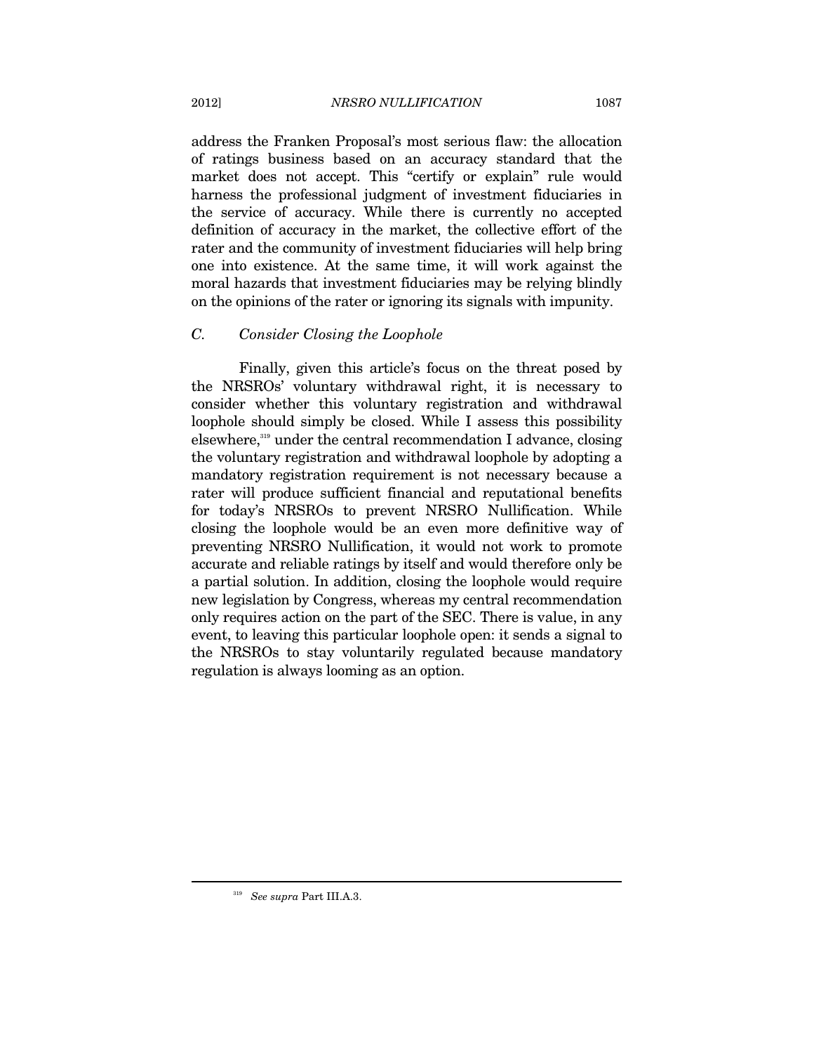address the Franken Proposal's most serious flaw: the allocation of ratings business based on an accuracy standard that the market does not accept. This "certify or explain" rule would harness the professional judgment of investment fiduciaries in the service of accuracy. While there is currently no accepted definition of accuracy in the market, the collective effort of the rater and the community of investment fiduciaries will help bring one into existence. At the same time, it will work against the moral hazards that investment fiduciaries may be relying blindly on the opinions of the rater or ignoring its signals with impunity.

### *C. Consider Closing the Loophole*

Finally, given this article's focus on the threat posed by the NRSROs' voluntary withdrawal right, it is necessary to consider whether this voluntary registration and withdrawal loophole should simply be closed. While I assess this possibility elsewhere,[319] under the central recommendation I advance, closing the voluntary registration and withdrawal loophole by adopting a mandatory registration requirement is not necessary because a rater will produce sufficient financial and reputational benefits for today's NRSROs to prevent NRSRO Nullification. While closing the loophole would be an even more definitive way of preventing NRSRO Nullification, it would not work to promote accurate and reliable ratings by itself and would therefore only be a partial solution. In addition, closing the loophole would require new legislation by Congress, whereas my central recommendation only requires action on the part of the SEC. There is value, in any event, to leaving this particular loophole open: it sends a signal to the NRSROs to stay voluntarily regulated because mandatory regulation is always looming as an option.

---

[319] *See supra* Part III.A.3.